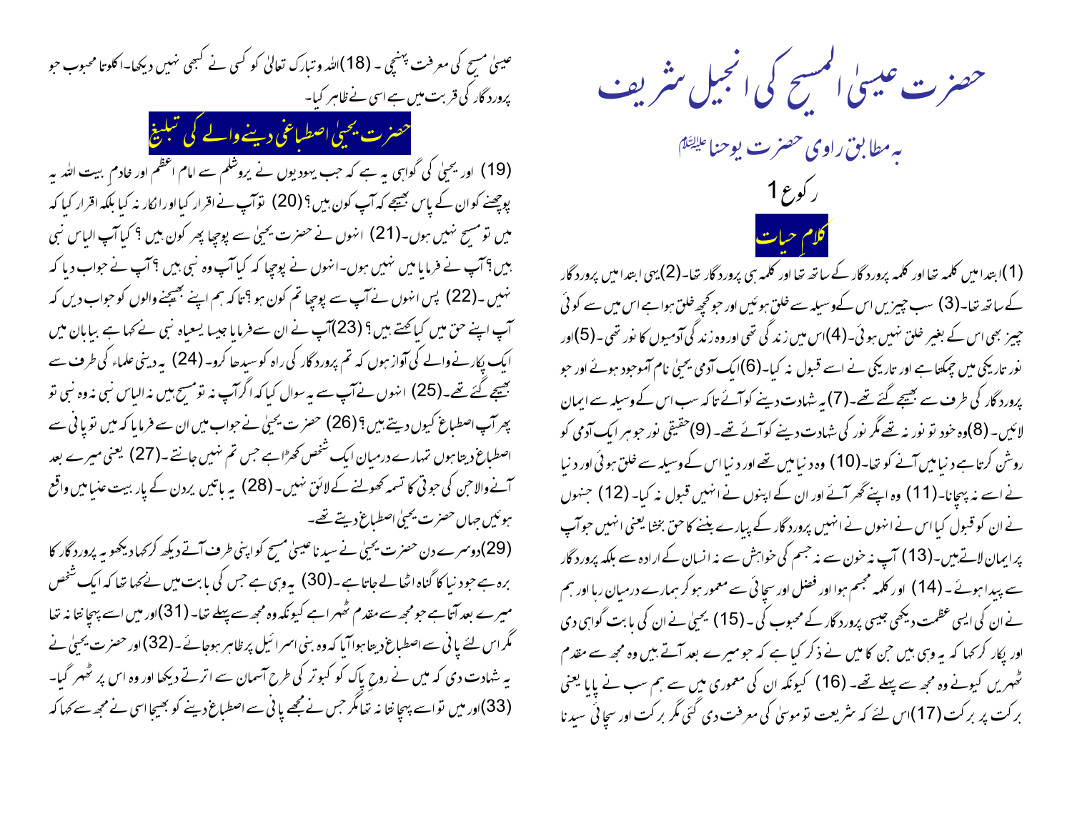# حضرت عیسیٰ المسیح کی انجیل شریف

## بہ مطابق راوی حضرت یوحنا علیہ السلام

### رکوع 1

### کلامِ حیات

(1)ابتدا میں کلمہ تھا اور کلمہ پروردگار کے ساتھ تھا اور کلمہ ہی پروردگار تھا۔(2)یہی ابتدا میں پروردگار کے ساتھ تھا۔(3) سب چیزیں اس کے وسیلہ سے خلق ہوئیں اور جو کچھ خلق ہوا ہے اس میں سے کوئی چیز بھی اس کے بغیر خلق نہیں ہوئی۔(4)اس میں زندگی تھی اور وہ زندگی آدمیوں کا نور تھی ۔(5)اور نور تاریکی میں چمکتا ہے اور تاریکی نے اسے قبول نہ کیا۔(6)ایک آدمی یحییٰ نام آموجود ہوئے اور جو پروردگار کی طرف سے بھیجے گئے تھے۔(7) یہ شہادت دینے کو آئے تاکہ سب اس کے وسیلہ سے ایمان لائیں۔(8)وہ خود تو نور نہ تھے مگر نور کی شہادت دینے کو آئے تھے۔ (9)حقیقی نور جو ہر ایک آدمی کو روشن کرتا ہے دنیا میں آنے کو تھا۔(10) وہ دنیا میں تھے اور دنیا اس کے وسیلہ سے خلق ہوئی اور دنیا نے اسے نہ پہچانا۔(11) وہ اپنے گھر آئے اور ان کے اپنوں نے انہیں قبول نہ کیا۔(12) جتنوں نے ان کو قبول کیا اس نے انہوں نے انہیں پروردگار کے پیارے بننے کا حق بخشا یعنی انہیں جو آپ پر ایمان لاتے ہیں۔(13) آپ نہ خون سے نہ جسم کی خواہش سے نہ انسان کے ارادہ سے بلکہ پروردگار سے پیدا ہوئے۔ (14) اور کلمہ مجسم ہوا اور فضل اور سچائی سے معمور ہو کر ہمارے درمیان رہا اور ہم نے ان کی ایسی عظمت دیکھی جیسی پروردگار کے محبوب کی۔ (15) یحییٰ نے ان کی بابت گواہی دی اور پکار کر کہا کہ یہ وہی ہیں جن کا میں نے ذکر کیا ہے کہ جو میرے بعد آتے ہیں وہ مجھ سے مقدم ٹھہریں کیونکہ وہ مجھ سے پہلے تھے۔ (16) کیونکہ ان کی معموری میں سے ہم سب نے پایا یعنی برکت پر برکت (17)اس لئے کہ شریعت تو موسیٰ کی معرفت دی گئی مگر برکت اور سچائی سیدنا عیسیٰ مسیح کی معرفت پہنچی ۔ (18)اللہ وتبارک تعالیٰ کو کسی نے کبھی نہیں دیکھا۔اکلوتا محبوب جو پروردگار کی قربت میں ہے اسی نے ظاہر کیا۔

### حضرت یحییٰ اصطباغی دینے والے کی تبلیغ

(19) اور یحییٰ کی گواہی یہ ہے کہ جب یہودیوں نے یروشلم سے امام اعظم اور خادمِ بیت اللہ یہ پوچھنے کو ان کے پاس بھیجے کہ آپ کون ہیں؟ (20) تو آپ نے اقرار کیا اور انکار نہ کیا بلکہ اقرار کیا کہ میں تو مسیح نہیں ہوں۔(21) انہوں نے حضرت یحییٰ سے پوچھا پھر کون ہیں ؟ کیا آپ الیاس نبی ہیں؟ آپ نے فرمایا میں نہیں ہوں۔انہوں نے پوچھا کہ کیا آپ وہ نبی ہیں ؟آپ نے جواب دیا کہ نہیں ۔(22) پس انہوں نے آپ سے پوچھا تم کون ہو ؟تاکہ ہم اپنے بھیجنے والوں کو جواب دیں کہ آپ اپنے حق میں کیا کہتے ہیں؟ (23)آپ نے ان سے فرمایا جیسا یسعیاہ نبی نے کہا ہے بیابان میں ایک پکارنے والے کی آواز ہوں کہ تم پروردگار کی راہ کو سیدھا کرو۔ (24) یہ دینی علماء کی طرف سے بھیجے گئے تھے۔(25) انہوں نے آپ سے یہ سوال کیا کہ اگر آپ نہ تو مسیح ہیں نہ الیاس نبی نہ وہ نبی تو پھر آپ اصطباغ کیوں دیتے ہیں؟ (26) حضرت یحییٰ نے جواب میں ان سے فرمایا کہ میں تو پانی سے اصطباغ دیتا ہوں تمہارے درمیان ایک شخص کھڑا ہے جس تم نہیں جانتے ۔(27) یعنی میرے بعد آنے والا جن کی جوتی کا تسمہ کھولنے کے لائق نہیں۔ (28) یہ باتیں یردن کے پار بیت عنیا میں واقع ہوئیں جہاں حضرت یحییٰ اصطباغ دیتے تھے۔

(29)دوسرے دن حضرت یحییٰ نے سیدنا عیسیٰ مسیح کو اپنی طرف آتے دیکھ کر کہا دیکھو یہ پروردگار کا برہ ہے جو دنیا کا گناہ اٹھا لے جاتا ہے۔(30) یہ وہی ہے جس کی بابت میں نے کہا تھا کہ ایک شخص میرے بعد آتا ہے جو مجھ سے مقدم ٹھہرا ہے کیونکہ وہ مجھ سے پہلے تھا۔(31)اور میں اسے پہچانتا نہ تھا مگر اس لئے پانی سے اصطباغ دیتا ہوا آیا کہ وہ بنی اسرائیل پر ظاہر ہو جائے۔(32)اور حضرت یحییٰ نے یہ شہادت دی کہ میں نے روحِ پاک کو کبوتر کی طرح آسمان سے اترتے دیکھا اور وہ اس پر ٹھہر گیا۔ (33)اور میں تو اسے پہچانتا نہ تھا مگر جس نے مجھے پانی سے اصطباغ دینے کو بھیجا اسی نے مجھ سے کہا کہ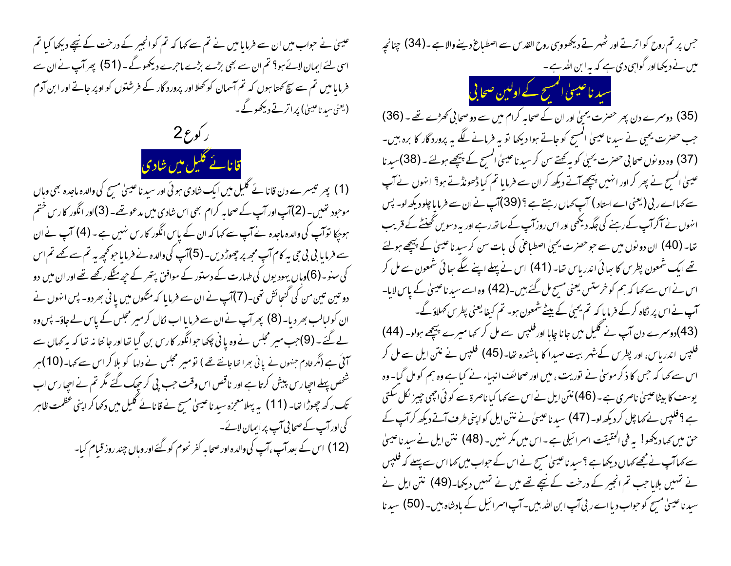جس پر تم روح کو اترتے اور ٹھہرتے دیکھو وہی روح القدس سے اصطباغ دینے والا ہے ۔(34) چنانچہ میں نے دیکھا اور گواہی دی ہے کہ یہ ابن اللہ ہے ۔

## سیدنا عیسیٰ المسیح کے اولین صحابی

(35) دوسرے دن پھر حضرت یحییٰ اور ان کے صحابہ کرام میں سے دو صحابی کھڑے تھے ۔ (36) جب حضرت یحییٰ نے سیدنا عیسیٰ المسیح کو جاتے ہوا دیکھا تو یہ فرمانے لگے یہ پروردگار کا برہ ہیں۔ (37) وہ دونوں صحابی حضرت یحییٰ کو یہ کہتے سن کر سیدنا عیسیٰ المسیح کے پیچھے ہولئے ۔ (38)سیدنا عیسیٰ المسیح نے پھر کر اور انہیں پیچھے آتے دیکھ کر ان سے فرمایا تم کیا ڈھونڈتے ہو؟ انہوں نے آپ سے کہا اے ربی (یعنی اے استاد) آپ کہاں رہتے ہے ؟ (39)آپ نے ان سے فرمایا چلو دیکھ لو۔ پس انہوں نے آکر آپ کے رہنے کی جگہ دیکھی اور اس روز آپ کے ساتھ رہے اور یہ دسویں گھنٹے کے قریب تھا۔ (40) ان دونوں میں سے جو حضرت یحییٰ اصطباغی کی بات سن کر سیدنا عیسیٰ کے پیچھے ہولئے تھے ایک شمعون پطرس کا بھائی اندریاس تھا۔ (41) اس نے پہلے اپنے سگے بھائی شمعون سے مل کر اس نے اس سے کہا کہ ہم کو خرستس یعنی مسیح مل گئے ہیں۔(42) وہ اسے سیدنا عیسیٰ کے پاس لایا۔ آپ نے اس پر نگاہ کرکے فرمایا کہ تم یحییٰ کے بیٹے شمعون ہو۔ تم کیفا یعنی پطرس کہلاؤ گے۔

(43)دوسرے دن آپ نے گلیل میں جانا چاہا اور فلپس سے مل کر کہا میرے پیچھے ہولو۔ (44) فلپس اندریاس، اور پطرس کے شہر بیت صیدا کا باشندہ تھا۔(45) فلپس نے نتن ایل سے مل کر اس سے کہا کہ جس کا ذکر موسیٰ نے توریت ، میں اور صحائف انبیاء نے کیا ہے وہ ہم کو مل گیا۔ وہ یوسف کا بیٹا عیسیٰ ناصری ہے ۔ (46) نتن ایل نے اس سے کہا کیا ناصرۃ سے کوئی اچھی چیز نکل سکتی ہے ؟ فلپس نے کہا چل کر دیکھ لو۔ (47) سیدنا عیسیٰ نے نتن ایل کو اپنی طرف آتے دیکھ کر آپ کے حق میں کہا دیکھو! یہ فی الحقیقت اسرائیلی ہے ۔ اس میں مکر نہیں۔ (48) نتن ایل نے سیدنا عیسیٰ سے کہا آپ نے مجھے کہاں دیکھا ہے ؟سیدنا عیسیٰ مسیح نے اس کے جواب میں کہا اس سے پہلے کہ فلپس نے تمہیں بلایا جب تم انجیر کے درخت کے نیچے تھے میں نے تمہیں دیکھا۔(49) نتن ایل نے سیدنا عیسیٰ مسیح کو جواب دیا اے ربی آپ ابن اللہ ہیں۔ آپ اسرائیل کے بادشاہ ہیں۔ (50) سیدنا عیسیٰ نے جواب میں ان سے فرمایا میں نے تم سے کہا کہ تم کو انجیر کے درخت کے نیچے دیکھا کیا تم اسی لئے ایمان لائے ہو؟ تم ان سے بھی بڑے بڑے ماجرے دیکھو گے ۔ (51) پھر آپ نے ان سے فرمایا میں تم سے سچ کہتا ہوں کہ تم آسمان کو کھلا اور پروردگار کے فرشتوں کو اوپر جاتے اور ابن آدم (یعنی سیدنا عیسیٰ) پر اترتے دیکھو گے ۔

## رکوع 2

## قانائے گلیل میں شادی

(1) پھر تیسرے دن قانائے گلیل میں ایک شادی ہوئی اور سیدنا عیسیٰ مسیح کی والدہ ماجدہ بھی وہاں موجود تھیں۔ (2)آپ اور آپ کے صحابہ کرام بھی اس شادی میں مدعو تھے۔ (3)اور انگور کا رس ختم ہوچکا تو آپ کی والدہ ماجدہ نے آپ سے کہا کہ ان کے پاس انگور کا رس نہیں ہے ۔ (4) آپ نے ان سے فرمایا بی بی جی یہ کام آپ مجھ پر چھوڑ دیں۔ (5)آپ کی والدہ نے فرمایا جو کچھ یہ تم سے کہے تم اس کی سنو ۔(6)وہاں یہودیوں کی طہارت کے دستور کے موافق پتھر کے چھ مٹکے رکھے تھے اور ان میں دو دو تین تین من کی گنجائش تھی۔(7)آپ نے ان سے فرمایا کہ مٹکوں میں پانی بھر دو۔ پس انہوں نے ان کو لبالب بھر دیا۔ (8) پھر آپ نے ان سے فرمایا اب نکال کر میر مجلس کے پاس لے جاؤ۔ پس وہ لے گئے ۔ (9)جب میر مجلس نے وہ پانی چکھا جو انگور کا رس بن گیا تھا اور جانتا نہ تھا کہ یہ کہاں سے آئی ہے (مگر خادم جنہوں نے پانی بھرا تھا جانتے تھے ) تو میر مجلس نے دلہا کو بلا کر اس سے کہا۔(10)ہر شخص پہلے اچھا رس پیش کرتا ہے اور ناقص اس وقت جب پی کر چھک گئے مگر تم نے اچھا رس اب تک رکھ چھوڑا تھا۔ (11) یہ پہلا معجزہ سیدنا عیسیٰ مسیح نے قانائے گلیل میں دکھا کر اپنی عظمت ظاہر کی اور آپ کے صحابی آپ پر ایمان لائے۔

(12) اس کے بعد آپ، آپ کی والدہ اور صحابہ کفر نحوم کو گئے اور وہاں چند روز قیام کیا۔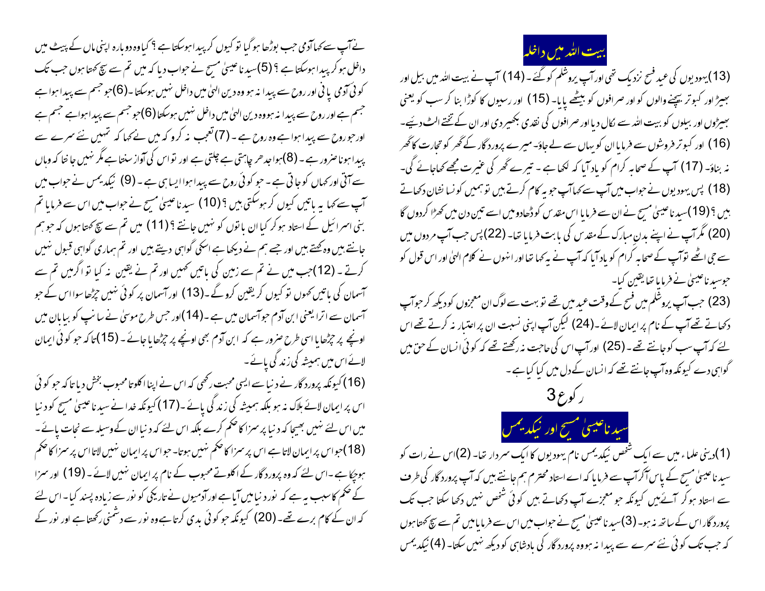## بیت اللہ میں داخلہ

(13)یہودیوں کی عید فسح نزدیک تھی اور آپ یروشلم کو گئے ۔ (14) آپ نے بیت اللہ میں بیل اور بھیڑ اور کبوتر بیچنے والوں کو اور صرافوں کو بیٹھے پایا۔ (15) اور رسیوں کا کوڑا بنا کر سب کو یعنی بھیڑوں اور بیلوں کو بیت اللہ سے نکال دیا اور صرافوں کی نقدی بکھیر دی اور ان کے تختے الٹ دئیے۔ (16) اور کبوتر فروشوں سے فرمایا ان کو یہاں سے لے جاؤ۔ میرے پروردگار کے گھر کو تجارت کا گھر نہ بناؤ۔ (17) آپ کے صحابہ کرام کو یاد آیا کہ لکھا ہے ۔ تیرے گھر کی غیرت مجھے کھاجائے گی۔ (18) پس یہودیوں نے جواب میں آپ سے کہا آپ جو یہ کام کرتے ہیں تو ہمیں کونسا نشان دکھاتے ہیں ؟ (19)سید ناعیسیٰ مسیح نے ان سے فرمایا اس مقدس کو ڈھادو میں اسے تین دن میں کھڑا کردوں گا (20) مگر آپ نے اپنے بدن مبارک کے مقدس کی بابت فرمایا تھا۔ (22)پس جب آپ مردوں میں سے جی اٹھے توآپ کے صحابہ کرام کو یاد آیا کہ آپ نے یہ کہا تھا اور انہوں نے کلام الہیٰ اور اس قول کو جوسید ناعیسیٰ نے فرمایا تھا یقین کیا۔

(23) جب آپ یروشلم میں فسح کے وقت عید میں تھے تو بہت سے لوگ ان معجزوں کو دیکھ کر جو آپ دکھاتے تھے آپ کے نام پر ایمان لائے۔(24) لیکن آپ اپنی نسبت ان پر اعتبار نہ کرتے تھے اس لئے کہ آپ سب کو جانتے تھے۔(25) اور آپ اس کی حاجت نہ رکھتے تھے کہ کوئی انسان کے حق میں گواہی دے کیونکہ وہ آپ جانتے تھے کہ انسان کے دل میں کیا کیا ہے۔

رکوع 3

## سیدنا عیسیٰ مسیح اور نیکدیمس

(1)دینی علماء میں سے ایک شخص نیکدیمس نام یہودیوں کا ایک سردار تھا۔ (2)اس نے رات کو سیدناعیسیٰ مسیح کے پاس آکرآپ سے فرمایا کہ اے استاد محترم ہم جانتے ہیں کہ آپ پروردگار کی طرف سے استاد ہو کر آئے ہیں کیونکہ جو معجزے آپ دکھاتے ہیں کوئی شخص نہیں دکھا سکتا جب تک پروردگار اس کے ساتھ نہ ہو۔ (3)سید ناعیسیٰ مسیح نے جواب میں اس سے فرمایا میں تم سے سچ کہتا ہوں کہ جب تک کوئی نئے سرے سے پیدا نہ ہو وہ پروردگار کی بادشاہی کو دیکھ نہیں سکتا۔ (4) نیکدیمس نے آپ سے کہا آدمی جب بوڑھا ہو گیا تو کیوں کر پیدا ہوسکتا ہے ؟ کیا وہ دوبارہ اپنی ماں کے پیٹ میں داخل ہو کر پیدا ہوسکتا ہے ؟ (5)سید ناعیسیٰ مسیح نے جواب دیا کہ میں تم سے سچ کہتا ہوں جب تک کوئی آدمی پانی اور روح سے پیدا نہ ہو وہ دین الہیٰ میں داخل نہیں ہوسکتا ۔(6)جو جسم سے پیدا ہوا ہے جسم ہے اور روح سے پیدا نہ ہووہ دین الہیٰ میں داخل نہیں ہوسکتا(6)جو جسم سے پیدا ہواہے جسم ہے اور جو روح سے پیدا ہوا ہے وہ روح ہے ۔ (7) تعجب نہ کرو کہ میں نے کہا کہ تمہیں نئے سرے سے پیدا ہونا ضرور ہے ۔ (8)ہواجدھر چاہتی ہے چلتی ہے اور تو اس کی آواز سنتا ہے مگر نہیں جانتا کہ وہاں سے آتی اور کہاں کو جاتی ہے ۔ جو کوئی روح سے پیدا ہوا ایسا ہی ہے ۔ (9) نیکدیمس نے جواب میں آپ سے کہا یہ باتیں کیوں کر ہوسکتی ہیں ؟ (10) سیدناعیسیٰ مسیح نے جواب میں اس سے فرمایا تم بنی اسرائیل کے استاد ہو کر کیا ان باتوں کو نہیں جانتے ؟ (11) میں تم سے سچ کہتا ہوں کہ جو ہم جانتے ہیں وہ کہتے ہیں اور جسے ہم نے دیکھا ہے اسکی گواہی دیتے ہیں اور تم ہماری گواہی قبول نہیں کرتے ۔ (12)جب میں نے تم سے زمین کی باتیں کہیں اور تم نے یقین نہ کیا تو اگر میں تم سے آسمان کی باتیں کہوں تو کیوں کر یقین کروگے ۔(13) اور آسمان پر کوئی نہیں چڑھا سوا اس کے جو آسمان سے اترا یعنی ابن آدم جو آسمان میں ہے ۔(14)اور جس طرح موسیٰ نے سانپ کو بیابان میں اونچے پر چڑھایا اسی طرح ضرور ہے کہ ابن آدم بھی اونچے پر چڑھایا جائے ۔ (15)تاکہ جو کوئی ایمان لائے اس میں ہمیشہ کی زندگی پائے۔

(16)کیونکہ پروردگار نے دنیا سے ایسی محبت رکھی کہ اس نے اپنا اکلوتا محبوب بخش دیا تاکہ جو کوئی اس پر ایمان لائے ہلاک نہ ہو بلکہ ہمیشہ کی زندگی پائے ۔(17)کیونکہ خدا نے سیدناعیسیٰ مسیح کو دنیا میں اس لئے نہیں بھیجا کہ دنیا پر سزا کا حکم کرے بلکہ اس لئے کہ دنیا ان کے وسیلہ سے نجات پائے۔ (18)جو اس پر ایمان لاتا ہے اس پر سزا کا حکم نہیں ہوتا۔ جو اس پر ایمان نہیں لاتا اس پر سزا کا حکم ہوچکا ہے ۔اس لئے کہ وہ پروردگار کے اکلوتے محبوب کے نام پر ایمان نہیں لائے ۔ (19) اور سزا کے حکم کا سبب یہ ہے کہ نور دنیا میں آیا ہے اور آدمیوں نے تاریکی کو نور سے زیادہ پسند کیا۔ اس لئے کہ ان کے کام برے تھے۔ (20) کیونکہ جو کوئی بدی کرتا ہے وہ نور سے دشمنی رکھتا ہے اور نور کے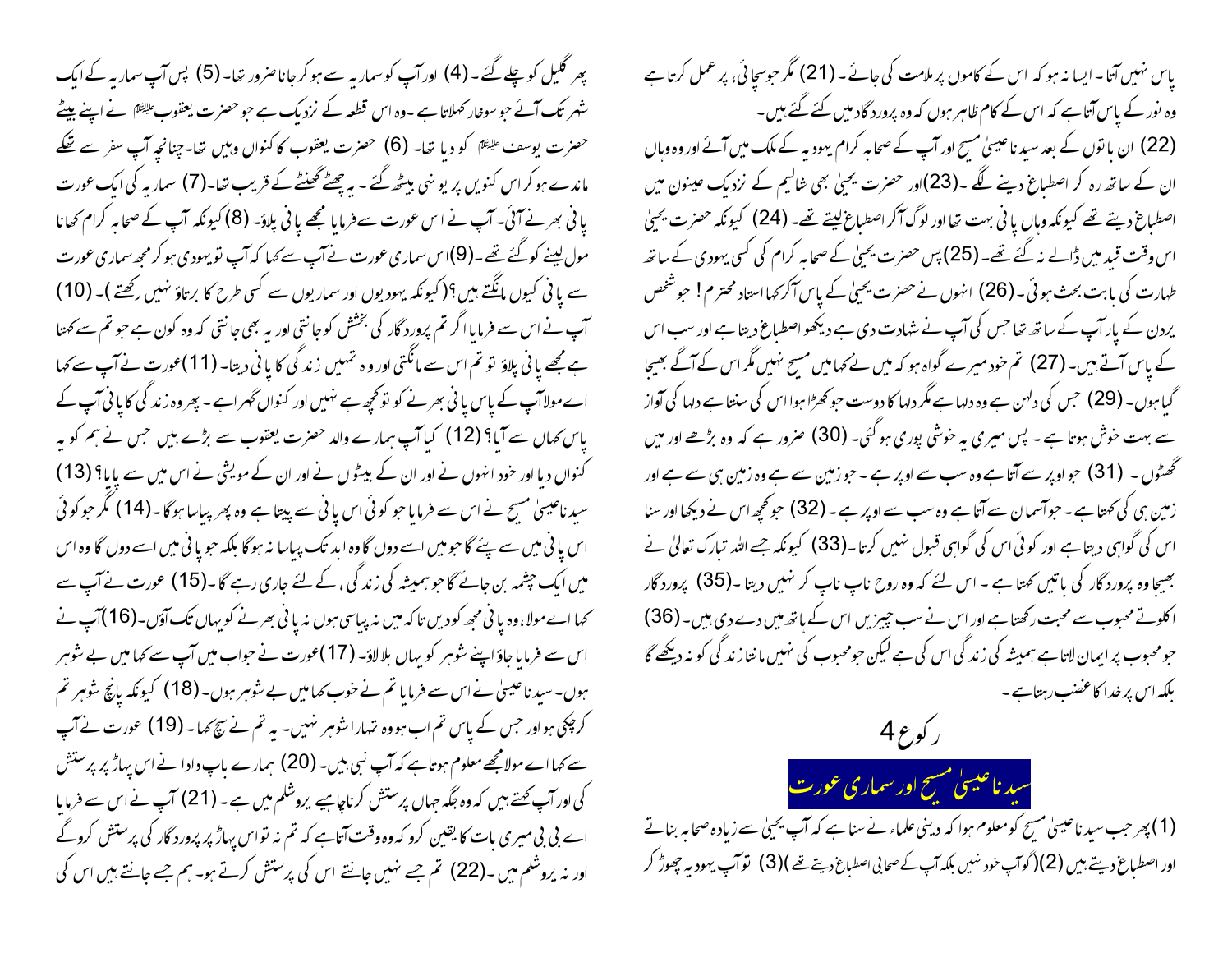پاس نہیں آتا ۔ ایسا نہ ہو کہ اس کے کاموں پر ملامت کی جائے ۔ (21) مگر جو سچائی ، پر عمل کرتا ہے وہ نور کے پاس آتا ہے کہ اس کے کام ظاہر ہوں کہ وہ پروردگار میں کئے گئے ہیں ۔

(22) ان باتوں کے بعد سیدنا عیسیٰ مسیح اور آپ کے صحابہ کرام یہودیہ کے ملک میں آئے اور وہ وہاں ان کے ساتھ رہ کر اصطباغ دینے لگے ۔(23)اور حضرت یحییٰ بھی شالیم کے نزدیک عینون میں اصطباغ دیتے تھے کیونکہ وہاں پانی بہت تھا اور لوگ آکر اصطباغ لیتے تھے۔ (24) کیونکہ حضرت یحییٰ اس وقت قید میں ڈالے نہ گئے تھے۔ (25)پس حضرت یحییٰ کے صحابہ کرام کی کسی یہودی کے ساتھ طہارت کی بابت بحث ہوئی۔ (26) انہوں نے حضرت یحییٰ کے پاس آکر کہا استاد محترم ! جو شخص یردن کے پار آپ کے ساتھ تھا جس کی آپ نے شہادت دی ہے دیکھو اصطباغ دیتا ہے اور سب اس کے پاس آتے ہیں۔ (27) تم خود میرے گواہ ہو کہ میں نے کہا میں مسیح نہیں مگر اس کے آگے بھیجا گیا ہوں۔ (29) جس کی دلہن ہے وہ دلہا ہے مگر دلہا کا دوست جو کھڑا ہوا اس کی سنتا ہے دلہا کی آواز سے بہت خوش ہوتا ہے ۔ پس میری یہ خوشی پوری ہو گئی۔ (30) ضرور ہے کہ وہ بڑھے اور میں گھٹوں ۔ (31) جو اوپر سے آتا ہے وہ سب سے اوپر ہے ۔ جو زمین سے ہے وہ زمین ہی سے ہے اور زمین ہی کی کہتا ہے ۔ جو آسمان سے آتا ہے وہ سب سے اوپر ہے ۔ (32) جو کچھ اس نے دیکھا اور سنا اس کی گواہی دیتا ہے اور کوئی اس کی گواہی قبول نہیں کرتا ۔(33) کیونکہ جسے اللہ تبارک تعالیٰ نے بھیجا وہ پروردگار کی باتیں کہتا ہے ۔ اس لئے کہ وہ روح ناپ ناپ کر نہیں دیتا ۔(35) پروردگار اکلوتے محبوب سے محبت رکھتا ہے اور اس نے سب چیزیں اس کے ہاتھ میں دے دی ہیں۔ (36) جو محبوب پر ایمان لاتا ہے ہمیشہ کی زندگی اس کی ہے لیکن جو محبوب کی نہیں مانتا زندگی کو نہ دیکھے گا بلکہ اس پر خدا کا غضب رہتا ہے ۔

## رکوع 4

## سیدنا عیسیٰ مسیح اور سماری عورت

(1) پھر جب سیدنا عیسیٰ مسیح کو معلوم ہوا کہ دینی علماء نے سنا ہے کہ آپ یحییٰ سے زیادہ صحابہ بناتے اور اصطباغ دیتے ہیں (2)(گو آپ خود نہیں بلکہ آپ کے صحابی اصطباغ دیتے تھے )(3) تو آپ یہودیہ چھوڑ کر پھر گلیل کو چلے گئے ۔ (4) اور آپ کو سماریہ سے ہو کر جانا ضرور تھا۔ (5) پس آپ سماریہ کے ایک شہر تک آئے جو سوخار کہلاتا ہے ۔وہ اس قطعہ کے نزدیک ہے جو حضرت یعقوب علیہ السلام نے اپنے بیٹے حضرت یوسف علیہ السلام کو دیا تھا۔ (6) حضرت یعقوب کا کنواں وہیں تھا۔چنانچہ آپ سفر سے تھکے ماندے ہو کر اس کنویں پر یونہی بیٹھ گئے ۔ یہ چھٹے گھنٹے کے قریب تھا۔(7) سماریہ کی ایک عورت پانی بھرنے آئی۔ آپ نے اس عورت سے فرمایا مجھے پانی پلاؤ۔ (8)کیونکہ آپ کے صحابہ کرام کھانا مول لینے کو گئے تھے ۔(9)اس سماری عورت نے آپ سے کہا کہ آپ تو یہودی ہو کر مجھ سماری عورت سے پانی کیوں مانگتے ہیں؟(کیونکہ یہودیوں اور سماریوں سے کسی طرح کا برتاؤ نہیں رکھتے )۔ (10) آپ نے اس سے فرمایا اگر تم پروردگار کی بخشش کو جانتی اور یہ بھی جانتی کہ وہ کون ہے جو تم سے کہتا ہے مجھے پانی پلاؤ تو تم اس سے مانگتی اور وہ تمہیں زندگی کا پانی دیتا۔ (11)عورت نے آپ سے کہا اے مولا آپ کے پاس پانی بھرنے کو تو کچھ ہے نہیں اور کنواں گہرا ہے ۔ پھر وہ زندگی کا پانی آپ کے پاس کہاں سے آیا؟ (12) کیا آپ ہمارے والد حضرت یعقوب سے بڑے ہیں جس نے ہم کو یہ کنواں دیا اور خود انہوں نے اور ان کے بیٹوں نے اور ان کے مویشی نے اس میں سے پایا؟ (13) سیدنا عیسیٰ مسیح نے اس سے فرمایا جو کوئی اس پانی سے پیتا ہے وہ پھر پیاسا ہوگا ۔(14) مگر جو کوئی اس پانی میں سے پئے گا جو میں اسے دوں گا وہ ابد تک پیاسا نہ ہوگا بلکہ جو پانی میں اسے دوں گا وہ اس میں ایک چشمہ بن جائے گا جو ہمیشہ کی زندگی ، کے لئے جاری رہے گا ۔(15) عورت نے آپ سے کہا اے مولا ، وہ پانی مجھ کو دیں تا کہ میں نہ پیاسی ہوں نہ پانی بھرنے کو یہاں تک آؤں۔(16)آپ نے اس سے فرمایا جاؤ اپنے شوہر کو یہاں بلا لاؤ۔ (17)عورت نے جواب میں آپ سے کہا میں بے شوہر ہوں۔ سیدنا عیسیٰ نے اس سے فرمایا تم نے خوب کہا میں بے شوہر ہوں۔ (18) کیونکہ پانچ شوہر تم کر چکی ہو اور جس کے پاس تم اب ہو وہ تمہارا شوہر نہیں۔ یہ تم نے سچ کہا ۔ (19) عورت نے آپ سے کہا اے مولا مجھے معلوم ہوتا ہے کہ آپ نبی ہیں۔ (20) ہمارے باپ دادا نے اس پہاڑ پر پرستش کی اور آپ کہتے ہیں کہ وہ جگہ جہاں پرستش کرنا چاہیے یروشلم میں ہے ۔ (21) آپ نے اس سے فرمایا اے بی بی میری بات کا یقین کرو کہ وہ وقت آتا ہے کہ تم نہ تو اس پہاڑ پر پروردگار کی پرستش کرو گے اور نہ یروشلم میں ۔(22) تم جسے نہیں جانتے اس کی پرستش کرتے ہو۔ ہم جسے جانتے ہیں اس کی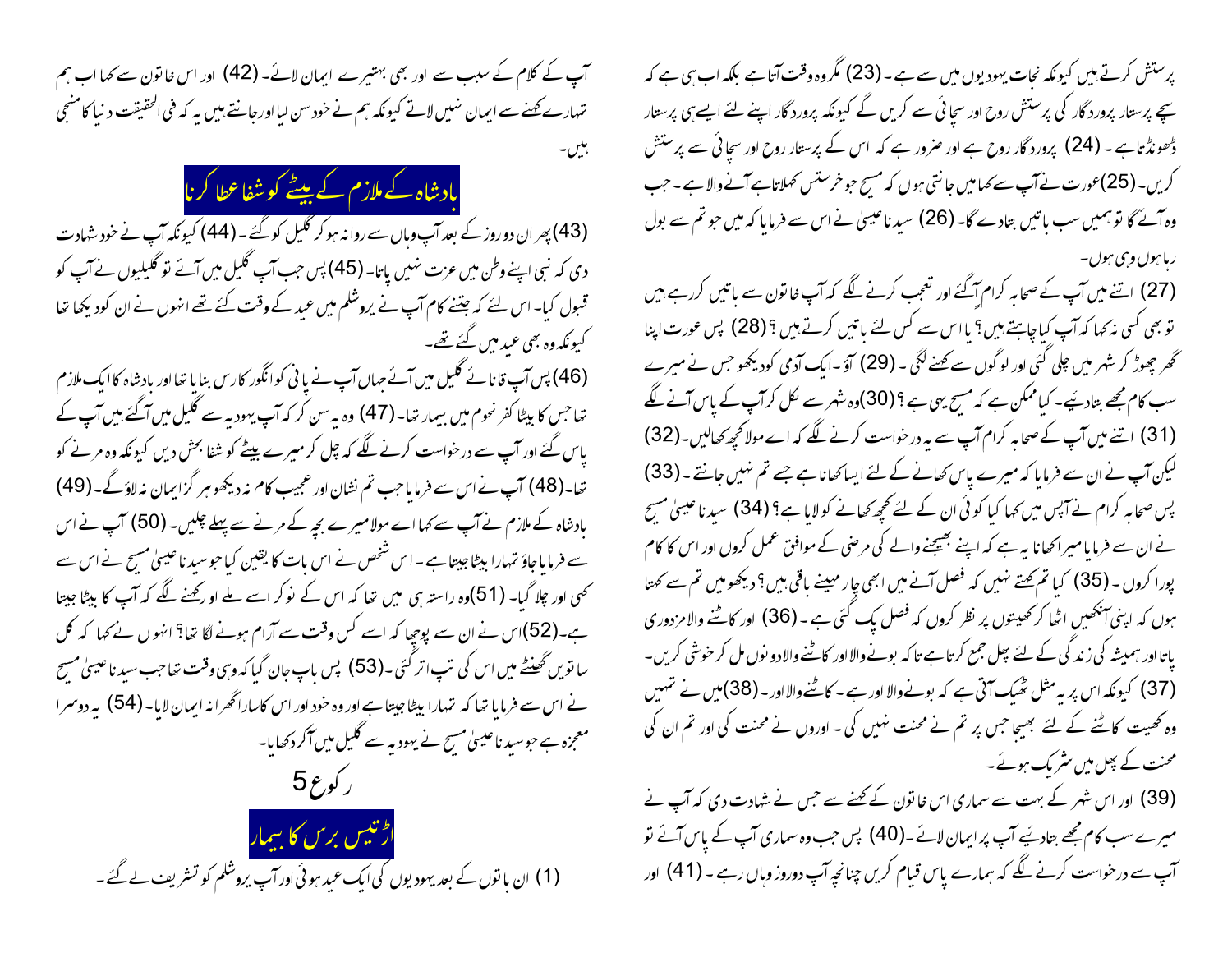پرستش کرتے ہیں کیونکہ نجات یہودیوں میں سے ہے ۔ (23) مگر وہ وقت آتا ہے بلکہ اب ہی ہے کہ سچے پرستار پروردگار کی پرستش روح اور سچائی سے کریں گے کیونکہ پروردگار اپنے لئے ایسے ہی پرستار ڈھونڈتا ہے ۔ (24) پروردگار روح ہے اور ضرور ہے کہ اس کے پرستار روح اور سچائی سے پرستش کریں۔ (25)عورت نے آپ سے کہا میں جانتی ہوں کہ مسیح جو خرستس کہلاتا ہے آنے والا ہے ۔ جب وہ آئے گا تو ہمیں سب باتیں بتادے گا۔ (26) سیدنا عیسیٰ نے اس سے فرمایا کہ میں جو تم سے بول رہا ہوں وہی ہوں۔

(27) اتنے میں آپ کے صحابہ کرام آگئے اور تعجب کرنے لگے کہ آپ خاتون سے باتیں کررہے ہیں تو بھی کسی نہ کہا کہ آپ کیا چاہتے ہیں؟ یا اس سے کس لئے باتیں کرتے ہیں؟ (28) پس عورت اپنا گھڑا چھوڑ کر شہر میں چلی گئی اور لوگوں سے کہنے لگی ۔ (29) آؤ۔ ایک آدمی کو دیکھو جس نے میرے سب کام مجھے بتادیئے۔ کیا ممکن ہے کہ مسیح یہی ہے؟ (30)وہ شہر سے نکل کر آپ کے پاس آنے لگے (31) اتنے میں آپ کے صحابہ کرام آپ سے یہ درخواست کرنے لگے کہ اے مولا کچھ کھالیں۔ (32) لیکن آپ نے ان سے فرمایا کہ میرے پاس کھانے کے لئے ایسا کھانا ہے جسے تم نہیں جانتے ۔ (33) پس صحابہ کرام نے آپس میں کہا کیا کوئی ان کے لئے کچھ کھانے کو لایا ہے؟ (34) سیدنا عیسیٰ مسیح نے ان سے فرمایا میرا کھانا یہ ہے کہ اپنے بھیجنے والے کی مرضی کے موافق عمل کروں اور اس کا کام پورا کروں ۔ (35) کیا تم کہتے نہیں کہ فصل آنے میں ابھی چار مہینے باقی ہیں؟ دیکھو میں تم سے کہتا ہوں کہ اپنی آنکھیں اٹھا کر کھیتوں پر نظر کروں کہ فصل پک گئی ہے ۔ (36) اور کاٹنے والامزدوری پاتا اور ہمیشہ کی زندگی کے لئے پھل جمع کرتا ہے تا کہ بونے والا اور کاٹنے والادونوں مل کر خوشی کریں۔ (37) کیونکہ اس پر یہ مثل ٹھیک آتی ہے کہ بونے والا اور ہے ۔ کاٹنے والا اور ۔ (38)میں نے تمہیں وہ کھیت کاٹنے کے لئے بھیجا جس پر تم نے محنت نہیں کی ۔ اوروں نے محنت کی اور تم ان کی محنت کے پھل میں شریک ہوئے ۔

(39) اور اس شہر کے بہت سے سماری اس خاتون کے کہنے سے جس نے شہادت دی کہ آپ نے میرے سب کام مجھے بتادیئے آپ پر ایمان لائے ۔(40) پس جب وہ سماری آپ کے پاس آئے تو آپ سے درخواست کرنے لگے کہ ہمارے پاس قیام کریں چنانچہ آپ دوروز وہاں رہے ۔ (41) اور آپ کے کلام کے سبب سے اور بھی بہتیرے ایمان لائے۔ (42) اور اس خاتون سے کہا اب ہم تمہارے کہنے سے ایمان نہیں لاتے کیونکہ ہم نے خود سن لیا اور جانتے ہیں یہ کہ فی الحقیقت دنیا کا منجی ہیں۔

## بادشاہ کے ملازم کے بیٹے کو شفا عطا کرنا

(43) پھر ان دو روز کے بعد آپ وہاں سے روانہ ہو کر گلیل کو گئے ۔ (44) کیونکہ آپ نے خود شہادت دی کہ نبی اپنے وطن میں عزت نہیں پاتا۔ (45) پس جب آپ گلیل میں آئے تو گلیلیوں نے آپ کو قبول کیا۔ اس لئے کہ جتنے کام آپ نے یروشلم میں عید کے وقت کئے تھے انہوں نے ان کو دیکھا تھا کیونکہ وہ بھی عید میں گئے تھے۔

(46) پس آپ قانائے گلیل میں آئے جہاں آپ نے پانی کو انگور کا رس بنایا تھا اور بادشاہ کا ایک ملازم تھا جس کا بیٹا کفر نحوم میں بیمار تھا۔ (47) وہ یہ سن کر کہ آپ یہودیہ سے گلیل میں آگئے ہیں آپ کے پاس گئے اور آپ سے درخواست کرنے لگے کہ چل کر میرے بیٹے کو شفا بخش دیں کیونکہ وہ مرنے کو تھا۔ (48) آپ نے اس سے فرمایا جب تم نشان اور عجیب کام نہ دیکھو ہر گز ایمان نہ لاؤ گے۔ (49) بادشاہ کے ملازم نے آپ سے کہا اے مولا میرے بچہ کے مرنے سے پہلے چلیں۔ (50) آپ نے اس سے فرمایا جاؤ تمہارا بیٹا جیتا ہے ۔ اس شخص نے اس بات کا یقین کیا جو سیدنا عیسیٰ مسیح نے اس سے کہی اور چلا گیا۔ (51)وہ راستہ ہی میں تھا کہ اس کے نوکر اسے ملے اور کہنے لگے کہ آپ کا بیٹا جیتا ہے۔(52)اس نے ان سے پوچھا کہ اسے کس وقت سے آرام ہونے لگا تھا؟ انہوں نے کہا کہ کل ساتویں گھنٹے میں اس کی تپ اتر گئی ۔(53) پس باپ جان گیا کہ وہی وقت تھا جب سیدنا عیسیٰ مسیح نے اس سے فرمایا تھا کہ تمہارا بیٹا جیتا ہے اور وہ خود اور اس کا سارا گھرانہ ایمان لایا۔ (54) یہ دوسرا معجزہ ہے جو سیدنا عیسیٰ مسیح نے یہودیہ سے گلیل میں آکر دکھایا۔

## رکوع 5

## اڑتیس برس کا بیمار

(1) ان باتوں کے بعد یہودیوں کی ایک عید ہوئی اور آپ یروشلم کو تشریف لے گئے۔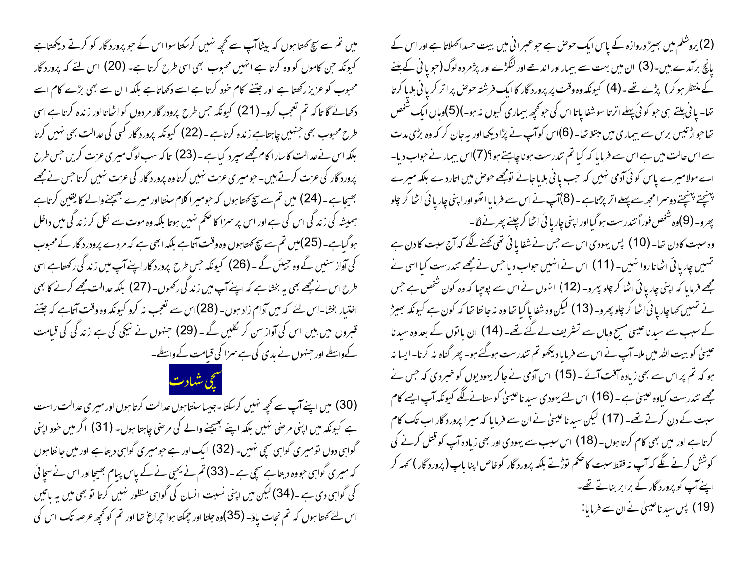(2) یروشلم میں بھیڑ دروازہ کے پاس ایک حوض ہے جو عبرانی میں بیت حسدا کہلاتا ہے اور اس کے پانچ برآمدے ہیں۔ (3) ان میں بہت سے بیمار اور اندھے اور لنگڑے اور پژمردہ لوگ (جو پانی کے ہلنے کے منتظر ہوکر) پڑے تھے۔ (4) کیونکہ وہ وقت پر پروردگار کا ایک فرشتہ حوض پر اتر کر پانی ہلایا کرتا تھا۔ پانی ہلتے ہی جو کوئی پہلے اترتا سو شفا پاتا اس کی جو کچھ بیماری کیوں نہ ہو۔) (5) وہاں ایک شخص تھا جو اڑتیس برس سے بیماری میں مبتلا تھا۔ (6) اس کو آپ نے پڑا دیکھا اور یہ جان کر کہ وہ بڑی مدت سے اس حالت میں ہے اس سے فرمایا کہ کیا تم تندرست ہونا چاہتے ہو؟ (7) اس بیمار نے جواب دیا۔ اے مولا میرے پاس کوئی آدمی نہیں کہ جب پانی ہلایا جائے تو مجھے حوض میں اتار دے بلکہ میرے پہنچتے پہنچتے دوسرا مجھ سے پہلے اتر پڑتا ہے۔ (8) آپ نے اس سے فرمایا اٹھو اور اپنی چارپائی اٹھا کر چلو پھرو۔ (9) وہ شخص فوراً تندرست ہو گیا اور اپنی چارپائی اٹھا کر چلنے پھرنے لگا۔

وہ سبت کا دن تھا۔ (10) پس یہودی اس سے جس نے شفا پائی تھی کہنے لگے کہ آج سبت کا دن ہے تمہیں چارپائی اٹھانا روا نہیں۔ (11) اس نے انہیں جواب دیا جس نے مجھے تندرست کیا اسی نے مجھے فرمایا کہ اپنی چارپائی اٹھا کر چلو پھرو۔ (12) انہوں نے اس سے پوچھا کہ وہ کون شخص ہے جس نے تمہیں کہا چارپائی اٹھا کر چلو پھرو۔ (13) لیکن وہ شفا پا گیا تھا وہ نہ جانتا تھا کہ کون ہے کیونکہ بھیڑ کے سبب سے سیدنا عیسیٰ مسیح وہاں سے تشریف لے گئے تھے۔ (14) ان باتوں کے بعد وہ سیدنا عیسیٰ کو بیت اللہ میں ملا۔ آپ نے اس سے فرمایا دیکھو تم تندرست ہوگئے ہو۔ پھر گناہ نہ کرنا۔ ایسا نہ ہو کہ تم پر اس سے بھی زیادہ آفت آئے۔ (15) اس آدمی نے جا کر یہودیوں کو خبر دی کہ جس نے مجھے تندرست کیا وہ عیسیٰ ہے۔ (16) اس لئے یہودی سیدنا عیسیٰ کو ستانے لگے کیونکہ آپ ایسے کام سبت کے دن کرتے تھے۔ (17) لیکن سیدنا عیسیٰ نے ان سے فرمایا کہ میرا پروردگار اب تک کام کرتا ہے اور میں بھی کام کرتا ہوں۔ (18) اس سبب سے یہودی اور بھی زیادہ آپ کو قتل کرنے کی کوشش کرنے لگے کہ آپ نہ فقط سبت کا حکم توڑتے بلکہ پروردگار کو خاص اپنا باپ (پروردگار) کہہ کر اپنے آپ کو پروردگار کے برابر بناتے تھے۔

(19) پس سیدنا عیسیٰ نے ان سے فرمایا:

میں تم سے سچ کہتا ہوں کہ بیٹا آپ سے کچھ نہیں کرسکتا سوا اس کے جو پروردگار کو کرتے دیکھتا ہے کیونکہ جن کاموں کو وہ کرتا ہے انہیں محبوب بھی اسی طرح کرتا ہے۔ (20) اس لئے کہ پروردگار محبوب کو عزیز رکھتا ہے اور جتنے کام خود کرتا ہے اسے دکھاتا ہے بلکہ ان سے بھی بڑے کام اسے دکھائے گا تاکہ تم تعجب کرو۔ (21) کیونکہ جس طرح پروردگار مردوں کو اٹھاتا اور زندہ کرتا ہے اسی طرح محبوب بھی جنہیں چاہتا ہے زندہ کرتا ہے۔ (22) کیونکہ پروردگار کسی کی عدالت بھی نہیں کرتا بلکہ اس نے عدالت کا سارا کام مجھے سپرد کیا ہے۔ (23) تاکہ سب لوگ میری عزت کریں جس طرح پروردگار کی عزت کرتے ہیں۔ جو میری عزت نہیں کرتا وہ پروردگار کی عزت نہیں کرتا جس نے مجھے بھیجا ہے۔ (24) میں تم سے سچ کہتا ہوں کہ جو میرا کلام سنتا اور میرے بھیجنے والے کا یقین کرتا ہے ہمیشہ کی زندگی اس کی ہے اور اس پر سزا کا حکم نہیں ہوتا بلکہ وہ موت سے نکل کر زندگی میں داخل ہوگیا ہے۔ (25) میں تم سے سچ کہتا ہوں وہ وقت آتا ہے بلکہ ابھی ہے کہ مردے پروردگار کے محبوب کی آواز سنیں گے وہ جیئں گے۔ (26) کیونکہ جس طرح پروردگار اپنے آپ میں زندگی رکھتا ہے اسی طرح اس نے مجھے بھی یہ بخشا ہے کہ اپنے آپ میں زندگی رکھوں۔ (27) بلکہ عدالت مجھے کرنے کا بھی اختیار بخشا۔ اس لئے کہ میں آدم زاد ہوں۔ (28) اس سے تعجب نہ کرو کیونکہ وہ وقت آتا ہے کہ جتنے قبروں میں ہیں اس کی آواز سن کر نکلیں گے۔ (29) جنہوں نے نیکی کی ہے زندگی کی قیامت کے واسطے اور جنہوں نے بدی کی ہے سزا کی قیامت کے واسطے۔

## سچی شہادت

(30) میں اپنے آپ سے کچھ نہیں کرسکتا۔ جیسا سنتا ہوں عدالت کرتا ہوں اور میری عدالت راست ہے کیونکہ میں اپنی مرضی نہیں بلکہ اپنے بھیجنے والے کی مرضی چاہتا ہوں۔ (31) اگر میں خود اپنی گواہی دوں تو میری گواہی سچی نہیں۔ (32) ایک اور ہے جو میری گواہی دیتا ہے اور میں جانتا ہوں کہ میری گواہی جو وہ دیتا ہے سچی ہے۔ (33) تم نے یحییٰ کے پاس پیام بھیجا اور اس نے سچائی کی گواہی دی ہے۔ (34) لیکن میں اپنی نسبت انسان کی گواہی منظور نہیں کرتا تو بھی میں یہ باتیں اس لئے کہتا ہوں کہ تم نجات پاؤ۔ (35) وہ جلتا اور چمکتا ہوا چراغ تھا اور تم کو کچھ عرصہ تک اس کی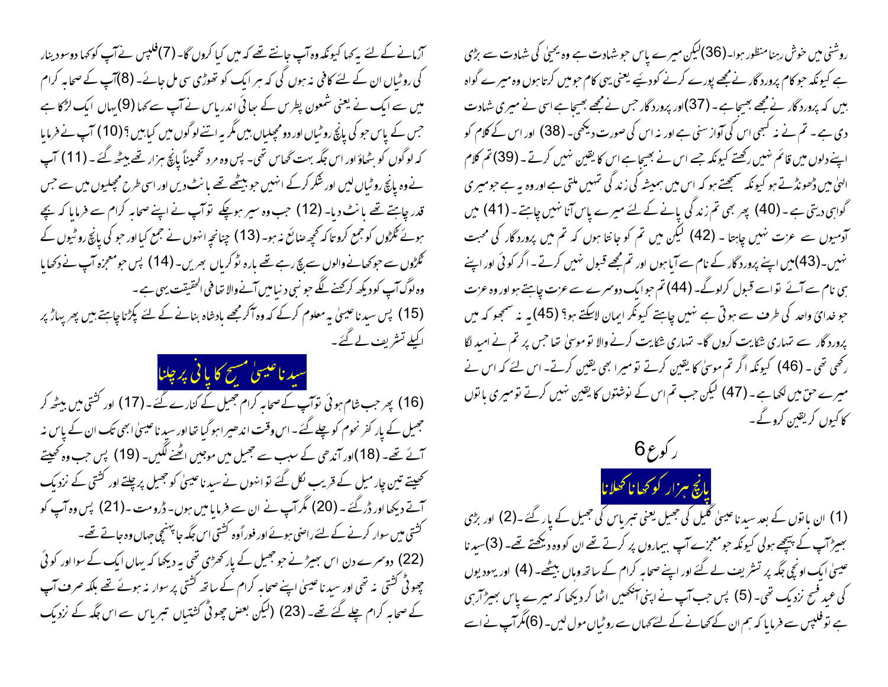روشنی میں خوش رہنا منظور ہوا۔ (36) لیکن میرے پاس جو شہادت ہے وہ یحییٰ کی شہادت سے بڑی ہے کیونکہ جو کام پروردگار نے مجھے پورے کرنے کو دیئے یعنی یہی کام جو میں کرتا ہوں وہ میرے گواہ ہیں کہ پروردگار نے مجھے بھیجا ہے۔ (37) اور پروردگار جس نے مجھے بھیجا ہے اسی نے میری شہادت دی ہے۔ تم نے نہ کبھی اس کی آواز سنی ہے اور نہ اس کی صورت دیکھی۔ (38) اور اس کے کلام کو اپنے دلوں میں قائم نہیں رکھتے کیونکہ جسے اس نے بھیجا ہے اس کا یقین نہیں کرتے۔ (39) تم کلام الہیٰ میں ڈھونڈتے ہو کیونکہ سمجھتے ہو کہ اس میں ہمیشہ کی زندگی تمہیں ملتی ہے اور وہ یہ ہے جو میری گواہی دیتی ہے۔ (40) پھر بھی تم زندگی پانے کے لئے میرے پاس آنا نہیں چاہتے۔ (41) میں آدمیوں سے عزت نہیں چاہتا۔ (42) لیکن میں تم کو جانتا ہوں کہ تم میں پروردگار کی محبت نہیں۔ (43) میں اپنے پروردگار کے نام سے آیا ہوں اور تم مجھے قبول نہیں کرتے۔ اگر کوئی اور اپنے ہی نام سے آئے تو اسے قبول کرلوگے۔ (44) تم جو ایک دوسرے سے عزت چاہتے ہو اور وہ عزت جو خدائے واحد کی طرف سے ہوتی ہے نہیں چاہتے کیونکر ایمان لاسکتے ہو؟ (45) یہ نہ سمجھو کہ میں پروردگار سے تمہاری شکایت کروں گا۔ تمہاری شکایت کرنے والا تو موسیٰ تھا جس پر تم نے امید لگا رکھی تھی۔ (46) کیونکہ اگر تم موسیٰ کا یقین کرتے تو میرا بھی یقین کرتے۔ اس لئے کہ اس نے میرے حق میں لکھا ہے۔ (47) لیکن جب تم اس کے نوشتوں کا یقین نہیں کرتے تو میری باتوں کا کیوں کر یقین کروگے۔

## رکوع 6

### پانچ ہزار کو کھانا کھلانا

(1) ان باتوں کے بعد سیدنا عیسیٰ گلیل کی جھیل یعنی تبریاس کی جھیل کے پار گئے۔ (2) اور بڑی بھیڑ آپ کے پیچھے ہولی کیونکہ جو معجزے آپ بیماروں پر کرتے تھے ان کو وہ دیکھتے تھے۔ (3) سیدنا عیسیٰ ایک اونچی جگہ پر تشریف لے گئے اور اپنے صحابہ کرام کے ساتھ وہاں بیٹھے۔ (4) اور یہودیوں کی عید فسح نزدیک تھی۔ (5) پس جب آپ نے اپنی آنکھیں اٹھا کر دیکھا کہ میرے پاس بھیڑ آرہی ہے تو فلپس سے فرمایا کہ ہم ان کے کھانے کے لئے کہاں سے روٹیاں مول لیں۔ (6) مگر آپ نے اسے آزمانے کے لئے یہ کہا کیونکہ وہ آپ جانتے تھے کہ میں کیا کروں گا۔ (7) فلپس نے آپ کو کہا دوسو دینار کی روٹیاں ان کے لئے کافی نہ ہوں گی کہ ہر ایک کو تھوڑی سی مل جائے۔ (8) آپ کے صحابہ کرام میں سے ایک نے یعنی شمعون پطرس کے بھائی اندریاس نے آپ سے کہا (9) یہاں ایک لڑکا ہے جس کے پاس جو کی پانچ روٹیاں اور دو مچھلیاں ہیں مگر یہ اتنے لوگوں میں کیا ہیں؟ (10) آپ نے فرمایا کہ لوگوں کو بٹھاؤ اور اس جگہ بہت گھاس تھی۔ پس وہ مرد تخمیناً پانچ ہزار تھے بیٹھ گئے۔ (11) آپ نے وہ پانچ روٹیاں لیں اور شکر کرکے انہیں جو بیٹھے تھے بانٹ دیں اور اسی طرح مچھلیوں میں سے جس قدر چاہتے تھے بانٹ دیا۔ (12) جب وہ سیر ہوچکے تو آپ نے اپنے صحابہ کرام سے فرمایا کہ بچے ہوئے ٹکڑوں کو جمع کرو تاکہ کچھ ضائع نہ ہو۔ (13) چنانچہ انہوں نے جمع کیا اور جو کی پانچ روٹیوں کے ٹکڑوں سے جو کھانے والوں سے بچ رہے تھے بارہ ٹوکریاں بھریں۔ (14) پس جو معجزہ آپ نے دکھایا وہ لوگ آپ کو دیکھ کر کہنے لگے جو نبی دنیا میں آنے والا تھا فی الحقیقت یہی ہے۔

(15) پس سیدنا عیسیٰ یہ معلوم کرکے کہ وہ آکر مجھے بادشاہ بنانے کے لئے پکڑنا چاہتے ہیں پھر پہاڑ پر اکیلے تشریف لے گئے۔

### سیدنا عیسیٰ مسیح کا پانی پر چلنا

(16) پھر جب شام ہوئی تو آپ کے صحابہ کرام جھیل کے کنارے گئے۔ (17) اور کشتی میں بیٹھ کر جھیل کے پار کفر نحوم کو چلے گئے۔ اس وقت اندھیرا ہو گیا تھا اور سیدنا عیسیٰ ابھی تک ان کے پاس نہ آئے تھے۔ (18) اور آندھی کے سبب سے جھیل میں موجیں اٹھنے لگیں۔ (19) پس جب وہ کھیتے کھیتے تین چار میل کے قریب نکل گئے تو انہوں نے سیدنا عیسیٰ کو جھیل پر چلتے اور کشتی کے نزدیک آتے دیکھا اور ڈر گئے۔ (20) مگر آپ نے ان سے فرمایا میں ہوں۔ ڈرومت۔ (21) پس وہ آپ کو کشتی میں سوار کرنے کے لئے راضی ہوئے اور فوراً وہ کشتی اس جگہ جا پہنچی جہاں وہ جاتے تھے۔

(22) دوسرے دن اس بھیڑ نے جو جھیل کے پار کھڑی تھی یہ دیکھا کہ یہاں ایک کے سوا اور کوئی چھوٹی کشتی نہ تھی اور سیدنا عیسیٰ اپنے صحابہ کرام کے ساتھ کشتی پر سوار نہ ہوئے تھے بلکہ صرف آپ کے صحابہ کرام چلے گئے تھے۔ (23) (لیکن بعض چھوٹی کشتیاں تبریاس سے اس جگہ کے نزدیک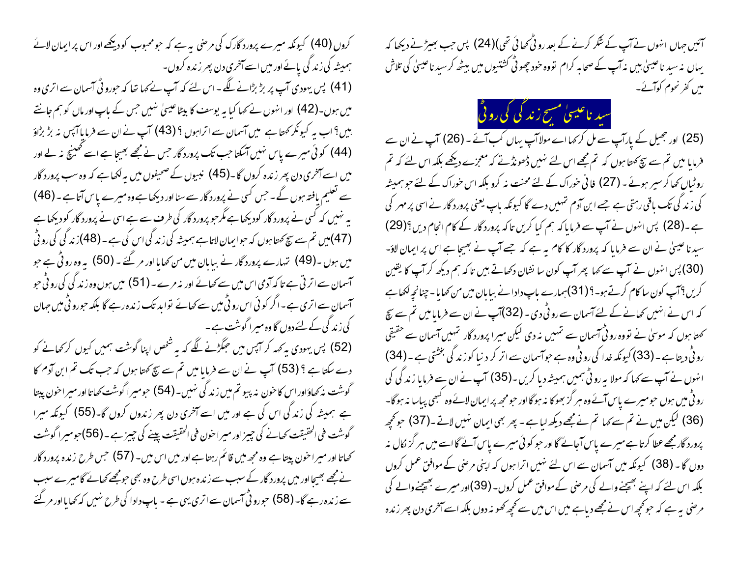آئیں جہاں انہوں نے آپ کے شکر کرنے کے بعد روٹی کھائی تھی)(24) پس جب بھیڑ نے دیکھا کہ یہاں نہ سید نا عیسیٰ ہیں نہ آپ کے صحابہ کرام تو وہ خود چھوٹی کشتیوں میں بیٹھ کر سید نا عیسیٰ کی تلاش میں کفر نحوم کوآئے۔

## سید نا عیسیٰ مسیح زندگی کی روٹی

(25) اور جھیل کے پار آپ سے مل کر کہا اے مولا آپ یہاں کب آئے ۔ (26) آپ نے ان سے فرمایا میں تم سے سچ کہتا ہوں کہ تم مجھے اس لئے نہیں ڈھونڈتے کہ معجزے دیکھے بلکہ اس لئے کہ تم روٹیاں کھا کر سیر ہوئے ۔ (27) فانی خوراک کے لئے محنت نہ کرو بلکہ اس خوراک کے لئے جو ہمیشہ کی زندگی تک باقی رہتی ہے جسے ابن آدم تمہیں دے گا کیونکہ باپ یعنی پروردگار نے اسی پر مہر کی ہے ۔(28) پس انہوں نے آپ سے فرمایا کہ ہم کیا کریں تا کہ پروردگار کے کام انجام دیں؟(29) سید نا عیسیٰ نے ان سے فرمایا کہ پروردگار کا کام یہ ہے کہ جسے آپ نے بھیجا ہے اس پر ایمان لاؤ۔ (30)پس انہوں نے آپ سے کہا پھر آپ کون سا نشان دکھاتے ہیں تاکہ ہم دیکھ کر آپ کا یقین کریں ؟آپ کون سا کام کرتے ہو۔ ؟(31)ہمارے باپ دادا نے بیابان میں من کھایا ۔ چنانچہ لکھا ہے کہ اس نے انہیں کھانے کے لئے آسمان سے روٹی دی ۔ (32)آپ نے ان سے فرمایا میں تم سے سچ کہتا ہوں کہ موسیٰ نے تو وہ روٹی آسمان سے تمہیں نہ دی لیکن میرا پروردگار تمہیں آسمان سے حقیقی روٹی دیتا ہے ۔ (33) کیونکہ خدا کی روٹی وہ ہے جو آسمان سے اتر کر دنیا کو زندگی بخشتی ہے ۔ (34) انہوں نے آپ سے کہا کہ مولا یہ روٹی ہمیں ہمیشہ دیا کریں ۔(35) آپ نے ان سے فرمایا زندگی کی روٹی میں ہوں جو میرے پاس آئے وہ ہر گز بھوکا نہ ہوگا اور جو مجھ پر ایمان لائے وہ کبھی پیاسا نہ ہوگا۔ (36) لیکن میں نے تم سے کہا تم نے مجھے دیکھ لیا ہے ۔ پھر بھی ایمان نہیں لاتے ۔(37) جو کچھ پروردگار مجھے عطا کرتا ہے میرے پاس آجائے گا اور جو کوئی میرے پاس آئے گا اسے میں ہر گز نکال نہ دوں گا ۔ (38) کیونکہ میں آسمان سے اس لئے نہیں اترا ہوں کہ اپنی مرضی کے موافق عمل کروں بلکہ اس لئے کہ اپنے بھیجنے والے کی مرضی کے موافق عمل کروں۔ (39)اور میرے بھیجنے والے کی مرضی یہ ہے کہ جو کچھ اس نے مجھے دیا ہے میں اس میں سے کچھ کھو نہ دوں بلکہ اسے آخری دن پھر زندہ کروں (40) کیونکہ میرے پروردگار کی مرضی یہ ہے کہ جو محبوب کو دیکھے اور اس پر ایمان لائے ہمیشہ کی زندگی پائے اور میں اسے آخری دن پھر زندہ کروں۔

(41) پس یہودی آپ پر بڑ بڑانے لگے ۔ اس لئے کہ آپ نے کہا تھا کہ جو روٹی آسمان سے اتری وہ میں ہوں۔(42) اور انہوں نے کہا کیا یہ یوسف کا بیٹا عیسیٰ نہیں جس کے باپ اور ماں کو ہم جانتے ہیں؟ اب یہ کیونکر کہتا ہے میں آسمان سے اترا ہوں ؟ (43) آپ نے ان سے فرمایا آپس نہ بڑ بڑاؤ (44) کوئی میرے پاس نہیں آسکتا جب تک پروردگار جس نے مجھے بھیجا ہے اسے کھینچ نہ لے اور میں اسے آخری دن پھر زندہ کروں گا ۔(45) نبیوں کے صحیفوں میں یہ لکھا ہے کہ وہ سب پروردگار سے تعلیم یافتہ ہوں گے ۔ جس کسی نے پروردگار سے سنا اور دیکھا ہے وہ میرے پاس آتا ہے ۔ (46) یہ نہیں کہ کسی نے پروردگار کو دیکھا ہے مگر جو پروردگار کی طرف سے ہے اسی نے پروردگار کو دیکھا ہے (47)میں تم سے سچ کہتا ہوں کہ جو ایمان لاتا ہے ہمیشہ کی زندگی اس کی ہے ۔ (48)زندگی کی روٹی میں ہوں ۔(49) تمہارے پروردگار نے بیابان میں من کھایا اور مر گئے ۔ (50) یہ وہ روٹی ہے جو آسمان سے اترتی ہے تاکہ آدمی اس میں سے کھائے اور نہ مرے ۔ (51) میں ہوں وہ زندگی کی روٹی جو آسمان سے اتری ہے ۔ اگر کوئی اس روٹی میں سے کھائے تو ابد تک زندہ رہے گا بلکہ جو روٹی میں جہان کی زندگی کے لئے دوں گا وہ میرا گوشت ہے ۔

(52) پس یہودی یہ کہہ کر آپس میں جھگڑنے لگے کہ یہ شخص اپنا گوشت ہمیں کیوں کر کھانے کو دے سکتا ہے ؟ (53) آپ نے ان سے فرمایا میں تم سے سچ کہتا ہوں کہ جب تک تم ابن آدم کا گوشت نہ کھاؤاور اس کا خون نہ پیو تم میں زندگی نہیں۔ (54) جو میرا گوشت کھاتا اور میرا خون پیتا ہے ہمیشہ کی زندگی اس کی ہے اور میں اسے آخری دن پھر زندہ کروں گا۔(55) کیونکہ میرا گوشت فی الحقیقت کھانے کی چیز اور میرا خون فی الحقیقت پینے کی چیز ہے ۔ (56)جو میرا گوشت کھاتا اور میرا خون پیتا ہے وہ مجھ میں قائم رہتا ہے اور میں اس میں ۔ (57) جس طرح زندہ پروردگار نے مجھے بھیجا اور میں پروردگار کے سبب سے زندہ ہوں اسی طرح وہ بھی جو مجھے کھائے گا میرے سبب سے زندہ رہے گا۔ (58) جو روٹی آسمان سے اتری یہی ہے ۔ باپ دادا کی طرح نہیں کہ کھایا اور مر گئے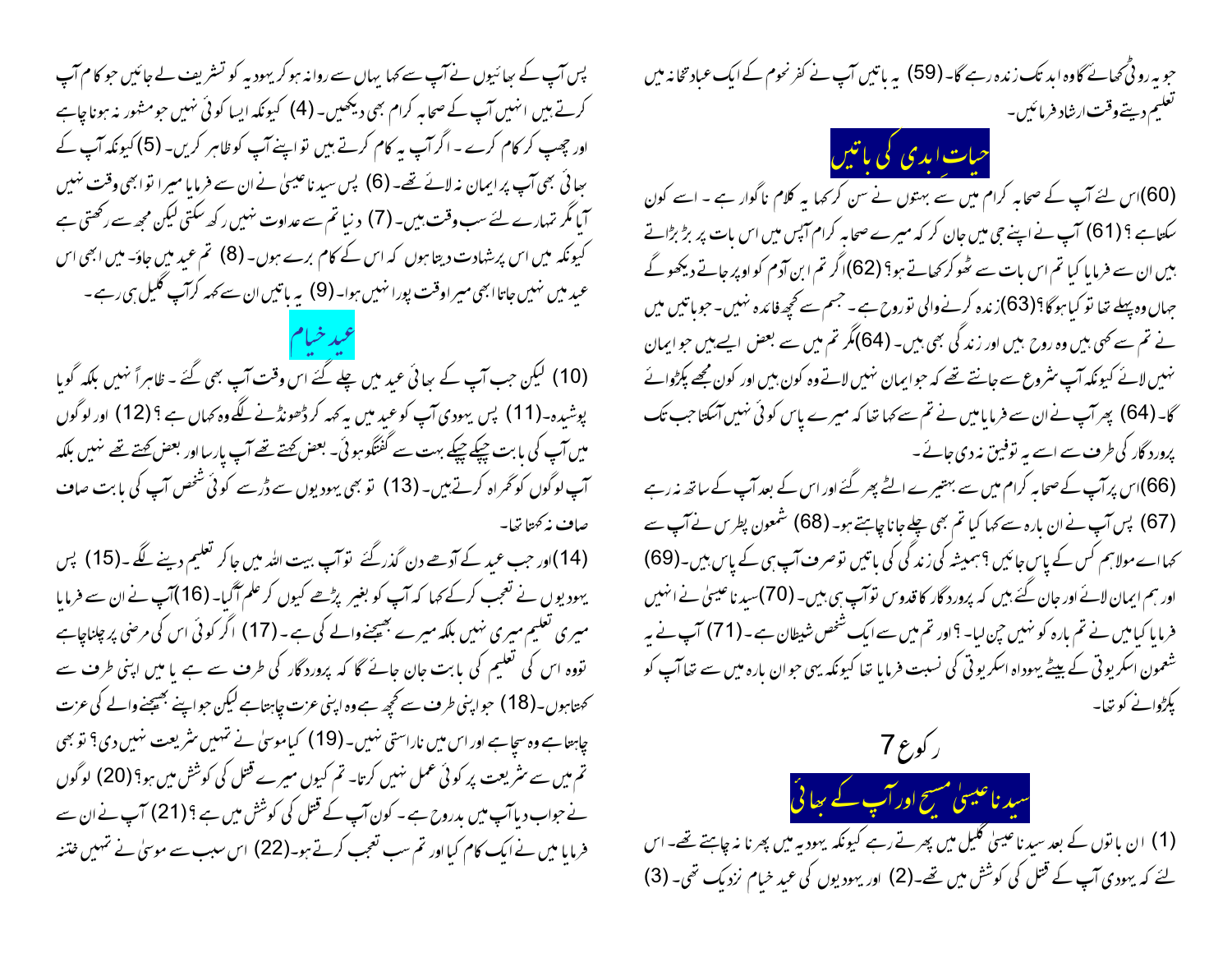جو یہ روٹی کھائے گا وہ ابد تک زندہ رہے گا۔ (59) یہ باتیں آپ نے کفر نحوم کے ایک عبادتخانہ میں تعلیم دیتے وقت ارشاد فرمائیں۔

## حیاتِ ابدی کی باتیں

(60)اس لئے آپ کے صحابہ کرام میں سے بہتوں نے سن کر کہا یہ کلام ناگوار ہے ۔ اسے کون سکتاہے ؟ (61) آپ نے اپنے جی میں جان کر کہ میرے صحابہ کرام آپس میں اس بات پر بڑ بڑاتے ہیں ان سے فرمایا کیا تم اس بات سے ٹھوکر کھاتے ہو؟ (62)اگر تم ابن آدم کو اوپر جاتے دیکھو گے جہاں وہ پہلے تھا تو کیا ہوگا؟(63)زندہ کرنے والی تو روح ہے ۔ جسم سے کچھ فائدہ نہیں۔ جو باتیں میں نے تم سے کہی ہیں وہ روح ہیں اور زندگی بھی ہیں۔ (64)مگر تم میں سے بعض ایسے ہیں جو ایمان نہیں لائے کیونکہ آپ شروع سے جانتے تھے کہ جو ایمان نہیں لاتے وہ کون ہیں اور کون مجھے پکڑوائے گا۔ (64) پھر آپ نے ان سے فرمایا میں نے تم سے کہا تھا کہ میرے پاس کوئی نہیں آسکتا جب تک پروردگار کی طرف سے اسے یہ توفیق نہ دی جائے ۔

(66)اس پر آپ کے صحابہ کرام میں سے بہتیرے الٹے پھر گئے اور اس کے بعد آپ کے ساتھ نہ رہے (67) پس آپ نے ان بارہ سے کہا کیا تم بھی چلے جانا چاہتے ہو۔ (68) شمعون پطرس نے آپ سے کہا اے مولا ہم کس کے پاس جائیں ؟ ہمیشہ کی زندگی کی باتیں تو صرف آپ ہی کے پاس ہیں۔(69) اور ہم ایمان لائے اور جان گئے ہیں کہ پروردگار کا قدوس تو آپ ہی ہیں۔ (70)سیدنا عیسیٰ نے انہیں فرمایا کیا میں نے تم بارہ کو نہیں چن لیا۔ ؟ اور تم میں سے ایک شخص شیطان ہے ۔ (71) آپ نے یہ شمعون اسکریوتی کے بیٹے یہوداہ اسکریوتی کی نسبت فرمایا تھا کیونکہ یہی جو ان بارہ میں سے تھا آپ کو پکڑوانے کو تھا۔

## رکوع 7

## سیدنا عیسیٰ مسیح اور آپ کے بھائی

(1) ان باتوں کے بعد سیدنا عیسیٰ گلیل میں پھرتے رہے کیونکہ یہودیہ میں پھرنا نہ چاہتے تھے۔ اس لئے کہ یہودی آپ کے قتل کی کوشش میں تھے۔(2) اور یہودیوں کی عید خیام نزدیک تھی۔ (3) پس آپ کے بھائیوں نے آپ سے کہا یہاں سے روانہ ہو کر یہودیہ کو تشریف لے جائیں جو کام آپ کرتے ہیں انہیں آپ کے صحابہ کرام بھی دیکھیں۔ (4) کیونکہ ایسا کوئی نہیں جو مشہور نہ ہونا چاہے اور چھپ کر کام کرے ۔ اگر آپ یہ کام کرتے ہیں تو اپنے آپ کو ظاہر کریں۔ (5)کیونکہ آپ کے بھائی بھی آپ پر ایمان نہ لائے تھے۔ (6) پس سیدنا عیسیٰ نے ان سے فرمایا میرا تو ابھی وقت نہیں آیا مگر تمہارے لئے سب وقت ہیں۔ (7) دنیا تم سے عداوت نہیں رکھ سکتی لیکن مجھ سے رکھتی ہے کیونکہ میں اس پر شہادت دیتا ہوں کہ اس کے کام برے ہوں۔ (8) تم عید میں جاؤ۔ میں ابھی اس عید میں نہیں جاتا ابھی میرا وقت پورا نہیں ہوا۔ (9) یہ باتیں ان سے کہہ کر آپ گلیل ہی رہے۔

## عید خیام

(10) لیکن جب آپ کے بھائی عید میں چلے گئے اس وقت آپ بھی گئے ۔ ظاہراً نہیں بلکہ گویا پوشیدہ۔(11) پس یہودی آپ کو عید میں یہ کہہ کر ڈھونڈنے لگے وہ کہاں ہے ؟ (12) اور لوگوں میں آپ کی بابت چپکے چپکے بہت سے گفتگو ہوئی۔ بعض کہتے تھے آپ پارسا اور بعض کہتے تھے نہیں بلکہ آپ لوگوں کو گمراہ کرتے ہیں۔ (13) تو بھی یہودیوں سے ڈرسے کوئی شخص آپ کی بابت صاف صاف نہ کہتا تھا۔

(14)اور جب عید کے آدھے دن گذر گئے تو آپ بیت اللہ میں جا کر تعلیم دینے لگے ۔(15) پس یہودیوں نے تعجب کرکے کہا کہ آپ کو بغیر پڑھے کیوں کر علم آگیا۔ (16)آپ نے ان سے فرمایا میری تعلیم میری نہیں بلکہ میرے بھیجنے والے کی ہے ۔ (17) اگر کوئی اس کی مرضی پر چلنا چاہے تو وہ اس کی تعلیم کی بابت جان جائے گا کہ پروردگار کی طرف سے ہے یا میں اپنی طرف سے کہتا ہوں۔(18) جو اپنی طرف سے کچھ ہے وہ اپنی عزت چاہتا ہے لیکن جو اپنے بھیجنے والے کی عزت چاہتا ہے وہ سچا ہے اور اس میں ناراستی نہیں۔ (19) کیا موسیٰ نے تمہیں شریعت نہیں دی؟ تو بھی تم میں سے شریعت پر کوئی عمل نہیں کرتا۔ تم کیوں میرے قتل کی کوشش میں ہو؟ (20) لوگوں نے جواب دیا آپ میں بدروح ہے ۔ کون آپ کے قتل کی کوشش میں ہے ؟ (21) آپ نے ان سے فرمایا میں نے ایک کام کیا اور تم سب تعجب کرتے ہو۔(22) اس سبب سے موسیٰ نے تمہیں ختنہ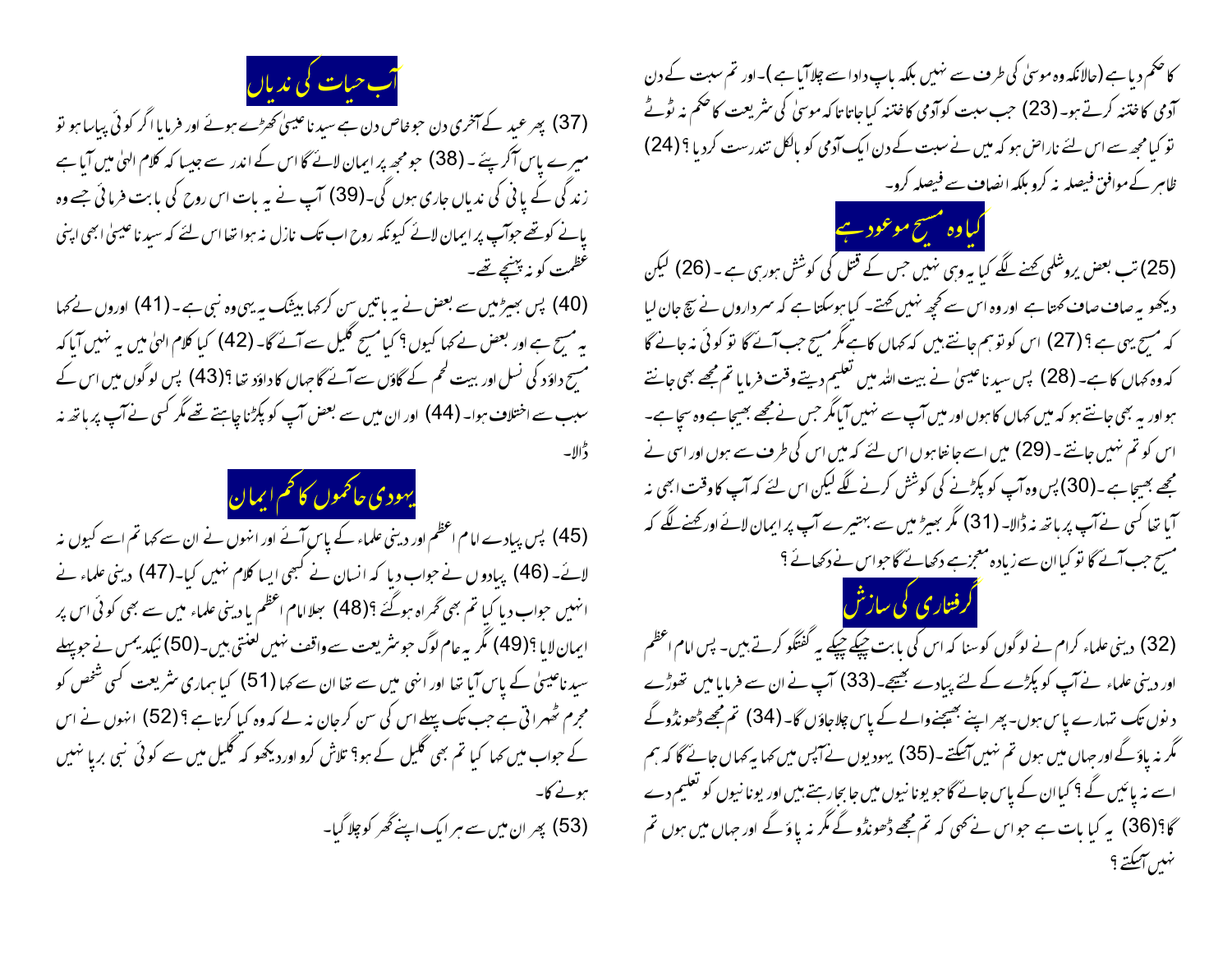کا حکم دیا ہے (حالانکہ وہ موسیٰ کی طرف سے نہیں بلکہ باپ دادا سے چلاآیا ہے)۔ اور تم سبت کے دن آدمی کا ختنہ کرتے ہو۔ (23) جب سبت کو آدمی کا ختنہ کیا جاتا تا کہ موسیٰ کی شریعت کا حکم نہ ٹوٹے تو کیا مجھ سے اس لئے ناراض ہو کہ میں نے سبت کے دن ایک آدمی کو بالکل تندرست کر دیا ؟ (24) ظاہر کے موافق فیصلہ نہ کرو بلکہ انصاف سے فیصلہ کرو۔

## کیا وہ مسیح موعود ہے

(25) تب بعض یروشلمی کہنے لگے کیا یہ وہی نہیں جس کے قتل کی کوشش ہو رہی ہے ۔ (26) لیکن دیکھو یہ صاف صاف کہتا ہے اور وہ اس سے کچھ نہیں کہتے۔ کیا ہو سکتا ہے کہ سرداروں نے سچ جان لیا کہ مسیح یہی ہے ؟ (27) اس کو تو ہم جانتے ہیں کہ کہاں کا ہے مگر مسیح جب آئے گا تو کوئی نہ جانے گا کہ وہ کہاں کا ہے۔ (28) پس سیدنا عیسیٰ نے بیت اللہ میں تعلیم دیتے وقت فرمایا تم مجھے بھی جانتے ہو اور یہ بھی جانتے ہو کہ میں کہاں کا ہوں اور میں آپ سے نہیں آیا مگر جس نے مجھے بھیجا ہے وہ سچا ہے۔ اس کو تم نہیں جانتے ۔ (29) میں اسے جانتا ہوں اس لئے کہ میں اس کی طرف سے ہوں اور اسی نے مجھے بھیجا ہے ۔ (30) پس وہ آپ کو پکڑنے کی کوشش کرنے لگے لیکن اس لئے کہ آپ کا وقت ابھی نہ آیا تھا کسی نے آپ پر ہاتھ نہ ڈالا۔ (31) مگر بھیڑ میں سے بہتیرے آپ پر ایمان لائے اور کہنے لگے کہ مسیح جب آئے گا تو کیا ان سے زیادہ معجزے دکھائے گا جو اس نے دکھائے ؟

## گرفتاری کی سازش

(32) دینی علماء کرام نے لوگوں کو سنا کہ اس کی بابت چپکے چپکے یہ گفتگو کرتے ہیں۔ پس امام اعظم اور دینی علماء نے آپ کو پکڑنے کے لئے پیادے بھیجے۔ (33) آپ نے ان سے فرمایا میں تھوڑے دنوں تک تمہارے پاس ہوں۔ پھر اپنے بھیجنے والے کے پاس چلا جاؤں گا۔ (34) تم مجھے ڈھونڈو گے مگر نہ پاؤ گے اور جہاں میں ہوں تم نہیں آسکتے ۔ (35) یہودیوں نے آپس میں کہا یہ کہاں جائے گا کہ ہم اسے نہ پائیں گے ؟ کیا ان کے پاس جائے گا جو یونانیوں میں جا بجا رہتے ہیں اور یونانیوں کو تعلیم دے گا ؟ (36) یہ کیا بات ہے جو اس نے کہی کہ تم مجھے ڈھونڈو گے مگر نہ پاؤ گے اور جہاں میں ہوں تم نہیں آسکتے ؟

## آب حیات کی ندیاں

(37) پھر عید کے آخری دن جو خاص دن ہے سیدنا عیسیٰ کھڑے ہوئے اور فرمایا اگر کوئی پیاسا ہو تو میرے پاس آکر پیئے ۔ (38) جو مجھ پر ایمان لائے گا اس کے اندر سے جیسا کہ کلام الہیٰ میں آیا ہے زندگی کے پانی کی ندیاں جاری ہوں گی۔ (39) آپ نے یہ بات اس روح کی بابت فرمائی جسے وہ پانے کو تھے جو آپ پر ایمان لائے کیونکہ روح اب تک نازل نہ ہوا تھا اس لئے کہ سیدنا عیسیٰ ابھی اپنی عظمت کو نہ پہنچے تھے۔

(40) پس بھیڑ میں سے بعض نے یہ باتیں سن کر کہا بیشک یہ یہی وہ نبی ہے ۔ (41) اوروں نے کہا یہ مسیح ہے اور بعض نے کہا کیوں ؟ کیا مسیح گلیل سے آئے گا۔ (42) کیا کلام الہیٰ میں یہ نہیں آیا کہ مسیح داؤد کی نسل اور بیت لحم کے گاؤں سے آئے گا جہاں کا داؤد تھا ؟ (43) پس لوگوں میں اس کے سبب سے اختلاف ہوا۔ (44) اور ان میں سے بعض آپ کو پکڑنا چاہتے تھے مگر کسی نے آپ پر ہاتھ نہ ڈالا۔

## یہودی حاکموں کا کم ایمان

(45) پس پیادے امام اعظم اور دینی علماء کے پاس آئے اور انہوں نے ان سے کہا تم اسے کیوں نہ لائے۔ (46) پیادوں نے جواب دیا کہ انسان نے کبھی ایسا کلام نہیں کیا۔ (47) دینی علماء نے انہیں جواب دیا کیا تم بھی گمراہ ہوگئے ؟ (48) بھلا امام اعظم یا دینی علماء میں سے بھی کوئی اس پر ایمان لایا ؟ (49) مگر یہ عام لوگ جو شریعت سے واقف نہیں لعنتی ہیں۔ (50) نیکدیمس نے جو پہلے سیدنا عیسیٰ کے پاس آیا تھا اور انہی میں سے تھا ان سے کہا (51) کیا ہماری شریعت کسی شخص کو مجرم ٹھہراتی ہے جب تک پہلے اس کی سن کر جان نہ لے کہ وہ کیا کرتا ہے ؟ (52) انہوں نے اس کے جواب میں کہا کیا تم بھی گلیل کے ہو؟ تلاش کرو اور دیکھو کہ گلیل میں سے کوئی نبی برپا نہیں ہونے کا۔

(53) پھر ان میں سے ہر ایک اپنے گھر کو چلا گیا۔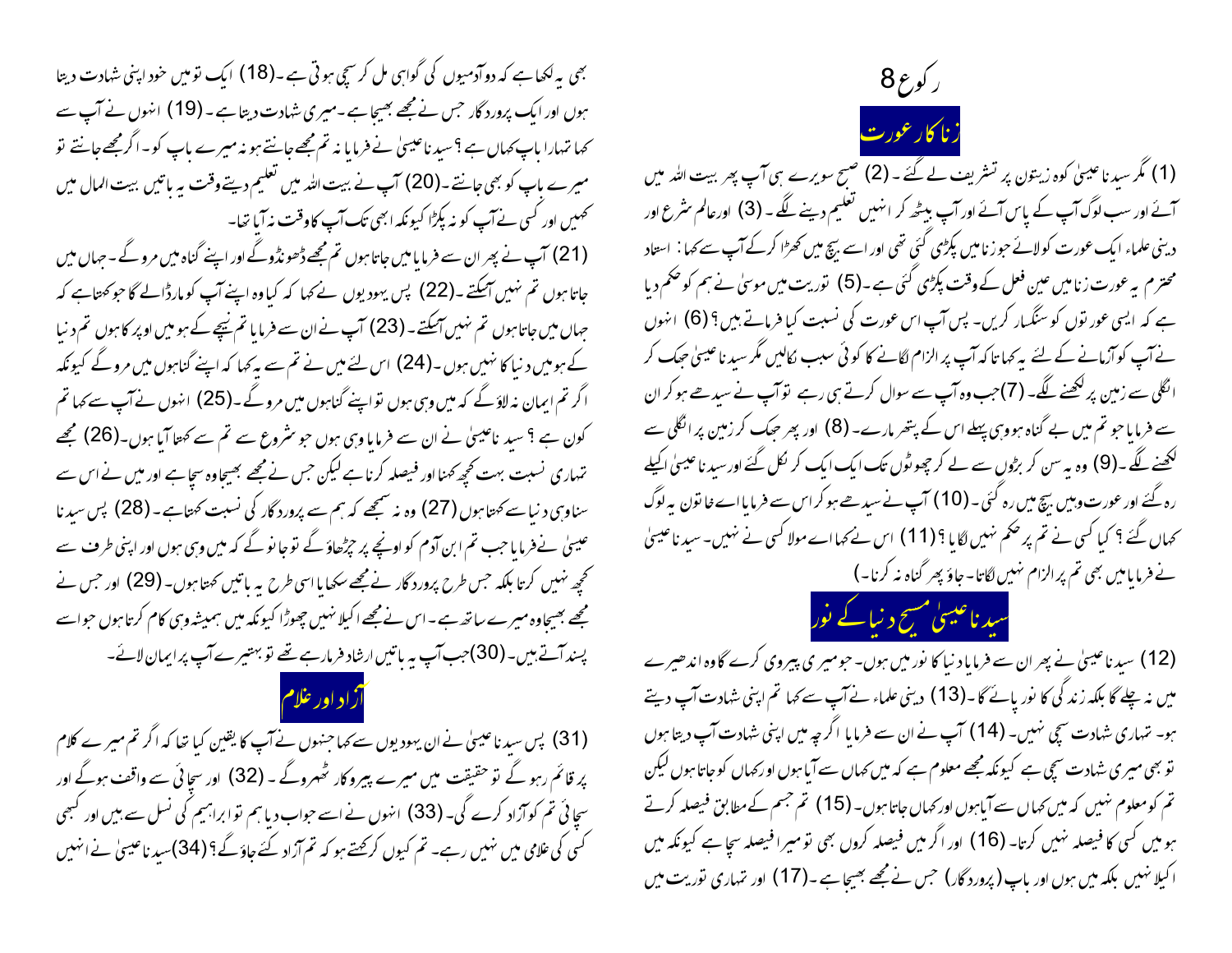## رکوع 8

### زناکار عورت

(1) مگر سیدنا عیسیٰ کوہ زیتون پر تشریف لے گئے۔ (2) صبح سویرے ہی آپ پھر بیت اللہ میں آئے اور سب لوگ آپ کے پاس آئے اور آپ بیٹھ کر انہیں تعلیم دینے لگے۔ (3) اور عالم شرع اور دینی علماء ایک عورت کو لائے جو زنا میں پکڑی گئی تھی اور اسے بیچ میں کھڑا کرکے آپ سے کہا: استاد محترم یہ عورت زنا میں عین فعل کے وقت پکڑی گئی ہے۔(5) توریت میں موسیٰ نے ہم کو حکم دیا ہے کہ ایسی عورتوں کو سنگسار کریں۔ پس آپ اس عورت کی نسبت کیا فرماتے ہیں؟ (6) انہوں نے آپ کو آزمانے کے لئے یہ کہا تاکہ آپ پر الزام لگانے کا کوئی سبب نکالیں مگر سیدنا عیسیٰ جھک کر انگلی سے زمین پر لکھنے لگے۔ (7)جب وہ آپ سے سوال کرتے ہی رہے تو آپ نے سیدھے ہوکر ان سے فرمایا جو تم میں بے گناہ ہو وہی پہلے اس کے پتھر مارے۔ (8) اور پھر جھک کر زمین پر انگلی سے لکھنے لگے۔(9) وہ یہ سن کر بڑوں سے لے کر چھوٹوں تک ایک ایک کر نکل گئے اور سیدنا عیسیٰ اکیلے رہ گئے اور عورت وہیں بیچ میں رہ گئی۔ (10) آپ نے سیدھے ہوکر اس سے فرمایا اے خاتون یہ لوگ کہاں گئے؟ کیا کسی نے تم پر حکم نہیں لگایا؟(11) اس نے کہا اے مولا کسی نے نہیں۔ سیدنا عیسیٰ نے فرمایا میں بھی تم پر الزام نہیں لگاتا۔ جاؤ پھر گناہ نہ کرنا۔)

### سیدنا عیسیٰ مسیح دنیا کے نور

(12) سیدنا عیسیٰ نے پھر ان سے فرمایا دنیا کا نور میں ہوں۔ جو میری پیروی کرے گا وہ اندھیرے میں نہ چلے گا بلکہ زندگی کا نور پائے گا۔(13) دینی علماء نے آپ سے کہا تم اپنی شہادت آپ دیتے ہو۔ تمہاری شہادت سچی نہیں۔ (14) آپ نے ان سے فرمایا اگرچہ میں اپنی شہادت آپ دیتا ہوں تو بھی میری شہادت سچی ہے کیونکہ مجھے معلوم ہے کہ میں کہاں سے آیا ہوں اور کہاں کو جاتا ہوں لیکن تم کو معلوم نہیں کہ میں کہاں سے آیا ہوں اور کہاں جاتا ہوں۔ (15) تم جسم کے مطابق فیصلہ کرتے ہو میں کسی کا فیصلہ نہیں کرتا۔ (16) اور اگر میں فیصلہ کروں بھی تو میرا فیصلہ سچا ہے کیونکہ میں اکیلا نہیں بلکہ میں ہوں اور باپ (پروردگار) جس نے مجھے بھیجا ہے۔(17) اور تمہاری توریت میں بھی یہ لکھا ہے کہ دو آدمیوں کی گواہی مل کر سچی ہوتی ہے۔(18) ایک تو میں خود اپنی شہادت دیتا ہوں اور ایک پروردگار جس نے مجھے بھیجا ہے۔ میری شہادت دیتا ہے۔ (19) انہوں نے آپ سے کہا تمہارا باپ کہاں ہے؟ سیدنا عیسیٰ نے فرمایا نہ تم مجھے جانتے ہو نہ میرے باپ کو۔ اگر مجھے جانتے تو میرے باپ کو بھی جانتے۔(20) آپ نے بیت اللہ میں تعلیم دیتے وقت یہ باتیں بیت المال میں کہیں اور کسی نے آپ کو نہ پکڑا کیونکہ ابھی تک آپ کا وقت نہ آیا تھا۔

(21) آپ نے پھر ان سے فرمایا میں جاتا ہوں تم مجھے ڈھونڈو گے اور اپنے گناہ میں مروگے۔ جہاں میں جاتا ہوں تم نہیں آسکتے۔(22) پس یہودیوں نے کہا کہ کیا وہ اپنے آپ کو مار ڈالے گا جو کہتا ہے کہ جہاں میں جاتا ہوں تم نہیں آسکتے۔(23) آپ نے ان سے فرمایا تم نیچے کے ہو میں اوپر کا ہوں تم دنیا کے ہو میں دنیا کا نہیں ہوں۔(24) اس لئے میں نے تم سے یہ کہا کہ اپنے گناہوں میں مروگے کیونکہ اگر تم ایمان نہ لاؤ گے کہ میں وہی ہوں تو اپنے گناہوں میں مروگے۔(25) انہوں نے آپ سے کہا تم کون ہے؟ سیدنا عیسیٰ نے ان سے فرمایا وہی ہوں جو شروع سے تم سے کہتا آیا ہوں۔(26) مجھے تمہاری نسبت بہت کچھ کہنا اور فیصلہ کرنا ہے لیکن جس نے مجھے بھیجا وہ سچا ہے اور میں نے اس سے سنا وہی دنیا سے کہتا ہوں (27) وہ نہ سمجھے کہ ہم سے پروردگار کی نسبت کہتا ہے۔(28) پس سیدنا عیسیٰ نے فرمایا جب تم ابن آدم کو اونچے پر چڑھاؤ گے تو جانو گے کہ میں وہی ہوں اور اپنی طرف سے کچھ نہیں کرتا بلکہ جس طرح پروردگار نے مجھے سکھایا اسی طرح یہ باتیں کہتا ہوں۔(29) اور جس نے مجھے بھیجا وہ میرے ساتھ ہے۔ اس نے مجھے اکیلا نہیں چھوڑا کیونکہ میں ہمیشہ وہی کام کرتا ہوں جو اسے پسند آتے ہیں۔(30)جب آپ یہ باتیں ارشاد فرمارہے تھے تو بہتیرے آپ پر ایمان لائے۔

### آزاد اور غلام

(31) پس سیدنا عیسیٰ نے ان یہودیوں سے کہا جنہوں نے آپ کا یقین کیا تھا کہ اگر تم میرے کلام پر قائم رہو گے تو حقیقت میں میرے پیروکار ٹھہروگے۔ (32) اور سچائی سے واقف ہوگے اور سچائی تم کو آزاد کرے گی۔(33) انہوں نے اسے جواب دیا ہم تو ابراہیم کی نسل سے ہیں اور کبھی کسی کی غلامی میں نہیں رہے۔ تم کیوں کر کہتے ہو کہ تم آزاد کئے جاؤ گے؟(34)سیدنا عیسیٰ نے انہیں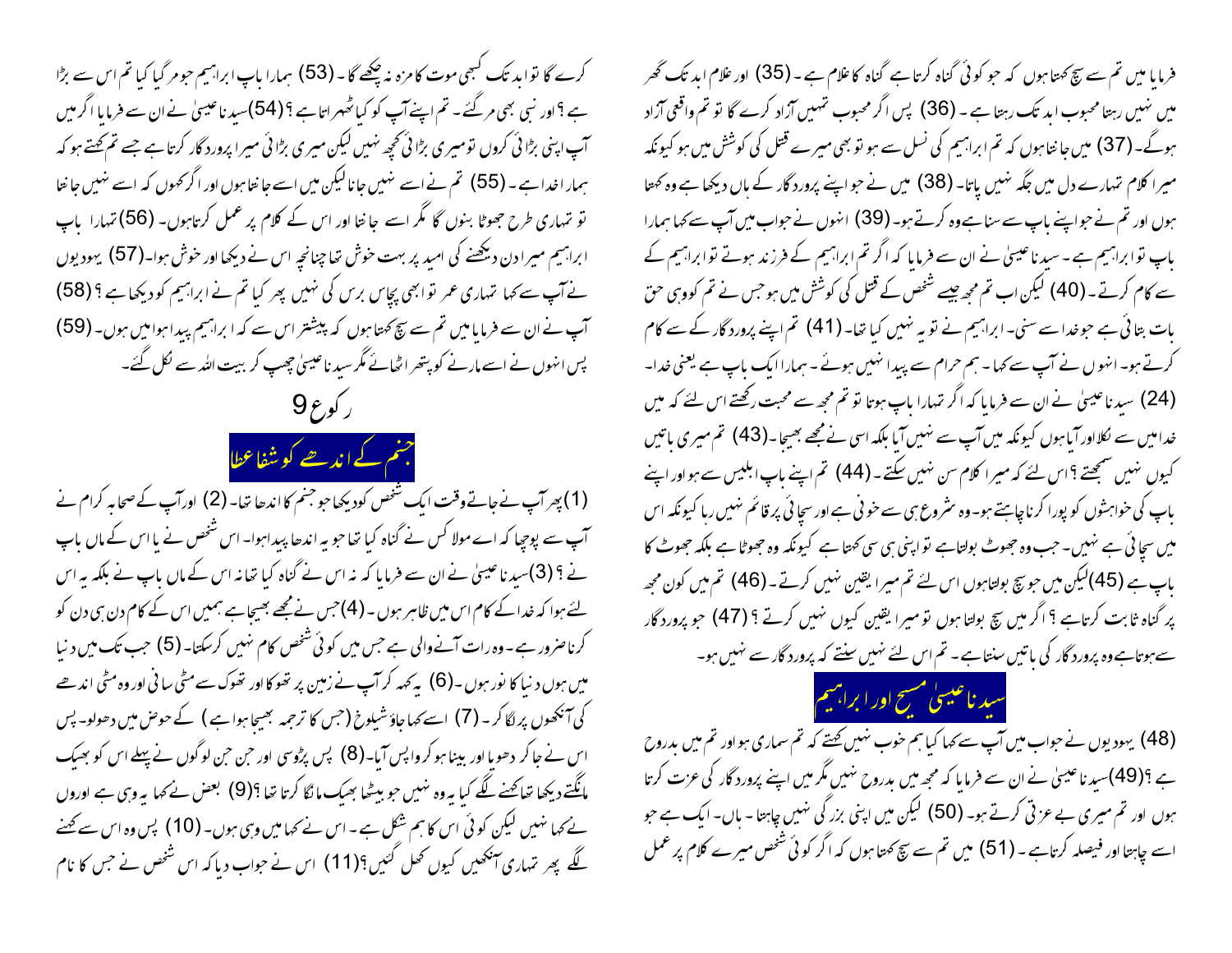فرمایا میں تم سے سچ کہتا ہوں کہ جو کوئی گناہ کرتا ہے گناہ کا غلام ہے ۔ (35) اور غلام ابد تک گھر میں نہیں رہتا محبوب ابد تک رہتا ہے ۔ (36) پس اگر محبوب تمہیں آزاد کرے گا تو تم واقعی آزاد ہوگے ۔ (37) میں جانتا ہوں کہ تم ابراہیم کی نسل سے ہو تو بھی میرے قتل کی کوشش میں ہو کیونکہ میرا کلام تمہارے دل میں جگہ نہیں پاتا ۔ (38) میں نے جو اپنے پروردگار کے ہاں دیکھا ہے وہ کہتا ہوں اور تم نے جو اپنے باپ سے سنا ہے وہ کرتے ہو ۔ (39) انہوں نے جواب میں آپ سے کہا ہمارا باپ تو ابراہیم ہے ۔ سیدنا عیسیٰ نے ان سے فرمایا کہ اگر تم ابراہیم کے فرزند ہوتے تو ابراہیم کے سے کام کرتے ۔ (40) لیکن اب تم مجھ جیسے شخص کے قتل کی کوشش میں ہو جس نے تم کو وہی حق بات بتائی ہے جو خدا سے سنی ۔ ابراہیم نے تو یہ نہیں کیا تھا ۔ (41) تم اپنے پروردگار کے سے کام کرتے ہو ۔ انہوں نے آپ سے کہا ۔ ہم حرام سے پیدا نہیں ہوئے ۔ ہمارا ایک باپ ہے یعنی خدا ۔ (24) سیدنا عیسیٰ نے ان سے فرمایا کہ اگر تمہارا باپ ہوتا تو تم مجھ سے محبت رکھتے اس لئے کہ میں خدا میں سے نکلا اور آیا ہوں کیونکہ میں آپ سے نہیں آیا بلکہ اسی نے مجھے بھیجا ۔ (43) تم میری باتیں کیوں نہیں سمجھتے ؟ اس لئے کہ میرا کلام سن نہیں سکتے ۔ (44) تم اپنے باپ ابلیس سے ہو اور اپنے باپ کی خواہشوں کو پورا کرنا چاہتے ہو ۔ وہ شروع ہی سے خونی ہے اور سچائی پر قائم نہیں رہا کیونکہ اس میں سچائی ہے نہیں ۔ جب وہ جھوٹ بولتا ہے تو اپنی ہی سی کہتا ہے کیونکہ وہ جھوٹا ہے بلکہ جھوٹ کا باپ ہے (45) لیکن میں جو سچ بولتا ہوں اس لئے تم میرا یقین نہیں کرتے ۔ (46) تم میں کون مجھ پر گناہ ثابت کرتا ہے ؟ اگر میں سچ بولتا ہوں تو میرا یقین کیوں نہیں کرتے ؟ (47) جو پروردگار سے ہوتا ہے وہ پروردگار کی باتیں سنتا ہے ۔ تم اس لئے نہیں سنتے کہ پروردگار سے نہیں ہو ۔

## سیدنا عیسیٰ مسیح اور ابراہیم

(48) یہودیوں نے جواب میں آپ سے کہا کیا ہم خوب نہیں کہتے کہ تم سماری ہو اور تم میں بدروح ہے ؟ (49) سیدنا عیسیٰ نے ان سے فرمایا کہ مجھ میں بدروح نہیں مگر میں اپنے پروردگار کی عزت کرتا ہوں اور تم میری بے عزتی کرتے ہو ۔ (50) لیکن میں اپنی بزرگی نہیں چاہتا ۔ ہاں ۔ ایک ہے جو اسے چاہتا اور فیصلہ کرتا ہے ۔ (51) میں تم سے سچ کہتا ہوں کہ اگر کوئی شخص میرے کلام پر عمل کرے گا تو ابد تک کبھی موت کا مزہ نہ چکھے گا ۔ (53) ہمارا باپ ابراہیم جو مر گیا کیا تم اس سے بڑا ہے ؟ اور نبی بھی مر گئے ۔ تم اپنے آپ کو کیا ٹھہراتا ہے ؟ (54) سیدنا عیسیٰ نے ان سے فرمایا اگر میں آپ اپنی بڑائی کروں تو میری بڑائی کچھ نہیں لیکن میری بڑائی میرا پروردگار کرتا ہے جسے تم کہتے ہو کہ ہمارا خدا ہے ۔ (55) تم نے اسے نہیں جانا لیکن میں اسے جانتا ہوں اور اگر کہوں کہ اسے نہیں جانتا تو تمہاری طرح جھوٹا بنوں گا مگر اسے جانتا اور اس کے کلام پر عمل کرتا ہوں ۔ (56) تمہارا باپ ابراہیم میرا دن دیکھنے کی امید پر بہت خوش تھا چنانچہ اس نے دیکھا اور خوش ہوا ۔ (57) یہودیوں نے آپ سے کہا تمہاری عمر تو ابھی پچاس برس کی نہیں پھر کیا تم نے ابراہیم کو دیکھا ہے ؟ (58) آپ نے ان سے فرمایا میں تم سے سچ کہتا ہوں کہ پیشتر اس سے کہ ابراہیم پیدا ہوا میں ہوں ۔ (59) پس انہوں نے اسے مارنے کو پتھر اٹھائے مگر سیدنا عیسیٰ چھپ کر بیت اللہ سے نکل گئے ۔

رکوع 9

## جنم کے اندھے کو شفا عطا

(1) پھر آپ نے جاتے وقت ایک شخص کو دیکھا جو جنم کا اندھا تھا ۔ (2) اور آپ کے صحابہ کرام نے آپ سے پوچھا کہ اے مولا کس نے گناہ کیا تھا جو یہ اندھا پیدا ہوا ۔ اس شخص نے یا اس کے ماں باپ نے ؟ (3) سیدنا عیسیٰ نے ان سے فرمایا کہ نہ اس نے گناہ کیا تھا نہ اس کے ماں باپ نے بلکہ یہ اس لئے ہوا کہ خدا کے کام اس میں ظاہر ہوں ۔ (4) جس نے مجھے بھیجا ہے ہمیں اس کے کام دن ہی دن کو کرنا ضرور ہے ۔ وہ رات آنے والی ہے جس میں کوئی شخص کام نہیں کرسکتا ۔ (5) جب تک میں دنیا میں ہوں دنیا کا نور ہوں ۔ (6) یہ کہہ کر آپ نے زمین پر تھوکا اور تھوک سے مٹی سانی اور وہ مٹی اندھے کی آنکھوں پر لگا کر ۔ (7) اسے کہا جاؤ شیلوخ (جس کا ترجمہ بھیجا ہوا ہے) کے حوض میں دھولو ۔ پس اس نے جا کر دھویا اور بینا ہو کر واپس آیا ۔ (8) پس پڑوسی اور جن جن لوگوں نے پہلے اس کو بھیک مانگتے دیکھا تھا کہنے لگے کیا یہ وہ نہیں جو بیٹھا بھیک مانگا کرتا تھا ؟ (9) بعض نے کہا یہ وہی ہے اوروں نے کہا نہیں لیکن کوئی اس کا ہم شکل ہے ۔ اس نے کہا میں وہی ہوں ۔ (10) پس وہ اس سے کہنے لگے پھر تمہاری آنکھیں کیوں کھل گئیں ؟ (11) اس نے جواب دیا کہ اس شخص نے جس کا نام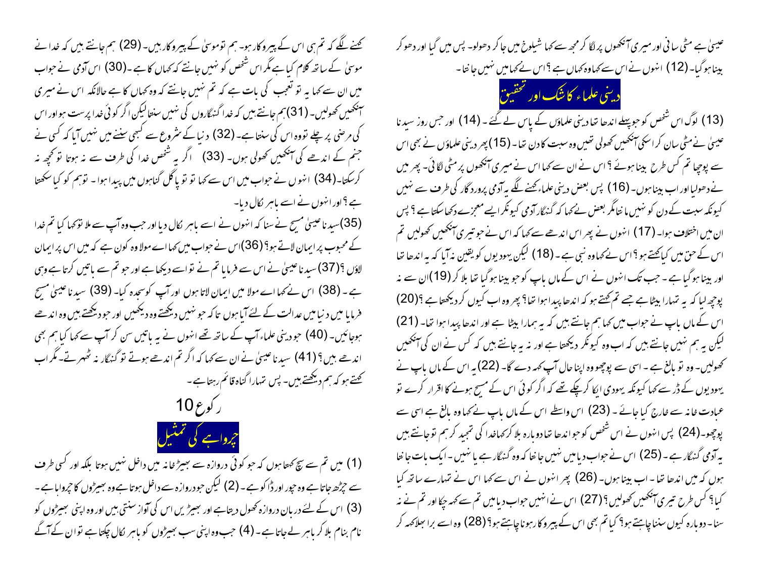عیسیٰ ہے مٹی سانی اور میری آنکھوں پر لگا کر مجھ سے کہا شیلوخ میں جا کر دھولو۔ پس میں گیا اور دھو کر بینا ہو گیا۔ (12) انہوں نے اس سے کہا وہ کہاں ہے؟ اس نے کہا میں نہیں جانتا۔

## دینی علماء کا شک اور تحقیق

(13) لوگ اس شخص کو جو پہلے اندھا تھا دینی علماؤں کے پاس لے گئے۔ (14) اور جس روز سیدنا عیسیٰ نے مٹی سان کر اسکی آنکھیں کھولی تھیں وہ سبت کا دن تھا۔ (15) پھر دینی علماؤں نے بھی اس سے پوچھا تم کس طرح بینا ہوئے؟ اس نے ان سے کہا اس نے میری آنکھوں پر مٹی لگائی۔ پھر میں نے دھولیا اور اب بینا ہوں۔ (16) پس بعض دینی علماء کہنے لگے یہ آدمی پروردگار کی طرف سے نہیں کیونکہ سبت کے دن کو نہیں مانتا مگر بعض نے کہا کہ گنہگار آدمی کیونکر ایسے معجزے دکھا سکتا ہے؟ پس ان میں اختلاف ہوا۔ (17) انہوں نے پھر اس اندھے سے کہا کہ اس نے جو تیری آنکھیں کھولیں تم اس کے حق میں کیا کہتے ہو؟ اس نے کہا وہ نبی ہے۔ (18) لیکن یہودیوں کو یقین نہ آیا کہ یہ اندھا تھا اور بینا ہو گیا ہے۔ جب تک انہوں نے اس کے ماں باپ کو جو بینا ہو گیا تھا بلا کر (19) ان سے نہ پوچھ لیا کہ یہ تمہارا بیٹا ہے جسے تم کہتے ہو کہ اندھا پیدا ہوا تھا؟ پھر وہ اب کیوں کر دیکھتا ہے؟ (20) اس کے ماں باپ نے جواب میں کہا ہم جانتے ہیں کہ یہ ہمارا بیٹا ہے اور اندھا پیدا ہوا تھا۔ (21) لیکن یہ ہم نہیں جانتے ہیں کہ اب وہ کیونکر دیکھتا ہے اور نہ یہ جانتے ہیں کہ کس نے ان کی آنکھیں کھولیں۔ وہ تو بالغ ہے۔ اسی سے پوچھو وہ اپنا حال آپ کہہ دے گا۔ (22) یہ اس کے ماں باپ نے یہودیوں کے ڈر سے کہا کیونکہ یہودی ایکا کر چکے تھے کہ اگر کوئی اس کے مسیح ہونے کا اقرار کرے تو عبادت خانہ سے خارج کیا جائے۔ (23) اس واسطے اس کے ماں باپ نے کہا وہ بالغ ہے اسی سے پوچھو۔ (24) پس انہوں نے اس شخص کو جو اندھا تھا دوبارہ بلا کر کہا خدا کی تمجید کر ہم تو جانتے ہیں یہ آدمی گنہگار ہے۔ (25) اس نے جواب دیا میں نہیں جانتا کہ وہ گنہگار ہے یا نہیں۔ ایک بات جانتا ہوں کہ میں اندھا تھا۔ اب بینا ہوں۔ (26) پھر انہوں نے اس سے کہا اس نے تمہارے ساتھ کیا کیا؟ کس طرح تیری آنکھیں کھولیں؟ (27) اس نے انہیں جواب دیا میں تم سے کہہ چکا اور تم نے نہ سنا۔ دوبارہ کیوں سننا چاہتے ہو؟ کیا تم بھی اس کے پیروکار ہونا چاہتے ہو؟ (28) وہ اسے برا بھلا کہہ کر کہنے لگے کہ تم ہی اس کے پیروکار ہو۔ ہم تو موسیٰ کے پیروکار ہیں۔ (29) ہم جانتے ہیں کہ خدا نے موسیٰ کے ساتھ کلام کیا ہے مگر اس شخص کو نہیں جانتے کہ کہاں کا ہے۔ (30) اس آدمی نے جواب میں ان سے کہا یہ تو تعجب کی بات ہے کہ تم نہیں جانتے کہ وہ کہاں کا ہے حالانکہ اس نے میری آنکھیں کھولیں۔ (31) ہم جانتے ہیں کہ خدا گنہگاروں کی نہیں سنتا لیکن اگر کوئی خدا پرست ہو اور اس کی مرضی پر چلے تو وہ اس کی سنتا ہے۔ (32) دنیا کے شروع سے کبھی سننے میں نہیں آیا کہ کسی نے جنم کے اندھے کی آنکھیں کھولی ہوں۔ (33) اگر یہ شخص خدا کی طرف سے نہ ہوتا تو کچھ نہ کر سکتا۔ (34) انہوں نے جواب میں اس سے کہا تو تو بالکل گناہوں میں پیدا ہوا۔ تو ہم کو کیا سکھاتا ہے؟ اور انہوں نے اسے باہر نکال دیا۔

(35) سیدنا عیسیٰ مسیح نے سنا کہ انہوں نے اسے باہر نکال دیا اور جب وہ آپ سے ملا تو کہا کیا تم خدا کے محبوب پر ایمان لاتے ہو؟ (36) اس نے جواب میں کہا اے مولا وہ کون ہے کہ میں اس پر ایمان لاؤں؟ (37) سیدنا عیسیٰ نے اس سے فرمایا تم نے تو اسے دیکھا ہے اور جو تم سے باتیں کرتا ہے وہی ہے۔ (38) اس نے کہا اے مولا میں ایمان لاتا ہوں اور آپ کو سجدہ کیا۔ (39) سیدنا عیسیٰ مسیح فرمایا میں دنیا میں عدالت کے لئے آیا ہوں تا کہ جو نہیں دیکھتے وہ دیکھیں اور جو دیکھتے ہیں وہ اندھے ہو جائیں۔ (40) جو دینی علماء آپ کے ساتھ تھے انہوں نے یہ باتیں سن کر آپ سے کہا کیا ہم بھی اندھے ہیں؟ (41) سیدنا عیسیٰ نے ان سے کہا کہ اگر تم اندھے ہوتے تو گنہگار نہ ٹھہرتے۔ مگر اب کہتے ہو کہ ہم دیکھتے ہیں۔ پس تمہارا گناہ قائم رہتا ہے۔

## رکوع 10

## چرواہے کی تمثیل

(1) میں تم سے سچ کہتا ہوں کہ جو کوئی دروازہ سے بھیڑخانہ میں داخل نہیں ہوتا بلکہ اور کسی طرف سے چڑھ جاتا ہے وہ چور اور ڈاکو ہے۔ (2) لیکن جو دروازہ سے داخل ہوتا ہے وہ بھیڑوں کا چرواہا ہے۔ (3) اس کے لئے دربان دروازہ کھول دیتا ہے اور بھیڑیں اس کی آواز سنتی ہیں اور وہ اپنی بھیڑوں کو نام بنام بلا کر باہر لے جاتا ہے۔ (4) جب وہ اپنی سب بھیڑوں کو باہر نکال چکتا ہے تو ان کے آگے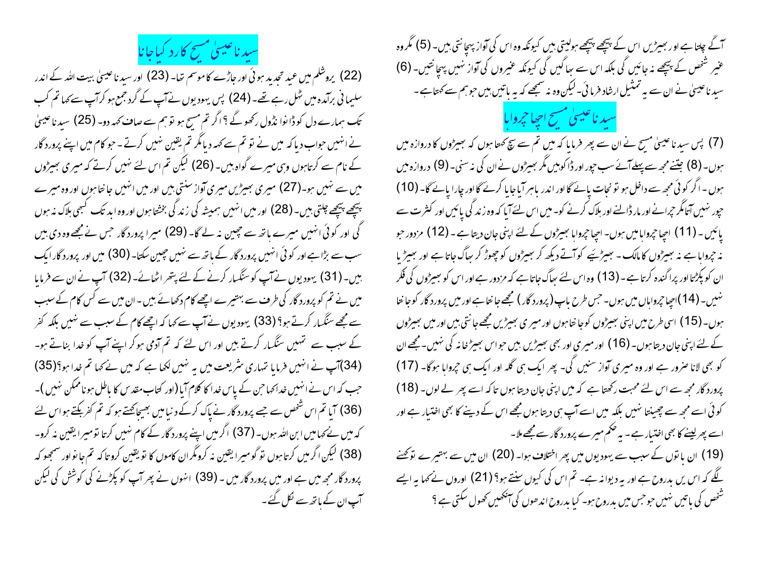آگے چلتا ہے اور بھیڑیں اس کے پیچھے پیچھے ہولیتی ہیں کیونکہ وہ اس کی آواز پہچانتی ہیں۔ (5) مگر وہ غیر شخص کے پیچھے نہ جائیں گی بلکہ اس سے بھاگیں گی کیونکہ غیروں کی آواز نہیں پہچانتیں۔ (6) سیدنا عیسیٰ نے ان سے یہ تمثیل ارشاد فرمائی۔ لیکن وہ نہ سمجھے کہ یہ باتیں ہیں جو ہم سے کہتا ہے۔

## سیدنا عیسیٰ مسیح اچھا چرواہا

(7) پس سیدنا عیسیٰ مسیح نے ان سے پھر فرمایا کہ میں تم سے سچ کہتا ہوں کہ بھیڑوں کا دروازہ میں ہوں۔ (8) جتنے مجھ سے پہلے آئے سب چور اور ڈاکو ہیں مگر بھیڑوں نے ان کی نہ سنی۔ (9) دروازہ میں ہوں۔ اگر کوئی مجھ سے داخل ہو تو نجات پائے گا اور اندر باہر آیا جایا کرے گا اور چارا پائے گا۔ (10) چور نہیں آتا مگر چرانے اور مار ڈالنے اور ہلاک کرنے کو۔ میں اس لئے آیا کہ وہ زندگی پائیں اور کثرت سے پائیں۔ (11) اچھا چرواہا میں ہوں۔ اچھا چرواہا بھیڑوں کے لئے اپنی جان دیتا ہے۔ (12) مزدور جو نہ چرواہا ہے نہ بھیڑوں کا مالک۔ بھیڑئیے کو آتے دیکھ کر بھیڑوں کو چھوڑ کر بھاگ جاتا ہے اور بھیڑیا ان کو پکڑتا اور پراگندہ کرتا ہے۔ (13) وہ اس لئے بھاگ جاتا ہے کہ مزدور ہے اور اس کو بھیڑوں کی فکر نہیں۔ (14) اچھا چرواہا میں ہوں۔ جس طرح باپ (پروردگار) مجھے جانتا ہے اور میں پروردگار کو جانتا ہوں۔ (15) اسی طرح میں اپنی بھیڑوں کو جانتا ہوں اور میری بھیڑیں مجھے جانتی ہیں اور میں بھیڑوں کے لئے اپنی جان دیتا ہوں۔ (16) اور میری اور بھی بھیڑیں ہیں جو اس بھیڑخانہ کی نہیں۔ مجھے ان کو بھی لانا ضرور ہے اور وہ میری آواز سنیں گی۔ پھر ایک ہی گلہ اور ایک ہی چرواہا ہوگا۔ (17) پروردگار مجھ سے اس لئے محبت رکھتا ہے کہ میں اپنی جان دیتا ہوں تاکہ اسے پھر لے لوں۔ (18) کوئی اسے مجھ سے چھینتا نہیں بلکہ میں اسے آپ ہی دیتا ہوں مجھے اس کے دینے کا بھی اختیار ہے اور اسے پھر لینے کا بھی اختیار ہے۔ یہ حکم میرے پروردگار سے مجھے ملا۔

(19) ان باتوں کے سبب سے یہودیوں میں پھر اختلاف ہوا۔ (20) ان میں سے بہتیرے تو کہنے لگے کہ اس میں بدروح ہے اور یہ دیوانہ ہے۔ تم اس کی کیوں سنتے ہو؟ (21) اوروں نے کہا یہ ایسے شخص کی باتیں نہیں جو جس میں بدروح ہو۔ کیا بدروح اندھوں کی آنکھیں کھول سکتی ہے؟

## سیدنا عیسیٰ مسیح کا رد کیا جانا

(22) یروشلم میں عید تجدید ہوئی اور جاڑے کا موسم تھا۔ (23) اور سیدنا عیسیٰ بیت اللہ کے اندر سلیمانی برآمدہ میں ٹہل رہے تھے۔ (24) پس یہودیوں نے آپ کے گرد جمع ہو کر آپ سے کہا تم کب تک ہمارے دل کو ڈانواں ڈول رکھو گے؟ اگر تم مسیح ہو تو ہم سے صاف کہہ دو۔ (25) سیدنا عیسیٰ نے انہیں جواب دیا کہ میں نے تو تم سے کہہ دیا مگر تم یقین نہیں کرتے۔ جو کام میں اپنے پروردگار کے نام سے کرتا ہوں وہی میرے گواہ ہیں۔ (26) لیکن تم اس لئے یقین نہیں کرتے کہ میری بھیڑوں میں سے نہیں ہو۔ (27) میری بھیڑیں میری آواز سنتی ہیں اور میں انہیں جانتا ہوں اور وہ میرے پیچھے پیچھے چلتی ہیں۔ (28) اور میں انہیں ہمیشہ کی زندگی بخشتا ہوں اور وہ ابد تک کبھی ہلاک نہ ہوں گی اور کوئی انہیں میرے ہاتھ سے چھین نہ لے گا۔ (29) میرا پروردگار جس نے مجھے وہ دی ہیں سب سے بڑا ہے اور کوئی انہیں پروردگار کے ہاتھ سے نہیں چھین سکتا۔ (30) میں اور پروردگار ایک ہیں۔ (31) یہودیوں نے آپ کو سنگسار کرنے کے لئے پتھر اٹھائے۔ (32) آپ نے ان سے فرمایا میں نے تم کو پروردگار کی طرف سے بہتیرے اچھے کام دکھائے ہیں۔ ان میں سے کس کام کے سبب سے مجھے سنگسار کرتے ہو؟ (33) یہودیوں نے آپ سے کہا کہ اچھے کام کے سبب سے نہیں بلکہ کفر کے سبب سے تمہیں سنگسار کرتے ہیں اور اس لئے کہ تم آدمی ہو کر اپنے آپ کو خدا بناتے ہو۔ (34) آپ نے انہیں فرمایا تمہاری شریعت میں یہ نہیں لکھا ہے کہ میں نے کہا تم خدا ہو؟ (35) جب کہ اس نے انہیں خدا کہا جن کے پاس خدا کا کلام آیا (اور کتاب مقدس کا باطل ہونا ممکن نہیں)۔ (36) آیا تم اس شخص سے جسے پروردگار نے پاک کرکے دنیا میں بھیجا کہتے ہو کہ تم کفر بکتے ہو اس لئے کہ میں نے کہا میں ابن اللہ ہوں۔ (37) اگر میں اپنے پروردگار کے کام نہیں کرتا تو میرا یقین نہ کرو۔ (38) لیکن اگر میں کرتا ہوں تو گو میرا یقین نہ کرو مگر ان کاموں کا تو یقین کرو تاکہ تم جانو اور سمجھو کہ پروردگار مجھ میں ہے اور میں پروردگار میں۔ (39) انہوں نے پھر آپ کو پکڑنے کی کوشش کی لیکن آپ ان کے ہاتھ سے نکل گئے۔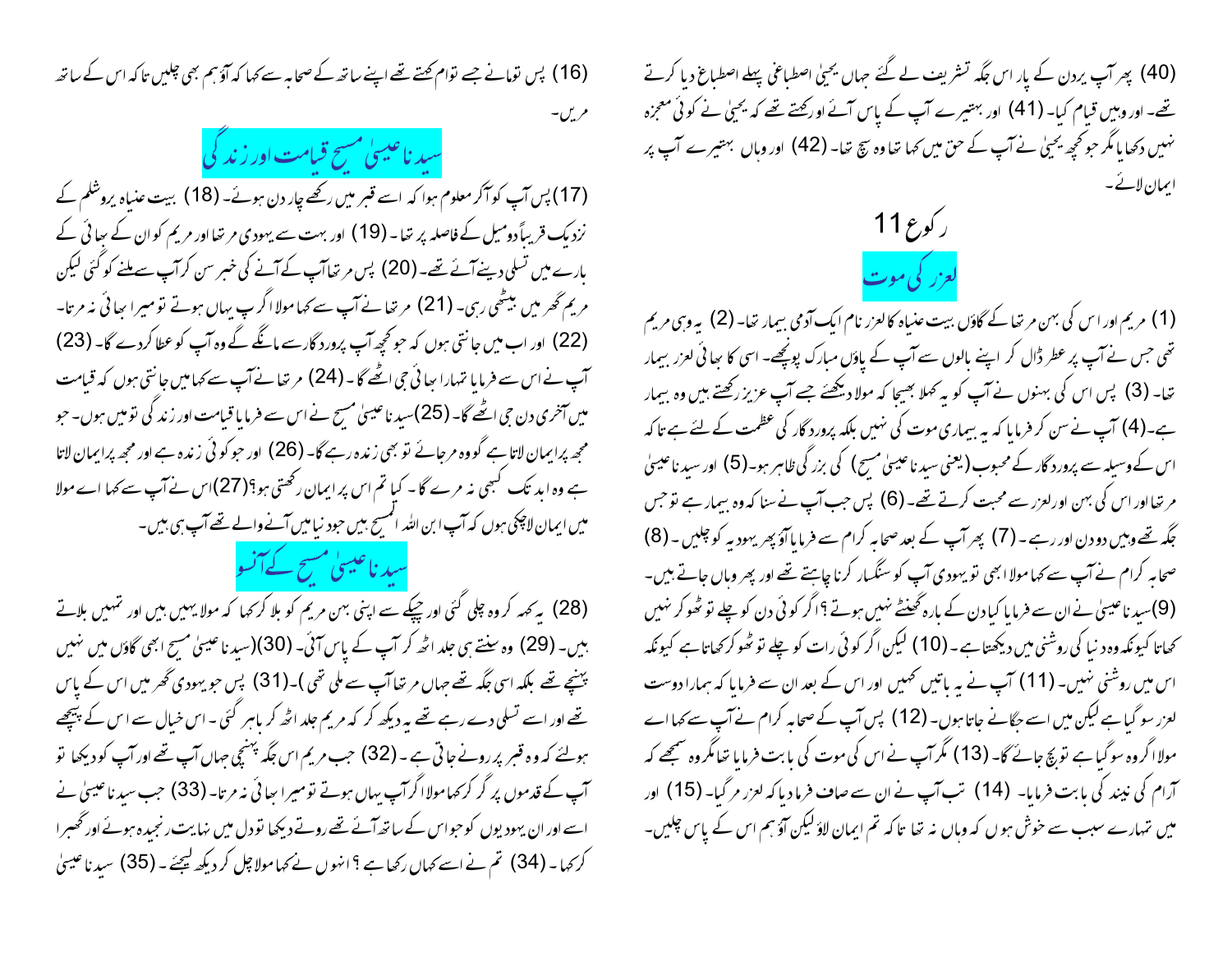(40) پھر آپ یردن کے پار اس جگہ تشریف لے گئے جہاں یحییٰ اصطباغی پہلے اصطباغ دیا کرتے تھے۔ اور وہیں قیام کیا۔ (41) اور بہتیرے آپ کے پاس آئے اور کہتے تھے کہ یحییٰ نے کوئی معجزہ نہیں دکھایا مگر جو کچھ یحییٰ نے آپ کے حق میں کہا تھا وہ سچ تھا۔ (42) اور وہاں بہتیرے آپ پر ایمان لائے۔

## رکوع 11

### لعزر کی موت

(1) مریم اور اس کی بہن مرتھا کے گاؤں بیت عنیاہ کا لعزر نام ایک آدمی بیمار تھا۔ (2) یہ وہی مریم تھی جس نے آپ پر عطر ڈال کر اپنے بالوں سے آپ کے پاؤں مبارک پونچھے۔ اسی کا بھائی لعزر بیمار تھا۔ (3) پس اس کی بہنوں نے آپ کو یہ کہلا بھیجا کہ مولا دیکھئے جسے آپ عزیز رکھتے ہیں وہ بیمار ہے۔(4) آپ نے سن کر فرمایا کہ یہ بیماری موت کی نہیں بلکہ پروردگار کی عظمت کے لئے ہے تاکہ اس کے وسیلہ سے پروردگار کے محبوب (یعنی سیدنا عیسیٰ مسیح) کی بزرگی ظاہر ہو۔(5) اور سیدنا عیسیٰ مرتھا اور اس کی بہن اور لعزر سے محبت کرتے تھے۔ (6) پس جب آپ نے سنا کہ وہ بیمار ہے تو جس جگہ تھے وہیں دو دن اور رہے۔ (7) پھر آپ کے بعد صحابہ کرام سے فرمایا آؤ پھر یہودیہ کو چلیں۔ (8) صحابہ کرام نے آپ سے کہا مولا ابھی تو یہودی آپ کو سنگسار کرنا چاہتے تھے اور پھر وہاں جاتے ہیں۔ (9)سیدنا عیسیٰ نے ان سے فرمایا کیا دن کے بارہ گھنٹے نہیں ہوتے؟ اگر کوئی دن کو چلے تو ٹھوکر نہیں کھاتا کیونکہ وہ دنیا کی روشنی میں دیکھتا ہے۔ (10) لیکن اگر کوئی رات کو چلے تو ٹھوکر کھاتا ہے کیونکہ اس میں روشنی نہیں۔ (11) آپ نے یہ باتیں کہیں اور اس کے بعد ان سے فرمایا کہ ہمارا دوست لعزر سو گیا ہے لیکن میں اسے جگانے جاتا ہوں۔ (12) پس آپ کے صحابہ کرام نے آپ سے کہا اے مولا اگر وہ سو گیا ہے تو بچ جائے گا۔ (13) مگر آپ نے اس کی موت کی بابت فرمایا تھا مگر وہ سمجھے کہ آرام کی نیند کی بابت فرمایا۔ (14) تب آپ نے ان سے صاف فرما دیا کہ لعزر مر گیا۔ (15) اور میں تمہارے سبب سے خوش ہوں کہ وہاں نہ تھا تاکہ تم ایمان لاؤ لیکن آؤ ہم اس کے پاس چلیں۔

(16) پس توما نے جسے توام کہتے تھے اپنے ساتھ کے صحابہ سے کہا کہ آؤ ہم بھی چلیں تاکہ اس کے ساتھ مریں۔

### سیدنا عیسیٰ مسیح قیامت اور زندگی

(17) پس آپ کو آکر معلوم ہوا کہ اسے قبر میں رکھے چار دن ہوئے۔ (18) بیت عنیاہ یروشلم کے نزدیک قریباً دو میل کے فاصلہ پر تھا۔ (19) اور بہت سے یہودی مرتھا اور مریم کو ان کے بھائی کے بارے میں تسلی دینے آئے تھے۔ (20) پس مرتھا آپ کے آنے کی خبر سن کر آپ سے ملنے کو گئی لیکن مریم گھر میں بیٹھی رہی۔ (21) مرتھا نے آپ سے کہا مولا اگر آپ یہاں ہوتے تو میرا بھائی نہ مرتا۔ (22) اور اب میں جانتی ہوں کہ جو کچھ آپ پروردگار سے مانگیں گے وہ آپ کو عطا کر دے گا۔ (23) آپ نے اس سے فرمایا تمہارا بھائی جی اٹھے گا۔ (24) مرتھا نے آپ سے کہا میں جانتی ہوں کہ قیامت میں آخری دن جی اٹھے گا۔ (25)سیدنا عیسیٰ مسیح نے اس سے فرمایا قیامت اور زندگی تو میں ہوں۔ جو مجھ پر ایمان لاتا ہے گو وہ مر جائے تو بھی زندہ رہے گا۔ (26) اور جو کوئی زندہ ہے اور مجھ پر ایمان لاتا ہے وہ ابد تک کبھی نہ مرے گا۔ کیا تم اس پر ایمان رکھتی ہو؟ (27)اس نے آپ سے کہا اے مولا میں ایمان لاچکی ہوں کہ آپ ابن اللہ المسیح ہیں جو دنیا میں آنے والے تھے آپ ہی ہیں۔

### سیدنا عیسیٰ مسیح کے آنسو

(28) یہ کہہ کر وہ چلی گئی اور چپکے سے اپنی بہن مریم کو بلا کر کہا کہ مولا یہیں ہیں اور تمہیں بلاتے ہیں۔ (29) وہ سنتے ہی جلد اٹھ کر آپ کے پاس آئی۔ (30)(سیدنا عیسیٰ مسیح ابھی گاؤں میں نہیں پہنچے تھے بلکہ اسی جگہ تھے جہاں مرتھا آپ سے ملی تھی)۔(31) پس جو یہودی گھر میں اس کے پاس تھے اور اسے تسلی دے رہے تھے یہ دیکھ کر کہ مریم جلد اٹھ کر باہر گئی۔ اس خیال سے اس کے پیچھے ہولئے کہ وہ قبر پر رونے جاتی ہے۔ (32) جب مریم اس جگہ پہنچی جہاں آپ تھے اور آپ کو دیکھا تو آپ کے قدموں پر گر کر کہا مولا اگر آپ یہاں ہوتے تو میرا بھائی نہ مرتا۔ (33) جب سیدنا عیسیٰ نے اسے اور ان یہودیوں کو جو اس کے ساتھ آئے تھے روتے دیکھا تو دل میں نہایت رنجیدہ ہوئے اور گھبرا کر کہا۔ (34) تم نے اسے کہاں رکھا ہے؟ انہوں نے کہا مولا چل کر دیکھ لیجئے۔ (35) سیدنا عیسیٰ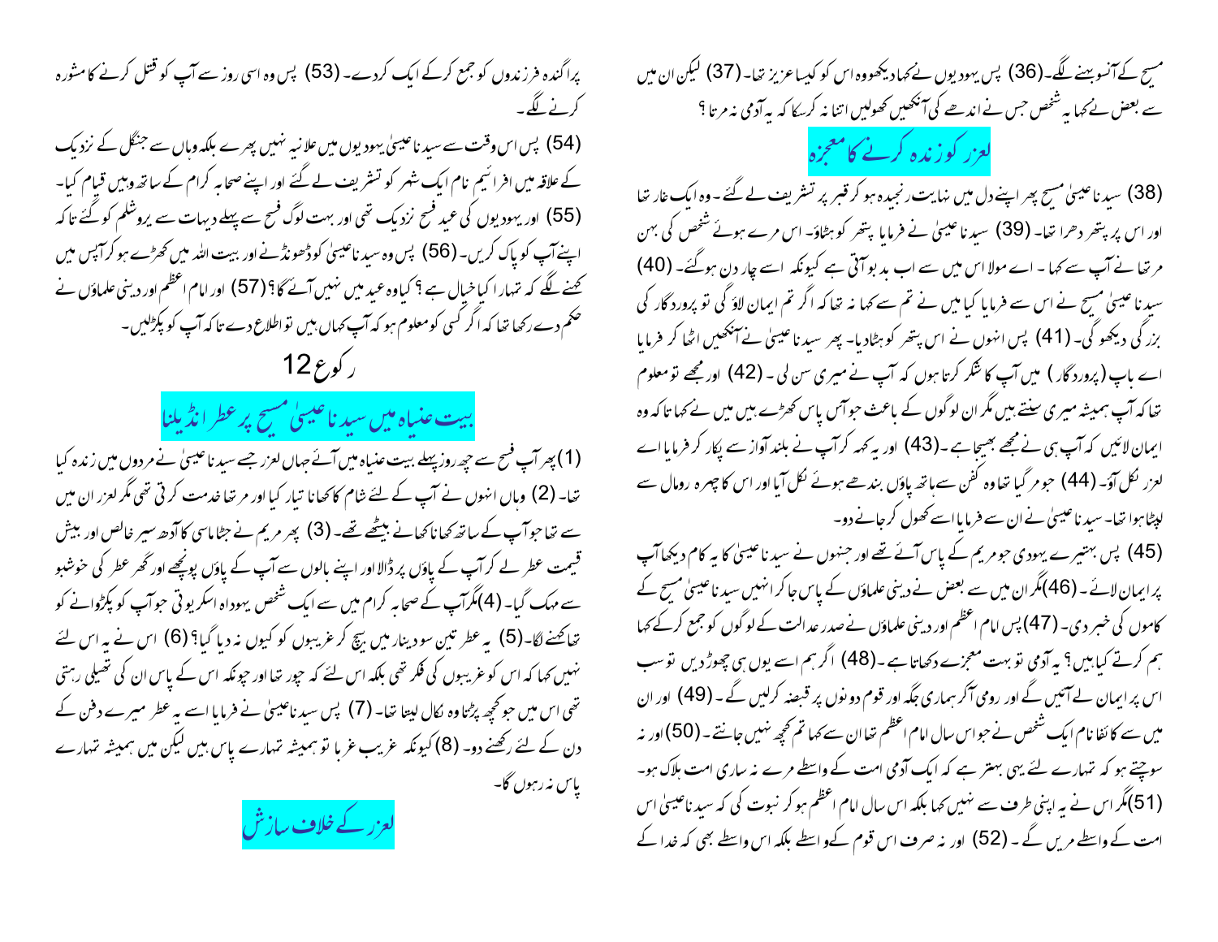مسیح کے آنسو بہنے لگے۔(36) پس یہودیوں نے کہا دیکھو وہ اس کو کیسا عزیز تھا۔ (37) لیکن ان میں سے بعض نے کہا یہ شخص جس نے اندھے کی آنکھیں کھولیں اتنا نہ کرسکا کہ یہ آدمی نہ مرتا؟

## لعزر کو زندہ کرنے کا معجزہ

(38) سیدنا عیسیٰ مسیح پھر اپنے دل میں نہایت رنجیدہ ہو کر قبر پر تشریف لے گئے۔ وہ ایک غار تھا اور اس پر پتھر دھرا تھا۔ (39) سیدنا عیسیٰ نے فرمایا پتھر کو ہٹاؤ۔ اس مرے ہوئے شخص کی بہن مرتھا نے آپ سے کہا۔ اے مولا اس میں سے اب بد بو آتی ہے کیونکہ اسے چار دن ہوگئے۔ (40) سیدنا عیسیٰ مسیح نے اس سے فرمایا کیا میں نے تم سے کہا نہ تھا کہ اگر تم ایمان لاؤ گی تو پروردگار کی بزرگی دیکھو گی۔ (41) پس انہوں نے اس پتھر کو ہٹادیا۔ پھر سیدنا عیسیٰ نے آنکھیں اٹھا کر فرمایا اے باپ (پروردگار) میں آپ کا شکر کرتا ہوں کہ آپ نے میری سن لی۔ (42) اور مجھے تو معلوم تھا کہ آپ ہمیشہ میری سنتے ہیں مگر ان لوگوں کے باعث جو آس پاس کھڑے ہیں میں نے کہا تا کہ وہ ایمان لائیں کہ آپ ہی نے مجھے بھیجا ہے۔(43) اور یہ کہہ کر آپ نے بلند آواز سے پکار کر فرمایا اے لعزر نکل آ۔ (44) جو مر گیا تھا وہ کفن سے ہاتھ پاؤں بندھے ہوئے نکل آیا اور اس کا چہرہ رومال سے لپٹا ہوا تھا۔ سیدنا عیسیٰ نے ان سے فرمایا اسے کھول کر جانے دو۔

(45) پس بہتیرے یہودی جو مریم کے پاس آئے تھے اور جنہوں نے سیدنا عیسیٰ کا یہ کام دیکھا آپ پر ایمان لائے۔ (46)مگر ان میں سے بعض نے دینی علماؤں کے پاس جا کر انہیں سیدنا عیسیٰ مسیح کے کاموں کی خبر دی۔ (47)پس امام اعظم اور دینی علماؤں نے صدر عدالت کے لوگوں کو جمع کر کے کہا ہم کرتے کیا ہیں؟ یہ آدمی تو بہت معجزے دکھاتا ہے۔ (48) اگر ہم اسے یوں ہی چھوڑ دیں تو سب اس پر ایمان لے آئیں گے اور رومی آکر ہماری جگہ اور قوم دونوں پر قبضہ کرلیں گے۔ (49) اور ان میں سے کائفا نام ایک شخص نے جو اس سال امام اعظم تھا ان سے کہا تم کچھ نہیں جانتے۔ (50) اور نہ سوچتے ہو کہ تمہارے لئے یہی بہتر ہے کہ ایک آدمی امت کے واسطے مرے نہ ساری امت ہلاک ہو۔ (51)مگر اس نے یہ اپنی طرف سے نہیں کہا بلکہ اس سال امام اعظم ہو کر نبوت کی کہ سیدنا عیسیٰ اس امت کے واسطے مریں گے۔ (52) اور نہ صرف اس قوم کے واسطے بلکہ اس واسطے بھی کہ خدا کے پراگندہ فرزندوں کو جمع کر کے ایک کردے۔ (53) پس وہ اسی روز سے آپ کو قتل کرنے کا مشورہ کرنے لگے۔

(54) پس اس وقت سے سیدنا عیسیٰ یہودیوں میں علانیہ نہیں پھرے بلکہ وہاں سے جنگل کے نزدیک کے علاقہ میں افرائیم نام ایک شہر کو تشریف لے گئے اور اپنے صحابہ کرام کے ساتھ وہیں قیام کیا۔ (55) اور یہودیوں کی عید فسح نزدیک تھی اور بہت لوگ فسح سے پہلے دیہات سے یروشلم کو گئے تا کہ اپنے آپ کو پاک کریں۔ (56) پس وہ سیدنا عیسیٰ کو ڈھونڈنے اور بیت اللہ میں کھڑے ہو کر آپس میں کہنے لگے کہ تمہارا کیا خیال ہے؟ کیا وہ عید میں نہیں آئے گا؟ (57) اور امام اعظم اور دینی علماؤں نے حکم دے رکھا تھا کہ اگر کسی کو معلوم ہو کہ آپ کہاں ہیں تو اطلاع دے تا کہ آپ کو پکڑلیں۔

## رکوع 12

## بیت عنیاہ میں سیدنا عیسیٰ مسیح پر عطر انڈیلنا

(1)پھر آپ فسح سے چھ روز پہلے بیت عنیاہ میں آئے جہاں لعزر جسے سیدنا عیسیٰ نے مردوں میں زندہ کیا تھا۔ (2) وہاں انہوں نے آپ کے لئے شام کا کھانا تیار کیا اور مرتھا خدمت کرتی تھی مگر لعزر ان میں سے تھا جو آپ کے ساتھ کھانا کھانے بیٹھے تھے۔ (3) پھر مریم نے جٹاماسی کا آدھ سیر خالص اور بیش قیمت عطر لے کر آپ کے پاؤں پر ڈالا اور اپنے بالوں سے آپ کے پاؤں پونچھے اور گھر عطر کی خوشبو سے مہک گیا۔ (4)مگر آپ کے صحابہ کرام میں سے ایک شخص یہوداہ اسکریوتی جو آپ کو پکڑوانے کو تھا کہنے لگا۔(5) یہ عطر تین سو دینار میں بیچ کر غریبوں کو کیوں نہ دیا گیا؟ (6) اس نے یہ اس لئے نہیں کہا کہ اس کو غریبوں کی فکر تھی بلکہ اس لئے کہ چور تھا اور چونکہ اس کے پاس ان کی تھیلی رہتی تھی اس میں جو کچھ پڑتا وہ نکال لیتا تھا۔ (7) پس سیدنا عیسیٰ نے فرمایا اسے یہ عطر میرے دفن کے دن کے لئے رکھنے دو۔ (8) کیونکہ غریب غربا تو ہمیشہ تمہارے پاس ہیں لیکن میں ہمیشہ تمہارے پاس نہ رہوں گا۔

## لعزر کے خلاف سازش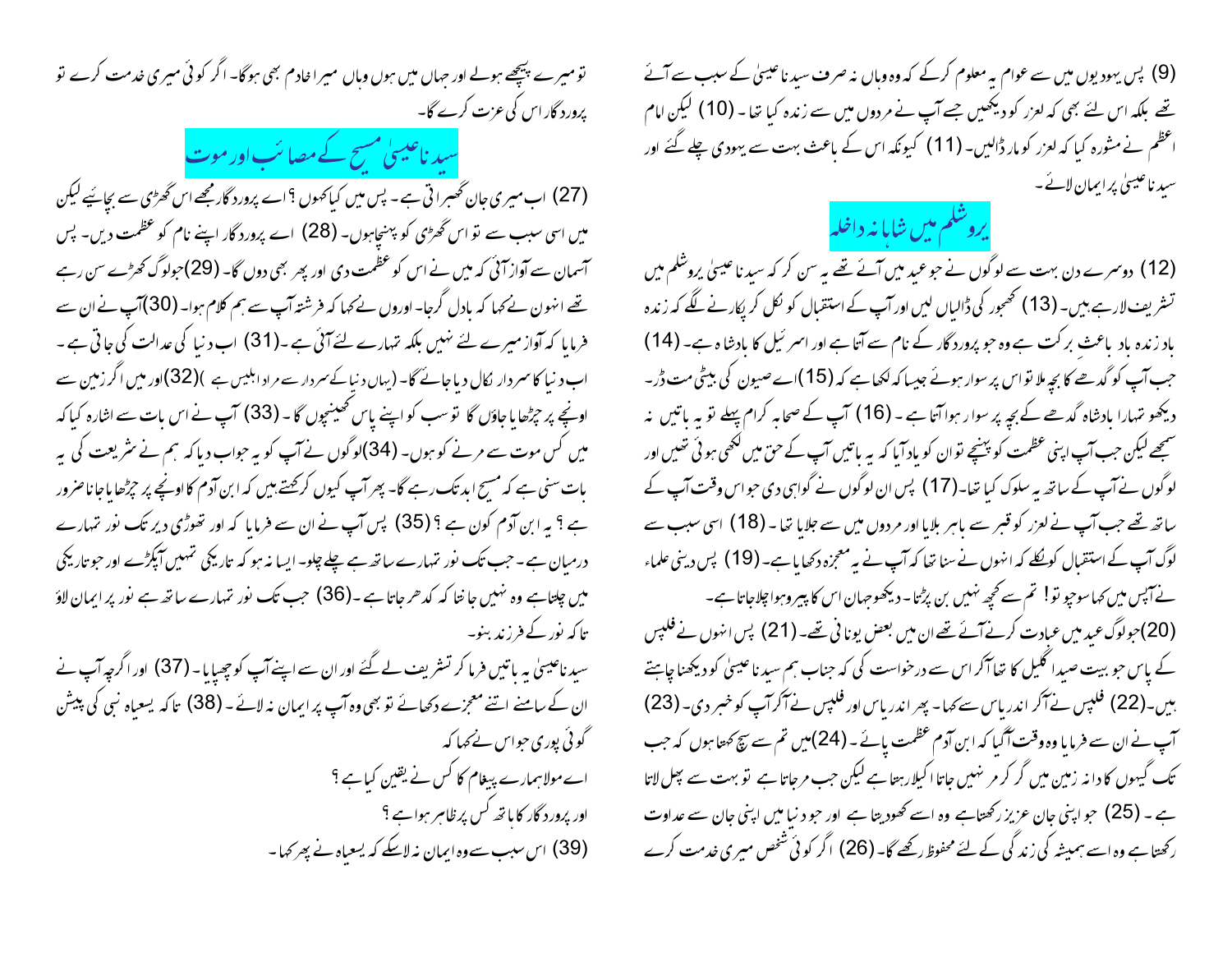(9) پس یہودیوں میں سے عوام یہ معلوم کرکے کہ وہ وہاں نہ صرف سیدنا عیسیٰ کے سبب سے آئے تھے بلکہ اس لئے بھی کہ لعزر کو دیکھیں جسے آپ نے مردوں میں سے زندہ کیا تھا۔ (10) لیکن امام اعظم نے مشورہ کیا کہ لعزر کو مار ڈالیں۔ (11) کیونکہ اس کے باعث بہت سے یہودی چلے گئے اور سیدنا عیسیٰ پر ایمان لائے۔

## یروشلم میں شاہانہ داخلہ

(12) دوسرے دن بہت سے لوگوں نے جو عید میں آئے تھے یہ سن کر کہ سیدنا عیسیٰ یروشلم میں تشریف لارہے ہیں۔ (13) کھجور کی ڈالیاں لیں اور آپ کے استقبال کو نکل کر پکارنے لگے کہ زندہ باد زندہ باد باعث برکت ہے وہ جو پروردگار کے نام سے آتا ہے اور اسرائیل کا بادشاہ ہے۔ (14) جب آپ کو گدھے کا بچہ ملا تو اس پر سوار ہوئے جیسا کہ لکھا ہے کہ (15) اے صیون کی بیٹی مت ڈر۔ دیکھو تمہارا بادشاہ گدھے کے بچہ پر سوار ہوا آتا ہے۔ (16) آپ کے صحابہ کرام پہلے تو یہ باتیں نہ سمجھے لیکن جب آپ اپنی عظمت کو پہنچے تو ان کو یاد آیا کہ یہ باتیں آپ کے حق میں لکھی ہوئی تھیں اور لوگوں نے آپ کے ساتھ یہ سلوک کیا تھا۔ (17) پس ان لوگوں نے گواہی دی جو اس وقت آپ کے ساتھ تھے جب آپ نے لعزر کو قبر سے باہر بلایا اور مردوں میں سے جلایا تھا۔ (18) اسی سبب سے لوگ آپ کے استقبال کو نکلے کہ انہوں نے سنا تھا کہ آپ نے یہ معجزہ دکھایا ہے۔ (19) پس دینی علماء نے آپس میں کہا سوچو تو! تم سے کچھ نہیں بن پڑتا۔ دیکھو جہان اس کا پیرو ہوا چلا جاتا ہے۔

(20) جو لوگ عید میں عبادت کرنے آئے تھے ان میں بعض یونانی تھے۔ (21) پس انہوں نے فلپس کے پاس جو بیت صیدا گلیل کا تھا آکر اس سے درخواست کی کہ جناب ہم سیدنا عیسیٰ کو دیکھنا چاہتے ہیں۔ (22) فلپس نے آکر اندریاس سے کہا۔ پھر اندریاس اور فلپس نے آکر آپ کو خبر دی۔ (23) آپ نے ان سے فرمایا وہ وقت آگیا کہ ابن آدم عظمت پائے۔ (24) میں تم سے سچ کہتا ہوں کہ جب تک گیہوں کا دانہ زمین میں گر کر مر نہیں جاتا اکیلا رہتا ہے لیکن جب مر جاتا ہے تو بہت سے پھل لاتا ہے۔ (25) جو اپنی جان عزیز رکھتا ہے وہ اسے کھو دیتا ہے اور جو دنیا میں اپنی جان سے عداوت رکھتا ہے وہ اسے ہمیشہ کی زندگی کے لئے محفوظ رکھے گا۔ (26) اگر کوئی شخص میری خدمت کرے تو میرے پیچھے ہولے اور جہاں میں ہوں وہاں میرا خادم بھی ہوگا۔ اگر کوئی میری خدمت کرے تو پروردگار اس کی عزت کرے گا۔

## سیدنا عیسیٰ مسیح کے مصائب اور موت

(27) اب میری جان گھبراتی ہے۔ پس میں کیا کہوں؟ اے پروردگار مجھے اس گھڑی سے بچائیے لیکن میں اسی سبب سے تو اس گھڑی کو پہنچا ہوں۔ (28) اے پروردگار اپنے نام کو عظمت دیں۔ پس آسمان سے آواز آئی کہ میں نے اس کو عظمت دی اور پھر بھی دوں گا۔ (29) جو لوگ کھڑے سن رہے تھے انہوں نے کہا کہ بادل گرجا۔ اوروں نے کہا کہ فرشتہ آپ سے ہم کلام ہوا۔ (30) آپ نے ان سے فرمایا کہ آواز میرے لئے نہیں بلکہ تمہارے لئے آئی ہے۔ (31) اب دنیا کی عدالت کی جاتی ہے۔ اب دنیا کا سردار نکال دیا جائے گا۔ (یہاں دنیا کے سردار سے مراد ابلیس ہے) (32) اور میں اگر زمین سے اونچے پر چڑھایا جاؤں گا تو سب کو اپنے پاس کھینچوں گا۔ (33) آپ نے اس بات سے اشارہ کیا کہ میں کس موت سے مرنے کو ہوں۔ (34) لوگوں نے آپ کو یہ جواب دیا کہ ہم نے شریعت کی یہ بات سنی ہے کہ مسیح ابد تک رہے گا۔ پھر آپ کیوں کرکہتے ہیں کہ ابن آدم کا اونچے پر چڑھایا جانا ضرور ہے؟ یہ ابن آدم کون ہے؟ (35) پس آپ نے ان سے فرمایا کہ اور تھوڑی دیر تک نور تمہارے درمیان ہے۔ جب تک نور تمہارے ساتھ ہے چلے چلو۔ ایسا نہ ہو کہ تاریکی تمہیں آپکڑے اور جو تاریکی میں چلتا ہے وہ نہیں جانتا کہ کدھر جاتا ہے۔ (36) جب تک نور تمہارے ساتھ ہے نور پر ایمان لاؤ تاکہ نور کے فرزند بنو۔

سیدنا عیسیٰ یہ باتیں فرما کر تشریف لے گئے اور ان سے اپنے آپ کو چھپایا۔ (37) اور اگرچہ آپ نے ان کے سامنے اتنے معجزے دکھائے تو بھی وہ آپ پر ایمان نہ لائے۔ (38) تاکہ یسعیاہ نبی کی پیشن گوئی پوری ہو جو اس نے کہا کہ

اے مولا ہمارے پیغام کا کس نے یقین کیا ہے؟
اور پروردگار کا ہاتھ کس پر ظاہر ہوا ہے؟

(39) اس سبب سے وہ ایمان نہ لاسکے کہ یسعیاہ نے پھر کہا۔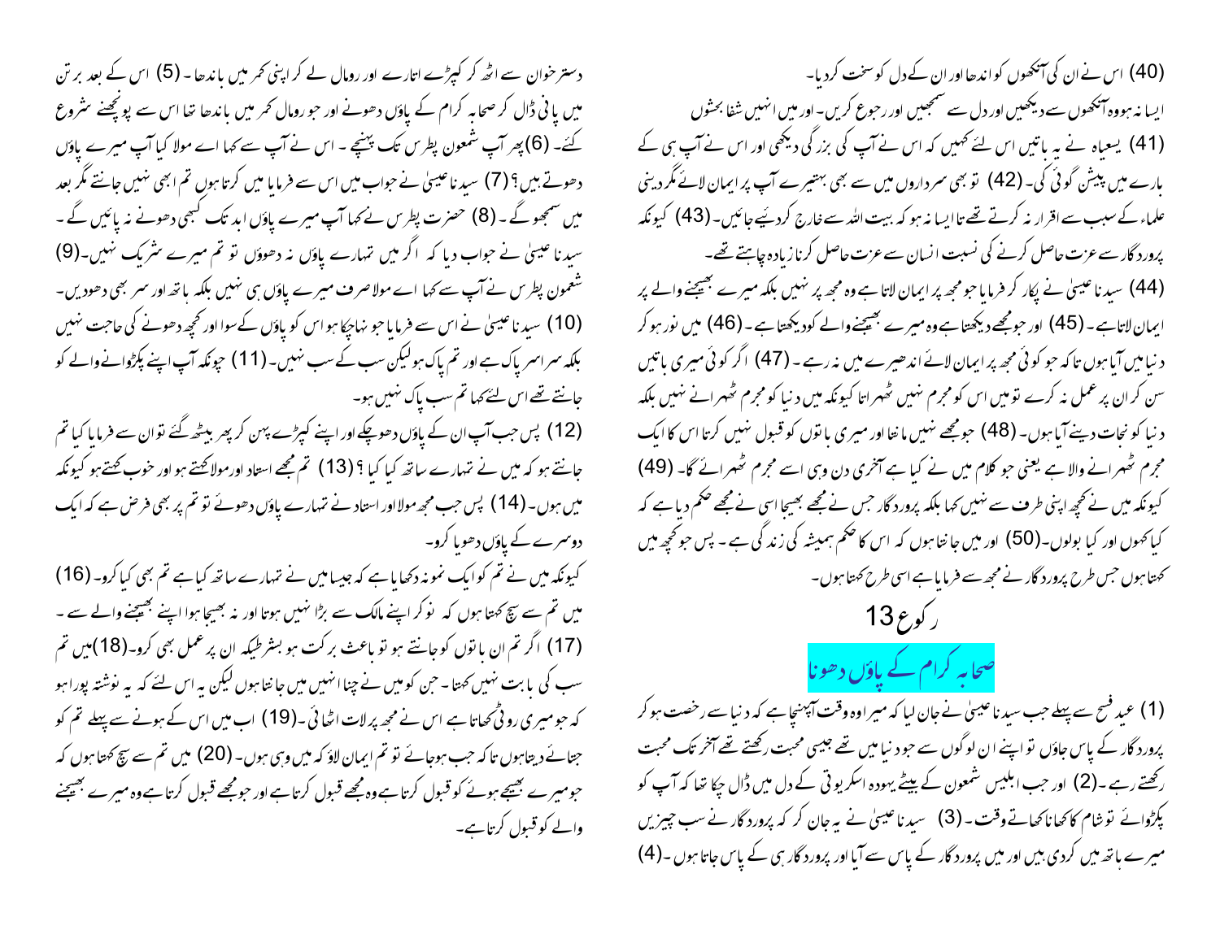(40) اس نے ان کی آنکھوں کو اندھا اور ان کے دل کو سخت کردیا۔
ایسا نہ ہووہ آنکھوں سے دیکھیں اور دل سے سمجھیں اور رجوع کریں۔ اور میں انہیں شفا بخشوں
(41) یسعیاہ نے یہ باتیں اس لئے کہیں کہ اس نے آپ کی بزرگی دیکھی اور اس نے آپ ہی کے بارے میں پیشن گوئی کی۔ (42) تو بھی سرداروں میں سے بھی بہتیرے آپ پر ایمان لائے مگر دینی علماء کے سبب سے اقرار نہ کرتے تھے تا ایسا نہ ہو کہ بیت اللہ سے خارج کردیئے جائیں۔ (43) کیونکہ پروردگار سے عزت حاصل کرنے کی نسبت انسان سے عزت حاصل کرنا زیادہ چاہتے تھے۔
(44) سیدنا عیسیٰ نے پکار کر فرمایا جو مجھ پر ایمان لاتا ہے وہ مجھ پر نہیں بلکہ میرے بھیجنے والے پر ایمان لاتا ہے۔ (45) اور جو مجھے دیکھتا ہے وہ میرے بھیجنے والے کو دیکھتا ہے۔ (46) میں نور ہو کر دنیا میں آیا ہوں تا کہ جو کوئی مجھ پر ایمان لائے اندھیرے میں نہ رہے۔ (47) اگر کوئی میری باتیں سن کر ان پر عمل نہ کرے تو میں اس کو مجرم نہیں ٹھہراتا کیونکہ میں دنیا کو مجرم ٹھہرانے نہیں بلکہ دنیا کو نجات دینے آیا ہوں۔ (48) جو مجھے نہیں مانتا اور میری باتوں کو قبول نہیں کرتا اس کا ایک مجرم ٹھہرانے والا ہے یعنی جو کلام میں نے کیا ہے آخری دن وہی اسے مجرم ٹھہرائے گا۔ (49) کیونکہ میں نے کچھ اپنی طرف سے نہیں کہا بلکہ پروردگار جس نے مجھے بھیجا اسی نے مجھے حکم دیا ہے کہ کیا کہوں اور کیا بولوں۔ (50) اور میں جانتا ہوں کہ اس کا حکم ہمیشہ کی زندگی ہے۔ پس جو کچھ میں کہتا ہوں جس طرح پروردگار نے مجھ سے فرمایا ہے اسی طرح کہتا ہوں۔

## رکوع 13

## صحابہ کرام کے پاؤں دھونا

(1) عید فسح سے پہلے جب سیدنا عیسیٰ نے جان لیا کہ میرا وہ وقت آپہنچا ہے کہ دنیا سے رخصت ہو کر پروردگار کے پاس جاؤں تو اپنے ان لوگوں سے جو دنیا میں تھے جیسی محبت رکھتے تھے آخر تک محبت رکھتے رہے۔ (2) اور جب ابلیس شمعون کے بیٹے یہودہ اسکریوتی کے دل میں ڈال چکا تھا کہ آپ کو پکڑوائے تو شام کا کھانا کھاتے وقت۔ (3) سیدنا عیسیٰ نے یہ جان کر کہ پروردگار نے سب چیزیں میرے ہاتھ میں کردی ہیں اور میں پروردگار کے پاس سے آیا اور پروردگار ہی کے پاس جاتا ہوں۔ (4) دسترخوان سے اٹھ کر کپڑے اتارے اور رومال لے کر اپنی کمر میں باندھا۔ (5) اس کے بعد برتن میں پانی ڈال کر صحابہ کرام کے پاؤں دھونے اور جو رومال کمر میں باندھا تھا اس سے پونچھنے شروع کئے۔ (6) پھر آپ شمعون پطرس تک پہنچے۔ اس نے آپ سے کہا اے مولا کیا آپ میرے پاؤں دھوتے ہیں؟ (7) سیدنا عیسیٰ نے جواب میں اس سے فرمایا میں جو کرتا ہوں تم ابھی نہیں جانتے مگر بعد میں سمجھو گے۔ (8) حضرت پطرس نے کہا آپ میرے پاؤں ابد تک کبھی دھونے نہ پائیں گے۔ سیدنا عیسیٰ نے جواب دیا کہ اگر میں تمہارے پاؤں نہ دھوؤں تو تم میرے شریک نہیں۔ (9) شمعون پطرس نے آپ سے کہا اے مولا صرف میرے پاؤں ہی نہیں بلکہ ہاتھ اور سر بھی دھودیں۔ (10) سیدنا عیسیٰ نے اس سے فرمایا جو نہاچکا ہو اس کو پاؤں کے سوا اور کچھ دھونے کی حاجت نہیں بلکہ سراسر پاک ہے اور تم پاک ہو لیکن سب کے سب نہیں۔ (11) چونکہ آپ اپنے پکڑوانے والے کو جانتے تھے اس لئے کہا تم سب پاک نہیں ہو۔
(12) پس جب آپ ان کے پاؤں دھو چکے اور اپنے کپڑے پہن کر پھر بیٹھ گئے تو ان سے فرمایا کیا تم جانتے ہو کہ میں نے تمہارے ساتھ کیا کیا؟ (13) تم مجھے استاد اور مولا کہتے ہو اور خوب کہتے ہو کیونکہ میں ہوں۔ (14) پس جب مجھ مولا اور استاد نے تمہارے پاؤں دھوئے تو تم پر بھی فرض ہے کہ ایک دوسرے کے پاؤں دھویا کرو۔
کیونکہ میں نے تم کو ایک نمونہ دکھایا ہے کہ جیسا میں نے تمہارے ساتھ کیا ہے تم بھی کیا کرو۔ (16) میں تم سے سچ کہتا ہوں کہ نوکر اپنے مالک سے بڑا نہیں ہوتا اور نہ بھیجا ہوا اپنے بھیجنے والے سے۔ (17) اگر تم ان باتوں کو جانتے ہو تو باعث برکت ہو بشرطیکہ ان پر عمل بھی کرو۔ (18) میں تم سب کی بابت نہیں کہتا۔ جن کو میں نے چنا انہیں میں جانتا ہوں لیکن یہ اس لئے کہ یہ نوشتہ پورا ہو کہ جو میری روٹی کھاتا ہے اس نے مجھ پر لات اٹھائی۔ (19) اب میں اس کے ہونے سے پہلے تم کو جتائے دیتا ہوں تا کہ جب ہوجائے تو تم ایمان لاؤ کہ میں وہی ہوں۔ (20) میں تم سے سچ کہتا ہوں کہ جو میرے بھیجے ہوئے کو قبول کرتا ہے وہ مجھے قبول کرتا ہے اور جو مجھے قبول کرتا ہے وہ میرے بھیجنے والے کو قبول کرتا ہے۔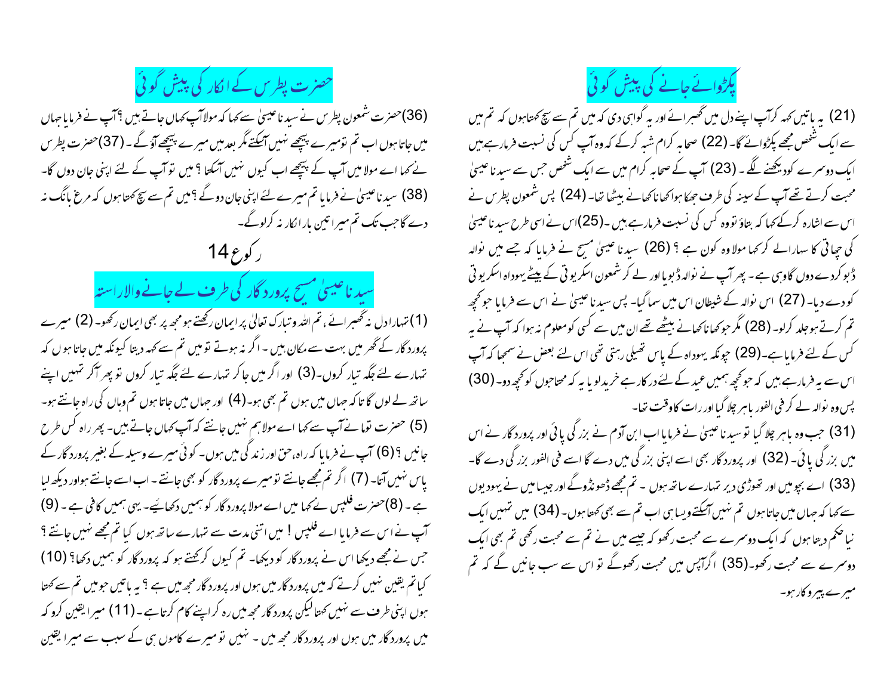## پکڑوائے جانے کی پیش گوئی

(21) یہ باتیں کہہ کر آپ اپنے دل میں گھبرائے اور یہ گواہی دی کہ میں تم سے سچ کہتا ہوں کہ تم میں سے ایک شخص مجھے پکڑوائے گا۔ (22) صحابہ کرام شبہ کرکے کہ وہ آپ کس کی نسبت فرمارہے ہیں ایک دوسرے کو دیکھنے لگے ۔ (23) آپ کے صحابہ کرام میں سے ایک شخص جس سے سیدنا عیسیٰ محبت کرتے تھے آپ کے سینہ کی طرف جھکا ہوا کھانا کھانے بیٹھا تھا۔ (24) پس شمعون پطرس نے اس سے اشارہ کرکے کہا کہ بتاؤ تو وہ کس کی نسبت فرمارہے ہیں ۔(25)اس نے اسی طرح سیدنا عیسیٰ کی چھاتی کا سہارالے کر کہا مولا وہ کون ہے ؟ (26) سیدنا عیسیٰ مسیح نے فرمایا کہ جسے میں نوالہ ڈبو کردے دوں گا وہی ہے ۔ پھر آپ نے نوالہ ڈبویا اور لے کر شمعون اسکریوتی کے بیٹے یہوداہ اسکریوتی کو دے دیا۔ (27) اس نوالہ کے شیطان اس میں سما گیا۔ پس سیدنا عیسیٰ نے اس سے فرمایا جو کچھ تم کرتے ہو جلد کرلو۔ (28) مگر جو کھانا کھانے بیٹھے تھے ان میں سے کسی کو معلوم نہ ہوا کہ آپ نے یہ کس کے لئے فرمایا ہے۔(29) چونکہ یہوداہ کے پاس تھیلی رہتی تھی اس لئے بعض نے سمجھا کہ آپ اس سے یہ فرمارہے ہیں کہ جو کچھ ہمیں عید کے لئے درکار ہے خریدلویا یہ کہ محتاجوں کو کچھ دو۔ (30) پس وہ نوالہ لے کر فی الفور باہر چلا گیا اور رات کا وقت تھا۔

(31) جب وہ باہر چلا گیا تو سیدنا عیسیٰ نے فرمایا اب ابن آدم نے بزرگی پائی اور پروردگار نے اس میں بزرگی پائی۔ (32) اور پروردگار بھی اسے اپنی بزرگی میں دے گا اسے فی الفور بزرگی دے گا۔ (33) اے بچو میں اور تھوڑی دیر تمہارے ساتھ ہوں ۔ تم مجھے ڈھونڈو گے اور جیسا میں نے یہودیوں سے کہا کہ جہاں میں جاتا ہوں تم نہیں آسکتے ویسا ہی اب تم سے بھی کہتا ہوں۔ (34) میں تمہیں ایک نیا حکم دیتا ہوں کہ ایک دوسرے سے محبت رکھو کہ جیسے میں نے تم سے محبت رکھی تم بھی ایک دوسرے سے محبت رکھو۔(35) اگر آپس میں محبت رکھو گے تو اس سے سب جانیں گے کہ تم میرے پیروکار ہو۔

## حضرت پطرس کے انکار کی پیش گوئی

(36)حضرت شمعون پطرس نے سیدنا عیسیٰ سے کہا کہ مولا آپ کہاں جاتے ہیں ؟آپ نے فرمایا جہاں میں جاتا ہوں اب تم تو میرے پیچھے نہیں آسکتے مگر بعد میں میرے پیچھے آؤ گے ۔ (37)حضرت پطرس نے کہا اے مولا میں آپ کے پیچھے اب کیوں نہیں آسکتا ؟ میں تو آپ کے لئے اپنی جان دوں گا۔ (38) سیدنا عیسیٰ نے فرمایا تم میرے لئے اپنی جان دو گے ؟میں تم سے سچ کہتا ہوں کہ مرغ بانگ نہ دے گا جب تک تم میرا تین بار انکار نہ کرلو گے۔

### رکوع 14

## سیدنا عیسیٰ مسیح پروردگار کی طرف لے جانے والا راستہ

(1) تمہارا دل نہ گھبرائے ، تم اللہ وتبارک تعالیٰ پر ایمان رکھتے ہو مجھ پر بھی ایمان رکھو۔ (2) میرے پروردگار کے گھر میں بہت سے مکان ہیں ۔ اگر نہ ہوتے تو میں تم سے کہہ دیتا کیونکہ میں جاتا ہوں کہ تمہارے لئے جگہ تیار کروں۔(3) اور اگر میں جاکر تمہارے لئے جگہ تیار کروں تو پھر آکر تمہیں اپنے ساتھ لے لوں گا تاکہ جہاں میں ہوں تم بھی ہو۔(4) اور جہاں میں جاتا ہوں تم وہاں کی راہ جانتے ہو۔ (5) حضرت توما نے آپ سے کہا اے مولا ہم نہیں جانتے کہ آپ کہاں جاتے ہیں۔ پھر راہ کس طرح جانیں ؟(6) آپ نے فرمایا کہ راہ، حق اور زندگی میں ہوں۔ کوئی میرے وسیلہ کے بغیر پروردگار کے پاس نہیں آتا۔ (7) اگر تم مجھے جانتے تو میرے پروردگار کو بھی جانتے ۔ اب اسے جانتے ہو اور دیکھ لیا ہے ۔ (8)حضرت فلپس نے کہا میں اے مولا پروردگار کو ہمیں دکھائیے۔ یہی ہمیں کافی ہے ۔ (9) آپ نے اس سے فرمایا اے فلپس ! میں اتنی مدت سے تمہارے ساتھ ہوں کیا تم مجھے نہیں جانتے ؟ جس نے مجھے دیکھا اس نے پروردگار کو دیکھا۔ تم کیوں کر کہتے ہو کہ پروردگار کو ہمیں دکھا؟ (10) کیا تم یقین نہیں کرتے کہ میں پروردگار میں ہوں اور پروردگار مجھ میں ہے ؟ یہ باتیں جو میں تم سے کہتا ہوں اپنی طرف سے نہیں کہتا لیکن پروردگار مجھ میں رہ کر اپنے کام کرتا ہے ۔ (11) میرا یقین کرو کہ میں پروردگار میں ہوں اور پروردگار مجھ میں ۔ نہیں تو میرے کاموں ہی کے سبب سے میرا یقین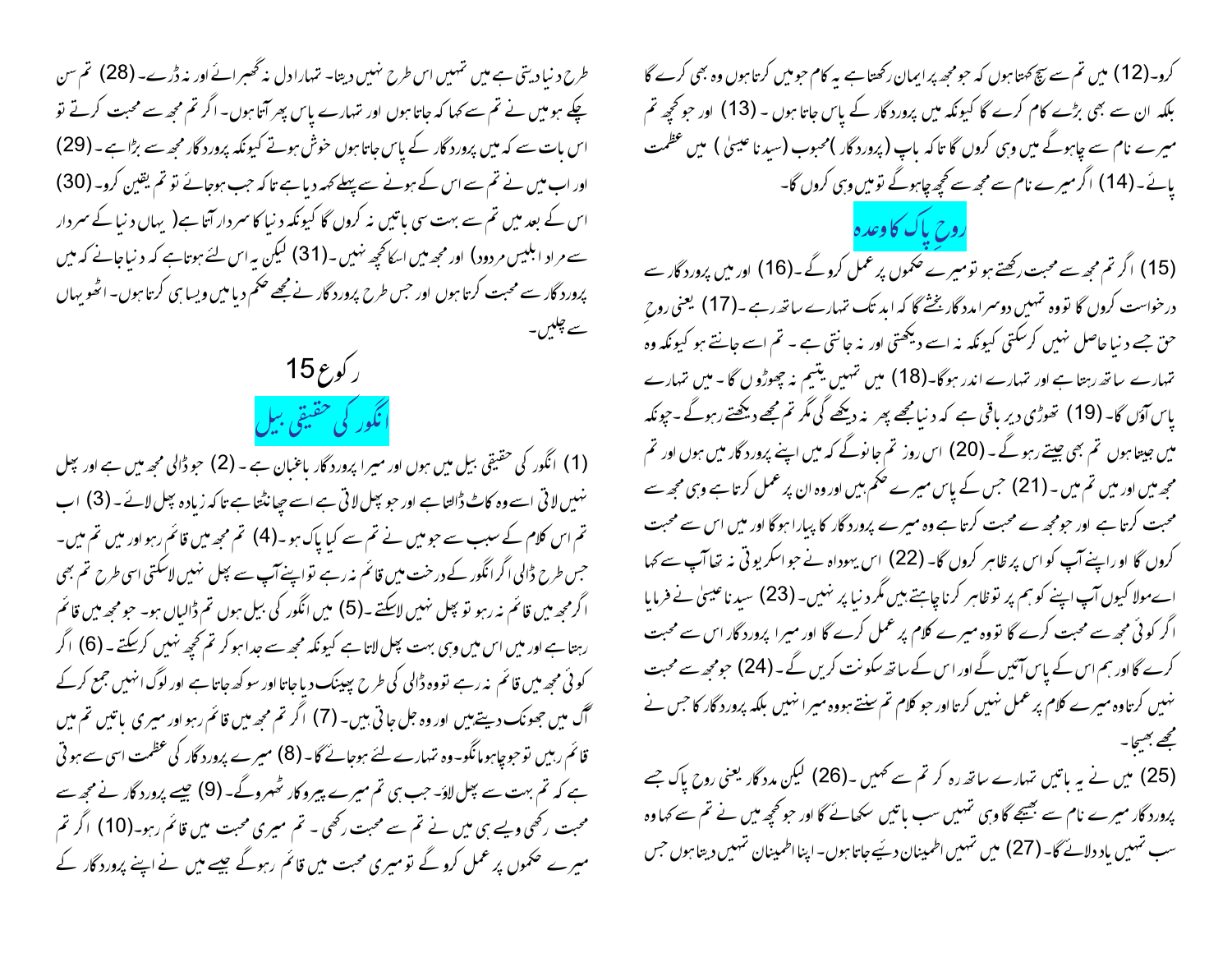کرو۔(12) میں تم سے سچ کہتا ہوں کہ جو مجھ پر ایمان رکھتا ہے یہ کام جو میں کرتا ہوں وہ بھی کرے گا بلکہ ان سے بھی بڑے کام کرے گا کیونکہ میں پروردگار کے پاس جاتا ہوں ۔ (13) اور جو کچھ تم میرے نام سے چاہوگے میں وہی کروں گا تا کہ باپ (پروردگار )محبوب (سیدنا عیسیٰ ) میں عظمت پائے ۔(14) اگر میرے نام سے مجھ سے کچھ چاہوگے تو میں وہی کروں گا۔

## روحِ پاک کا وعدہ

(15) اگر تم مجھ سے محبت رکھتے ہو تو میرے حکموں پر عمل کرو گے ۔(16) اور میں پروردگار سے درخواست کروں گا تو وہ تمہیں دوسرا مدد گار بخشے گا کہ ابد تک تمہارے ساتھ رہے ۔(17) یعنی روحِ حق جسے دنیا حاصل نہیں کرسکتی کیونکہ نہ اسے دیکھتی اور نہ جانتی ہے ۔ تم اسے جانتے ہو کیونکہ وہ تمہارے ساتھ رہتا ہے اور تمہارے اندر ہوگا۔(18) میں تمہیں یتیم نہ چھوڑوں گا ۔ میں تمہارے پاس آؤں گا۔ (19) تھوڑی دیر باقی ہے کہ دنیا مجھے پھر نہ دیکھے گی مگر تم مجھے دیکھتے رہوگے ۔ چونکہ میں جیتا ہوں تم بھی جیتے رہو گے ۔ (20) اس روز تم جانوگے کہ میں اپنے پروردگار میں ہوں اور تم مجھ میں اور میں تم میں ۔ (21) جس کے پاس میرے حکم ہیں اور وہ ان پر عمل کرتا ہے وہی مجھ سے محبت کرتا ہے اور جو مجھ سے محبت کرتا ہے وہ میرے پروردگار کا پیارا ہوگا اور میں اس سے محبت کروں گا اور اپنے آپ کو اس پر ظاہر کروں گا۔ (22) اس یہوداہ نے جو اسکریوتی نہ تھا آپ سے کہا اے مولا کیوں آپ اپنے کو ہم پر تو ظاہر کرنا چاہتے ہیں مگر دنیا پر نہیں۔ (23) سیدنا عیسیٰ نے فرمایا اگر کوئی مجھ سے محبت کرے گا تو وہ میرے کلام پر عمل کرے گا اور میرا پروردگار اس سے محبت کرے گا اور ہم اس کے پاس آئیں گے اور اس کے ساتھ سکونت کریں گے ۔ (24) جو مجھ سے محبت نہیں کرتا وہ میرے کلام پر عمل نہیں کرتا اور جو کلام تم سنتے ہو وہ میرا نہیں بلکہ پروردگار کا جس نے مجھے بھیجا۔

(25) میں نے یہ باتیں تمہارے ساتھ رہ کر تم سے کہیں ۔(26) لیکن مدد گار یعنی روح پاک جسے پروردگار میرے نام سے بھیجے گا وہی تمہیں سب باتیں سکھائے گا اور جو کچھ میں نے تم سے کہا وہ سب تمہیں یاد دلائے گا۔ (27) میں تمہیں اطمینان دیئے جاتا ہوں ۔ اپنا اطمینان تمہیں دیتا ہوں جس طرح دنیا دیتی ہے میں تمہیں اس طرح نہیں دیتا۔ تمہارا دل نہ گھبرائے اور نہ ڈرے۔ (28) تم سن چکے ہو میں نے تم سے کہا کہ جاتا ہوں اور تمہارے پاس پھر آتا ہوں ۔ اگر تم مجھ سے محبت کرتے تو اس بات سے کہ میں پروردگار کے پاس جاتا ہوں خوش ہوتے کیونکہ پروردگار مجھ سے بڑا ہے ۔ (29) اور اب میں نے تم سے اس کے ہونے سے پہلے کہہ دیا ہے تا کہ جب ہوجائے تو تم یقین کرو۔ (30) اس کے بعد میں تم سے بہت سی باتیں نہ کروں گا کیونکہ دنیا کا سردار آتا ہے( یہاں دنیا کے سردار سے مراد ابلیس مردود) اور مجھ میں اسکا کچھ نہیں ۔(31) لیکن یہ اس لئے ہوتا ہے کہ دنیا جانے کہ میں پروردگار سے محبت کرتا ہوں اور جس طرح پروردگار نے مجھے حکم دیا میں ویسا ہی کرتا ہوں۔ اٹھو یہاں سے چلیں۔

## رکوع 15

## انگور کی حقیقی بیل

(1) انگور کی حقیقی بیل میں ہوں اور میرا پروردگار باغبان ہے ۔ (2) جو ڈالی مجھ میں ہے اور پھل نہیں لاتی اسے وہ کاٹ ڈالتا ہے اور جو پھل لاتی ہے اسے چھانٹتا ہے تا کہ زیادہ پھل لائے ۔ (3) اب تم اس کلام کے سبب سے جو میں نے تم سے کیا پاک ہو ۔(4) تم مجھ میں قائم رہو اور میں تم میں۔ جس طرح ڈالی اگر انگور کے درخت میں قائم نہ رہے تو اپنے آپ سے پھل نہیں لاسکتی اسی طرح تم بھی اگر مجھ میں قائم نہ رہو تو پھل نہیں لاسکتے ۔(5) میں انگور کی بیل ہوں تم ڈالیاں ہو۔ جو مجھ میں قائم رہتا ہے اور میں اس میں وہی بہت پھل لاتا ہے کیونکہ مجھ سے جدا ہو کر تم کچھ نہیں کرسکتے ۔ (6) اگر کوئی مجھ میں قائم نہ رہے تو وہ ڈالی کی طرح پھینک دیا جاتا اور سوکھ جاتا ہے اور لوگ انہیں جمع کرکے آگ میں جھونک دیتے ہیں اور وہ جل جاتی ہیں۔ (7) اگر تم مجھ میں قائم رہو اور میری باتیں تم میں قائم رہیں تو جو چاہو مانگو۔ وہ تمہارے لئے ہوجائے گا۔ (8) میرے پروردگار کی عظمت اسی سے ہوتی ہے کہ تم بہت سے پھل لاؤ۔ جب ہی تم میرے پیروکار ٹھہروگے۔ (9) جیسے پروردگار نے مجھ سے محبت رکھی ویسے ہی میں نے تم سے محبت رکھی ۔ تم میری محبت میں قائم رہو۔(10) اگر تم میرے حکموں پر عمل کرو گے تو میری محبت میں قائم رہوگے جیسے میں نے اپنے پروردگار کے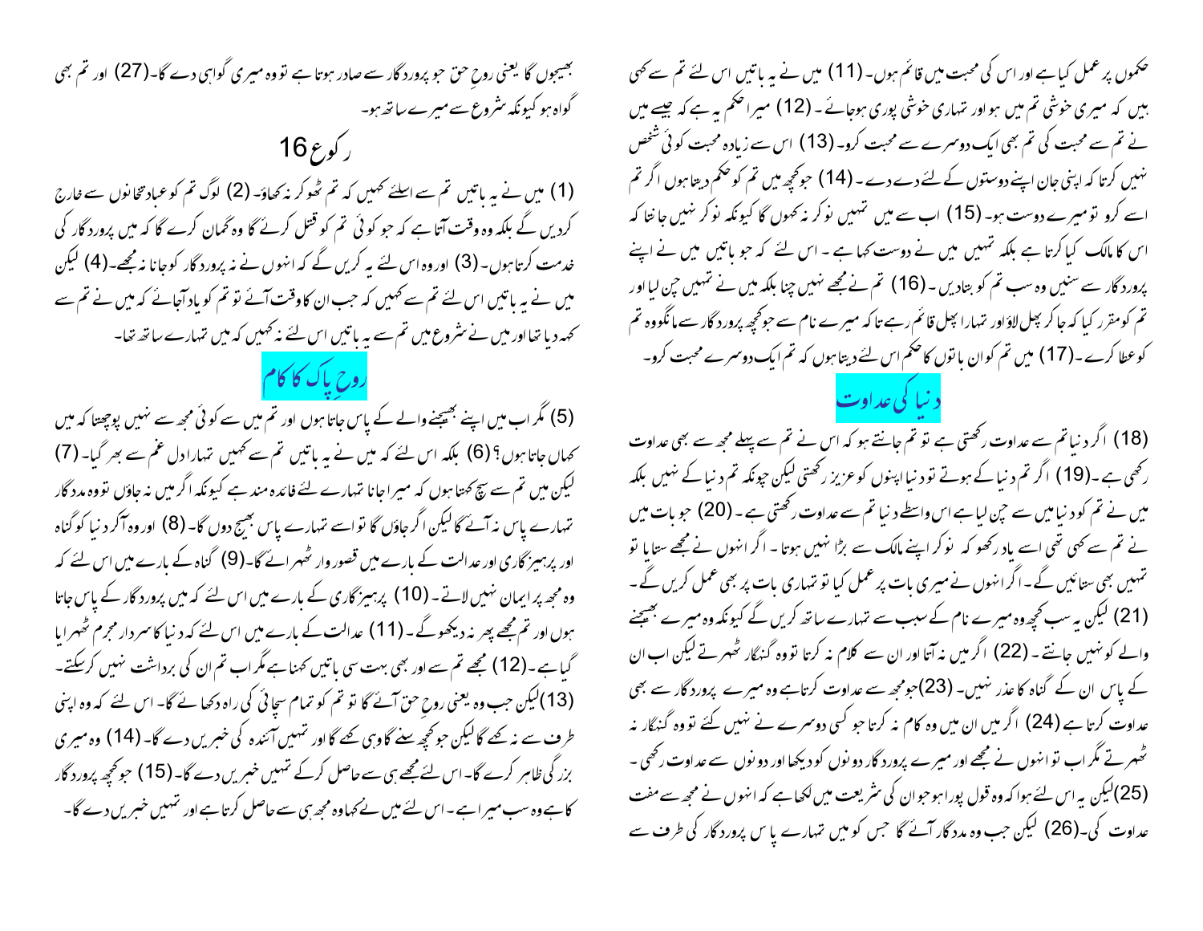حکموں پر عمل کیا ہے اور اس کی محبت میں قائم ہوں۔ (11) میں نے یہ باتیں اس لئے تم سے کہی ہیں کہ میری خوشی تم میں ہو اور تمہاری خوشی پوری ہوجائے ۔ (12) میرا حکم یہ ہے کہ جیسے میں نے تم سے محبت کی تم بھی ایک دوسرے سے محبت کرو۔ (13) اس سے زیادہ محبت کوئی شخص نہیں کرتا کہ اپنی جان اپنے دوستوں کے لئے دے دے ۔ (14) جو کچھ میں تم کو حکم دیتا ہوں اگر تم اسے کرو تو میرے دوست ہو۔ (15) اب سے میں تمہیں نوکر نہ کہوں گا کیونکہ نوکر نہیں جانتا کہ اس کا مالک کیا کرتا ہے بلکہ تمہیں میں نے دوست کہا ہے ۔ اس لئے کہ جو باتیں میں نے اپنے پروردگار سے سنیں وہ سب تم کو بتادیں ۔ (16) تم نے مجھے نہیں چنا بلکہ میں نے تمہیں چن لیا اور تم کو مقرر کیا کہ جا کر پھل لاؤاور تمہارا پھل قائم رہے تا کہ میرے نام سے جو کچھ پروردگار سے مانگووہ تم کو عطا کرے ۔(17) میں تم کو ان باتوں کا حکم اس لئے دیتا ہوں کہ تم ایک دوسرے محبت کرو۔

## دنیا کی عداوت

(18) اگر دنیا تم سے عداوت رکھتی ہے تو تم جانتے ہو کہ اس نے تم سے پہلے مجھ سے بھی عداوت رکھی ہے ۔(19) اگر تم دنیا کے ہوتے تو دنیا اپنوں کو عزیز رکھتی لیکن چونکہ تم دنیا کے نہیں بلکہ میں نے تم کو دنیا میں سے چن لیا ہے اس واسطے دنیا تم سے عداوت رکھتی ہے ۔ (20) جو بات میں نے تم سے کہی تھی اسے یاد رکھو کہ نوکر اپنے مالک سے بڑا نہیں ہوتا ۔ اگر انہوں نے مجھے ستایا تو تمہیں بھی ستائیں گے ۔ اگر انہوں نے میری بات پر عمل کیا تو تمہاری بات پر بھی عمل کریں گے ۔ (21) لیکن یہ سب کچھ وہ میرے نام کے سبب سے تمہارے ساتھ کریں گے کیونکہ وہ میرے بھیجنے والے کو نہیں جانتے ۔ (22) اگر میں نہ آتا اور ان سے کلام نہ کرتا تو وہ گنہگار ٹھہرتے لیکن اب ان کے پاس ان کے گناہ کا عذر نہیں۔ (23)جومجھ سے عداوت کرتاہے وہ میرے پروردگار سے بھی عداوت کرتا ہے (24) اگر میں ان میں وہ کام نہ کرتا جو کسی دوسرے نے نہیں کئے تو وہ گنہگار نہ ٹھہرتے مگر اب تو انہوں نے مجھے اور میرے پروردگار دونوں کو دیکھا اور دونوں سے عداوت رکھی ۔ (25)لیکن یہ اس لئے ہوا کہ وہ قول پورا ہو جو ان کی شریعت میں لکھا ہے کہ انہوں نے مجھ سے مفت عداوت کی۔(26) لیکن جب وہ مددگار آئے گا جس کو میں تمہارے پاس پروردگار کی طرف سے بھیجوں گا یعنی روحِ حق جو پروردگار سے صادر ہوتا ہے تو وہ میری گواہی دے گا۔(27) اور تم بھی گواہ ہو کیونکہ شروع سے میرے ساتھ ہو۔

## رکوع 16

(1) میں نے یہ باتیں تم سے اسلئے کہیں کہ تم ٹھوکر نہ کھاؤ۔ (2) لوگ تم کو عبادتخانوں سے خارج کردیں گے بلکہ وہ وقت آتا ہے کہ جو کوئی تم کو قتل کرئے گا وہ گمان کرے گا کہ میں پروردگار کی خدمت کرتا ہوں۔ (3) اور وہ اس لئے یہ کریں گے کہ انہوں نے نہ پروردگار کو جانا نہ مجھے۔(4) لیکن میں نے یہ باتیں اس لئے تم سے کہیں کہ جب ان کا وقت آئے تو تم کو یاد آجائے کہ میں نے تم سے کہہ دیا تھا اور میں نے شروع میں تم سے یہ باتیں اس لئے نہ کہیں کہ میں تمہارے ساتھ تھا۔

## روحِ پاک کا کام

(5) مگر اب میں اپنے بھیجنے والے کے پاس جاتا ہوں اور تم میں سے کوئی مجھ سے نہیں پوچھتا کہ میں کہاں جاتا ہوں؟ (6) بلکہ اس لئے کہ میں نے یہ باتیں تم سے کہیں تمہارا دل غم سے بھر گیا۔ (7) لیکن میں تم سے سچ کہتا ہوں کہ میرا جانا تمہارے لئے فائدہ مند ہے کیونکہ اگر میں نہ جاؤں تو وہ مددگار تمہارے پاس نہ آئے گا لیکن اگر جاؤں گا تو اسے تمہارے پاس بھیج دوں گا۔ (8) اور وہ آکر دنیا کو گناہ اور پرہیزگاری اور عدالت کے بارے میں قصوروار ٹھہرائے گا۔(9) گناہ کے بارے میں اس لئے کہ وہ مجھ پر ایمان نہیں لاتے ۔ (10) پرہیزگاری کے بارے میں اس لئے کہ میں پروردگار کے پاس جاتا ہوں اور تم مجھے پھر نہ دیکھو گے ۔ (11) عدالت کے بارے میں اس لئے کہ دنیا کا سردار مجرم ٹھہرایا گیا ہے ۔(12) مجھے تم سے اور بھی بہت سی باتیں کہنا ہے مگر اب تم ان کی برداشت نہیں کرسکتے۔ (13)لیکن جب وہ یعنی روحِ حق آئے گا تو تم کو تمام سچائی کی راہ دکھائے گا۔ اس لئے کہ وہ اپنی طرف سے نہ کہے گا لیکن جو کچھ سنے گا وہی کہے گا اور تمہیں آئندہ کی خبریں دے گا۔ (14) وہ میری بزرگی ظاہر کرے گا۔ اس لئے مجھ ہی سے حاصل کرکے تمہیں خبریں دے گا۔ (15) جو کچھ پروردگار کا ہے وہ سب میرا ہے ۔ اس لئے میں نے کہا وہ مجھ ہی سے حاصل کرتا ہے اور تمہیں خبریں دے گا۔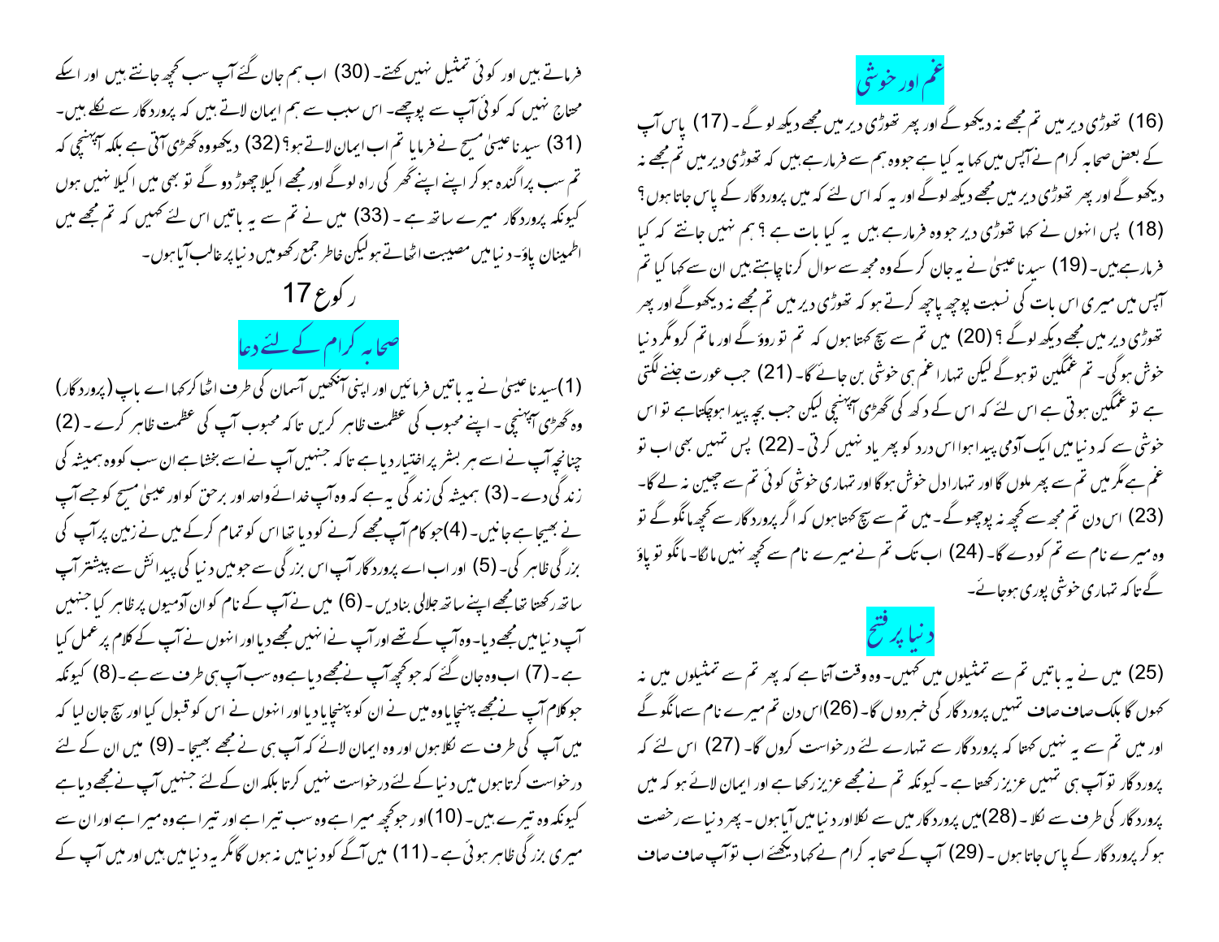## غم اور خوشی

(16) تھوڑی دیر میں تم مجھے نہ دیکھو گے اور پھر تھوڑی دیر میں مجھے دیکھ لو گے۔ (17) پاس آپ کے بعض صحابہ کرام نے آپس میں کہا یہ کیا ہے جو وہ ہم سے فرمارہے ہیں کہ تھوڑی دیر میں تم مجھے نہ دیکھو گے اور پھر تھوڑی دیر میں مجھے دیکھ لوگے اور یہ کہ اس لئے کہ میں پروردگار کے پاس جاتا ہوں؟ (18) پس انہوں نے کہا تھوڑی دیر جو وہ فرمارہے ہیں یہ کیا بات ہے؟ ہم نہیں جانتے کہ کیا فرمارہے ہیں۔ (19) سیدنا عیسیٰ نے یہ جان کر کے وہ مجھ سے سوال کرنا چاہتے ہیں ان سے کہا کیا تم آپس میں میری اس بات کی نسبت پوچھ پاچھ کرتے ہو کہ تھوڑی دیر میں تم مجھے نہ دیکھوگے اور پھر تھوڑی دیر میں مجھے دیکھ لوگے؟ (20) میں تم سے سچ کہتا ہوں کہ تم تو روؤ گے اور ماتم کروگر دنیا خوش ہوگی۔ تم غمگین تو ہوگے لیکن تمہارا غم ہی خوشی بن جائے گا۔ (21) جب عورت جننے لگتی ہے تو غمگین ہوتی ہے اس لئے کہ اس کے دکھ کی گھڑی آپہنچی لیکن جب بچہ پیدا ہوچکتا ہے تو اس خوشی سے کہ دنیا میں ایک آدمی پیدا ہوا اس درد کو پھر یاد نہیں کرتی۔ (22) پس تمہیں بھی اب تو غم ہے مگر میں تم سے پھر ملوں گا اور تمہارا دل خوش ہوگا اور تمہاری خوشی کوئی تم سے چھین نہ لے گا۔ (23) اس دن تم مجھ سے کچھ نہ پوچھو گے۔ میں تم سے سچ کہتا ہوں کہ اگر پروردگار سے کچھ مانگو گے تو وہ میرے نام سے تم کو دے گا۔ (24) اب تک تم نے میرے نام سے کچھ نہیں مانگا۔ مانگو تو پاؤ گے تاکہ تمہاری خوشی پوری ہوجائے۔

## دنیا پر فتح

(25) میں نے یہ باتیں تم سے تمثیلوں میں کہیں۔ وہ وقت آتا ہے کہ پھر تم سے تمثیلوں میں نہ کہوں گا بلکہ صاف صاف تمہیں پروردگار کی خبر دوں گا۔ (26) اس دن تم میرے نام سے مانگو گے اور میں تم سے یہ نہیں کہتا کہ پروردگار سے تمہارے لئے درخواست کروں گا۔ (27) اس لئے کہ پروردگار تو آپ ہی تمہیں عزیز رکھتا ہے۔ کیونکہ تم نے مجھے عزیز رکھا ہے اور ایمان لائے ہو کہ میں پروردگار کی طرف سے نکلا۔ (28) میں پروردگار میں سے نکلا اور دنیا میں آیا ہوں۔ پھر دنیا سے رخصت ہوکر پروردگار کے پاس جاتا ہوں۔ (29) آپ کے صحابہ کرام نے کہا دیکھئے اب تو آپ صاف صاف فرماتے ہیں اور کوئی تمثیل نہیں کہتے۔ (30) اب ہم جان گئے آپ سب کچھ جانتے ہیں اور اسکے محتاج نہیں کہ کوئی آپ سے پوچھے۔ اس سبب سے ہم ایمان لاتے ہیں کہ پروردگار سے نکلے ہیں۔ (31) سیدنا عیسیٰ مسیح نے فرمایا تم اب ایمان لاتے ہو؟ (32) دیکھو وہ گھڑی آتی ہے بلکہ آپہنچی کہ تم سب پراگندہ ہوکر اپنے اپنے گھر کی راہ لوگے اور مجھے اکیلا چھوڑ دو گے تو بھی میں اکیلا نہیں ہوں کیونکہ پروردگار میرے ساتھ ہے۔ (33) میں نے تم سے یہ باتیں اس لئے کہیں کہ تم مجھ میں اطمینان پاؤ۔ دنیا میں مصیبت اٹھاتے ہو لیکن خاطر جمع رکھو میں دنیا پر غالب آیا ہوں۔

## رکوع 17

## صحابہ کرام کے لئے دعا

(1) سیدنا عیسیٰ نے یہ باتیں فرمائیں اور اپنی آنکھیں آسمان کی طرف اٹھا کر کہا اے باپ (پروردگار) وہ گھڑی آپہنچی۔ اپنے محبوب کی عظمت ظاہر کریں تاکہ محبوب آپ کی عظمت ظاہر کرے۔ (2) چنانچہ آپ نے اسے ہر بشر پر اختیار دیا ہے تاکہ جنہیں آپ نے اسے بخشا ہے ان سب کو وہ ہمیشہ کی زندگی دے۔ (3) ہمیشہ کی زندگی یہ ہے کہ وہ آپ خدائے واحد اور برحق کو اور عیسیٰ مسیح کو جسے آپ نے بھیجا ہے جانیں۔ (4) جو کام آپ مجھے کرنے کو دیا تھا اس کو تمام کرکے میں نے زمین پر آپ کی بزرگی ظاہر کی۔ (5) اور اب اے پروردگار آپ اس بزرگی سے جو میں دنیا کی پیدائش سے پیشتر آپ ساتھ رکھتا تھا مجھے اپنے ساتھ جلالی بنادیں۔ (6) میں نے آپ کے نام کو ان آدمیوں پر ظاہر کیا جنہیں آپ دنیا میں مجھے دیا۔ وہ آپ کے تھے اور آپ نے انہیں مجھے دیا اور انہوں نے آپ کے کلام پر عمل کیا ہے۔ (7) اب وہ جان گئے کہ جو کچھ آپ نے مجھے دیا ہے وہ سب آپ ہی طرف سے ہے۔ (8) کیونکہ جو کلام آپ نے مجھے پہنچایا وہ میں نے ان کو پہنچادیا اور انہوں نے اس کو قبول کیا اور سچ جان لیا کہ میں آپ کی طرف سے نکلا ہوں اور وہ ایمان لائے کہ آپ ہی نے مجھے بھیجا۔ (9) میں ان کے لئے درخواست کرتا ہوں میں دنیا کے لئے درخواست نہیں کرتا بلکہ ان کے لئے جنہیں آپ نے مجھے دیا ہے کیونکہ وہ تیرے ہیں۔ (10) اور جو کچھ میرا ہے وہ سب تیرا ہے اور تیرا ہے وہ میرا ہے اور ان سے میری بزرگی ظاہر ہوئی ہے۔ (11) میں آگے کو دنیا میں نہ ہوں گا مگر یہ دنیا میں ہیں اور میں آپ کے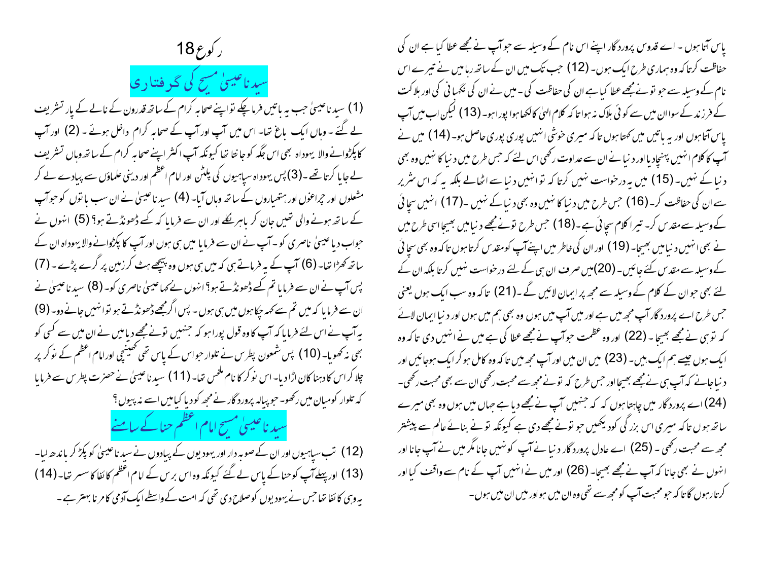پاس آتا ہوں ۔ اے قدوس پروردگار اپنے اس نام کے وسیلہ سے جو آپ نے مجھے عطا کیا ہے ان کی حفاظت کرتا کہ وہ ہماری طرح ایک ہوں۔ (12) جب تک میں ان کے ساتھ رہا میں نے تیرے اس نام کے وسیلہ سے جو تو نے مجھے عطا کیا ہے ان کی حفاظت کی ۔ میں نے ان کی نگہبانی کی اور ہلاکت کے فرزند کے سوا ان میں سے کوئی ہلاک نہ ہوا تا کہ کلام الہیٰ کا لکھا ہوا پورا ہو۔ (13) لیکن اب میں آپ پاس آتا ہوں اور یہ باتیں میں کہتا ہوں تا کہ میری خوشی انہیں پوری پوری حاصل ہو۔ (14) میں نے آپ کا کلام انہیں پہنچادیا اور دنیا نے ان سے عداوت رکھی اس لئے کہ جس طرح میں دنیا کا نہیں وہ بھی دنیا کے نہیں ۔ (15) میں یہ درخواست نہیں کرتا کہ تو انہیں دنیا سے اٹھالے بلکہ یہ کہ اس شریر سے ان کی حفاظت کر۔ (16) جس طرح میں دنیا کا نہیں وہ بھی دنیا کے نہیں ۔ (17) انہیں سچائی کے وسیلہ سے مقدس کر۔ تیرا کلام سچائی ہے ۔ (18) جس طرح تو نے مجھے دنیا میں بھیجا اسی طرح میں نے بھی انہیں دنیا میں بھیجا۔ (19) اور ان کی خاطر میں اپنے آپ کو مقدس کرتا ہوں تا کہ وہ بھی سچائی کے وسیلہ سے مقدس کئے جائیں ۔ (20) میں صرف ان ہی کے لئے درخواست نہیں کرتا بلکہ ان کے لئے بھی جو ان کے کلام کے وسیلہ سے مجھ پر ایمان لائیں گے ۔ (21) تا کہ وہ سب ایک ہوں یعنی جس طرح اے پروردگار آپ مجھ میں ہے اور میں آپ میں ہوں وہ بھی ہم میں ہوں اور دنیا ایمان لائے کہ تو ہی نے مجھے بھیجا ۔ (22) اور وہ عظمت جو آپ نے مجھے عطا کی ہے میں نے انہیں دی تا کہ وہ ایک ہوں جیسے ہم ایک ہیں ۔ (23) میں ان میں اور آپ مجھ میں تا کہ وہ کامل ہو کر ایک ہوجائیں اور دنیا جانے کہ آپ ہی نے مجھے بھیجا اور جس طرح کہ تو نے مجھ سے محبت رکھی ان سے بھی محبت رکھی ۔ (24) اے پروردگار میں چاہتا ہوں کہ کہ جنہیں آپ نے مجھے دیا ہے جہاں میں ہوں وہ بھی میرے ساتھ ہوں تا کہ میری اس بزرگی کو دیکھیں جو تو نے مجھے دی ہے کیونکہ تو نے بنائے عالم سے پیشتر مجھ سے محبت رکھی ۔ (25) اے عادل پروردگار دنیا نے آپ کو نہیں جانا مگر میں نے آپ جانا اور انہوں نے بھی جانا کہ آپ نے مجھے بھیجا۔ (26) اور میں نے انہیں آپ کے نام سے واقف کیا اور کرتا رہوں گا تا کہ جو محبت آپ کو مجھ سے تھی وہ ان میں ہو اور میں ان میں ہوں۔

# رکوع 18

## سیدنا عیسیٰ مسیح کی گرفتاری

(1) سیدنا عیسیٰ جب یہ باتیں فرما چکے تو اپنے صحابہ کرام کے ساتھ قدرون کے نالے کے پار تشریف لے گئے ۔ وہاں ایک باغ تھا۔ اس میں آپ اور آپ کے صحابہ کرام داخل ہوئے ۔ (2) اور آپ کا پکڑوانے والا یہوداہ بھی اس جگہ کو جانتا تھا کیونکہ آپ اکثر اپنے صحابہ کرام کے ساتھ وہاں تشریف لے جایا کرتا تھے ۔ (3) پس یہوداہ سپاہیوں کی پلٹن اور امام اعظم اور دینی علماؤں سے پیادے لے کر مشعلوں اور چراغوں اور ہتھیاروں کے ساتھ وہاں آیا۔ (4) سیدنا عیسیٰ نے ان سب باتوں کو جو آپ کے ساتھ ہونے والی تھیں جان کر باہر نکلے اور ان سے فرمایا کہ کسے ڈھونڈتے ہو؟ (5) انہوں نے جواب دیا عیسیٰ ناصری کو ۔ آپ نے ان سے فرمایا میں ہی ہوں اور آپ کا پکڑوانے والا یہوداہ ان کے ساتھ کھڑا تھا۔ (6) آپ کے یہ فرماتے ہی کہ میں ہی ہوں وہ پیچھے ہٹ کر زمین پر گر پڑے ۔ (7) پس آپ نے ان سے فرمایا تم کسے ڈھونڈتے ہو؟ انہوں نے کہا عیسیٰ ناصری کو۔ (8) سیدنا عیسیٰ نے ان سے فرمایا کہ میں تم سے کہہ چکا ہوں میں ہی ہوں ۔ پس اگر مجھے ڈھونڈتے ہو تو انہیں جانے دو۔ (9) یہ آپ نے اس لئے فرمایا کہ آپ کا وہ قول پورا ہو کہ جنہیں تو نے مجھے دیا میں نے ان میں سے کسی کو بھی نہ کھویا۔ (10) پس شمعون پطرس نے تلوار جو اس کے پاس تھی کھینچی اور امام اعظم کے نوکر پر چلا کر اس کا دہنا کان اڑا دیا۔ اس نوکر کا نام ملخس تھا۔ (11) سیدنا عیسیٰ نے حضرت پطرس سے فرمایا کہ تلوار کو میان میں رکھو۔ جو پیالہ پروردگار نے مجھ کو دیا کیا میں اسے نہ پیوں؟

## سیدنا عیسیٰ مسیح امام اعظم حنا کے سامنے

(12) تب سپاہیوں اور ان کے صوبہ دار اور یہودیوں کے پیادوں نے سیدنا عیسیٰ کو پکڑ کر باندھ لیا۔ (13) اور پہلے آپ کو حنا کے پاس لے گئے کیونکہ وہ اس برس کے امام اعظم کائفا کا سسر تھا۔ (14) یہ وہی کائفا تھا جس نے یہودیوں کو صلاح دی تھی کہ امت کے واسطے ایک آدمی کا مرنا بہتر ہے ۔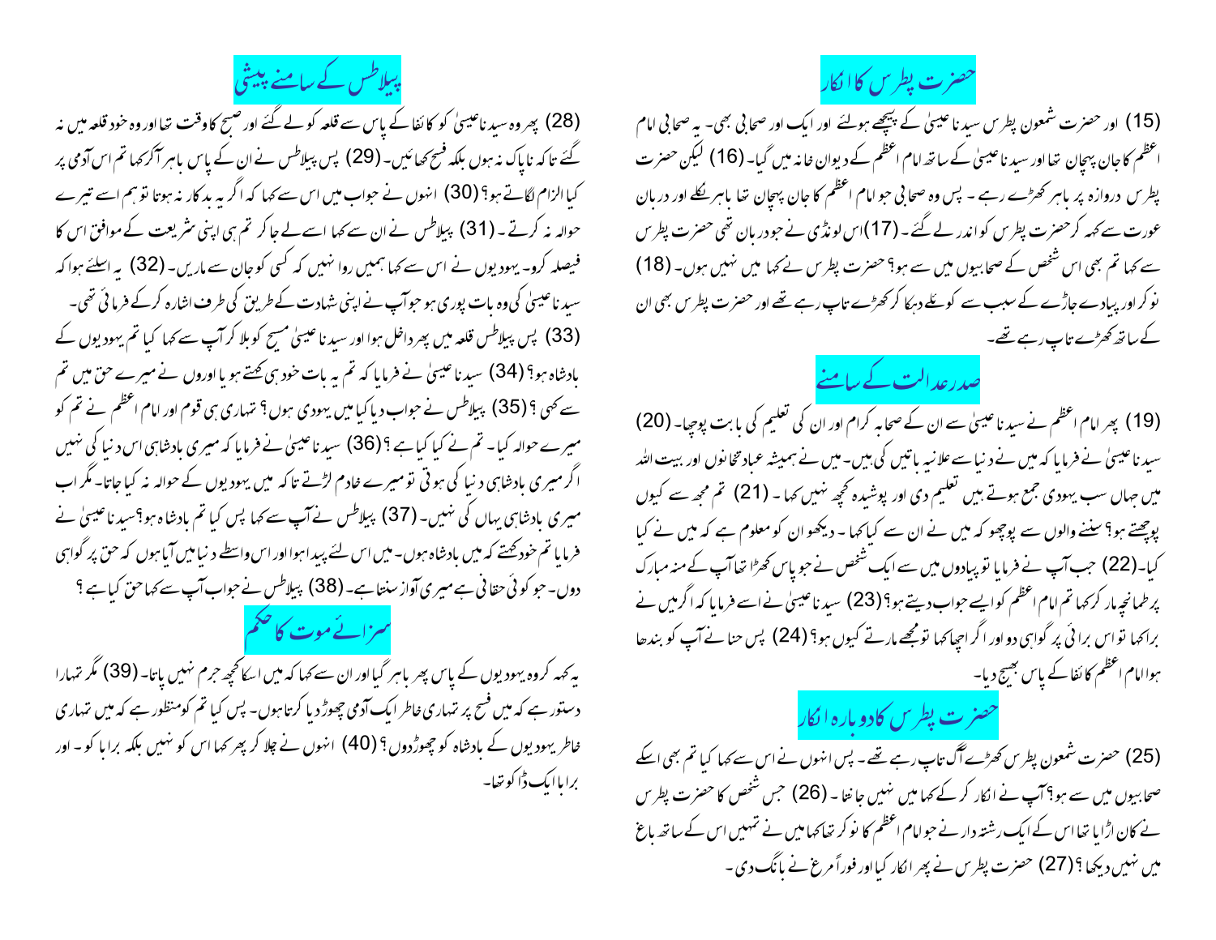## حضرت پطرس کا انکار

(15) اور حضرت شمعون پطرس سیدنا عیسیٰ کے پیچھے ہولئے اور ایک اور صحابی بھی۔ یہ صحابی امام اعظم کا جان پہچان تھا اور سیدنا عیسیٰ کے ساتھ امام اعظم کے دیوان خانہ میں گیا۔ (16) لیکن حضرت پطرس دروازہ پر باہر کھڑے رہے ۔ پس وہ صحابی جو امام اعظم کا جان پہچان تھا باہر نکلے اور دربان عورت سے کہہ کر حضرت پطرس کو اندر لے گئے ۔ (17)اس لونڈی نے جو دربان تھی حضرت پطرس سے کہا تم بھی اس شخص کے صحابیوں میں سے ہو؟ حضرت پطرس نے کہا میں نہیں ہوں۔ (18) نوکر اور پیادے جاڑے کے سبب سے کوئلے دہکا کر کھڑے تاپ رہے تھے اور حضرت پطرس بھی ان کے ساتھ کھڑے تاپ رہے تھے۔

## صدر عدالت کے سامنے

(19) پھر امام اعظم نے سیدنا عیسیٰ سے ان کے صحابہ کرام اور ان کی تعلیم کی بابت پوچھا۔ (20) سیدنا عیسیٰ نے فرمایا کہ میں نے دنیا سے علانیہ باتیں کی ہیں۔ میں نے ہمیشہ عبادتخانوں اور بیت اللہ میں جہاں سب یہودی جمع ہوتے ہیں تعلیم دی اور پوشیدہ کچھ نہیں کہا ۔ (21) تم مجھ سے کیوں پوچھتے ہو؟ سننے والوں سے پوچھو کہ میں نے ان سے کیا کہا ۔ دیکھو ان کو معلوم ہے کہ میں نے کیا کیا۔(22) جب آپ نے فرمایا تو پیادوں میں سے ایک شخص نے جو پاس کھڑا تھا آپ کے منہ مبارک پر طمانچہ مار کر کہا تم امام اعظم کو ایسے جواب دیتے ہو؟(23) سیدنا عیسیٰ نے اسے فرمایا کہ اگر میں نے برا کہا تو اس برائی پر گواہی دو اور اگر اچھا کہا تو مجھے مارتے کیوں ہو؟ (24) پس حنا نے آپ کو بندھا ہوا امام اعظم کائفا کے پاس بھیج دیا۔

## حضرت پطرس کا دوبارہ انکار

(25) حضرت شمعون پطرس کھڑے آگ تاپ رہے تھے ۔ پس انہوں نے اس سے کہا کیا تم بھی اسکے صحابیوں میں سے ہو؟ آپ نے انکار کر کے کہا میں نہیں جانتا ۔ (26) جس شخص کا حضرت پطرس نے کان اڑایا تھا اس کے ایک رشتہ دار نے جو امام اعظم کا نوکر تھا کہا میں نے تمہیں اس کے ساتھ باغ میں نہیں دیکھا ؟(27) حضرت پطرس نے پھر انکار کیا اور فوراً مرغ نے بانگ دی۔

## پیلاطس کے سامنے پیشی

(28) پھر وہ سیدنا عیسیٰ کو کائفا کے پاس سے قلعہ کو لے گئے اور صبح کا وقت تھا اور وہ خود قلعہ میں نہ گئے تا کہ ناپاک نہ ہوں بلکہ فسح کھائیں۔ (29) پس پیلاطس نے ان کے پاس باہر آکر کہا تم اس آدمی پر کیا الزام لگاتے ہو؟ (30) انہوں نے جواب میں اس سے کہا کہ اگر یہ بدکار نہ ہوتا تو ہم اسے تیرے حوالہ نہ کرتے ۔ (31) پیلاطس نے ان سے کہا اسے لے جا کر تم ہی اپنی شریعت کے موافق اس کا فیصلہ کرو۔ یہودیوں نے اس سے کہا ہمیں روا نہیں کہ کسی کو جان سے ماریں۔ (32) یہ اسلئے ہوا کہ سیدنا عیسیٰ کی وہ بات پوری ہو جو آپ نے اپنی شہادت کے طریق کی طرف اشارہ کرکے فرمائی تھی۔ (33) پس پیلاطس قلعہ میں پھر داخل ہوا اور سیدنا عیسیٰ مسیح کو بلا کر آپ سے کہا کیا تم یہودیوں کے بادشاہ ہو؟ (34) سیدنا عیسیٰ نے فرمایا کہ تم یہ بات خود ہی کہتے ہو یا اوروں نے میرے حق میں تم سے کہی ؟ (35) پیلاطس نے جواب دیا کیا میں یہودی ہوں؟ تمہاری ہی قوم اور امام اعظم نے تم کو میرے حوالہ کیا۔ تم نے کیا کیا ہے ؟ (36) سیدنا عیسیٰ نے فرمایا کہ میری بادشاہی اس دنیا کی نہیں اگر میری بادشاہی دنیا کی ہوتی تو میرے خادم لڑتے تا کہ میں یہودیوں کے حوالہ نہ کیا جاتا۔ مگر اب میری بادشاہی یہاں کی نہیں۔ (37) پیلاطس نے آپ سے کہا پس کیا تم بادشاہ ہو؟سیدنا عیسیٰ نے فرمایا تم خود کہتے کہ میں بادشاہ ہوں۔ میں اس لئے پیدا ہوا اور اس واسطے دنیا میں آیا ہوں کہ حق پر گواہی دوں۔ جو کوئی حقانی ہے میری آواز سنتا ہے۔ (38) پیلاطس نے جواب آپ سے کہا حق کیا ہے ؟

## سزائے موت کا حکم

یہ کہہ کر وہ یہودیوں کے پاس پھر باہر گیا اور ان سے کہا کہ میں اسکا کچھ جرم نہیں پاتا۔ (39) مگر تمہارا دستور ہے کہ میں فسح پر تمہاری خاطر ایک آدمی چھوڑ دیا کرتا ہوں۔ پس کیا تم کو منظور ہے کہ میں تمہاری خاطر یہودیوں کے بادشاہ کو چھوڑ دوں؟ (40) انہوں نے چلا کر پھر کہا اس کو نہیں بلکہ برابا کو۔ اور برابا ایک ڈاکو تھا۔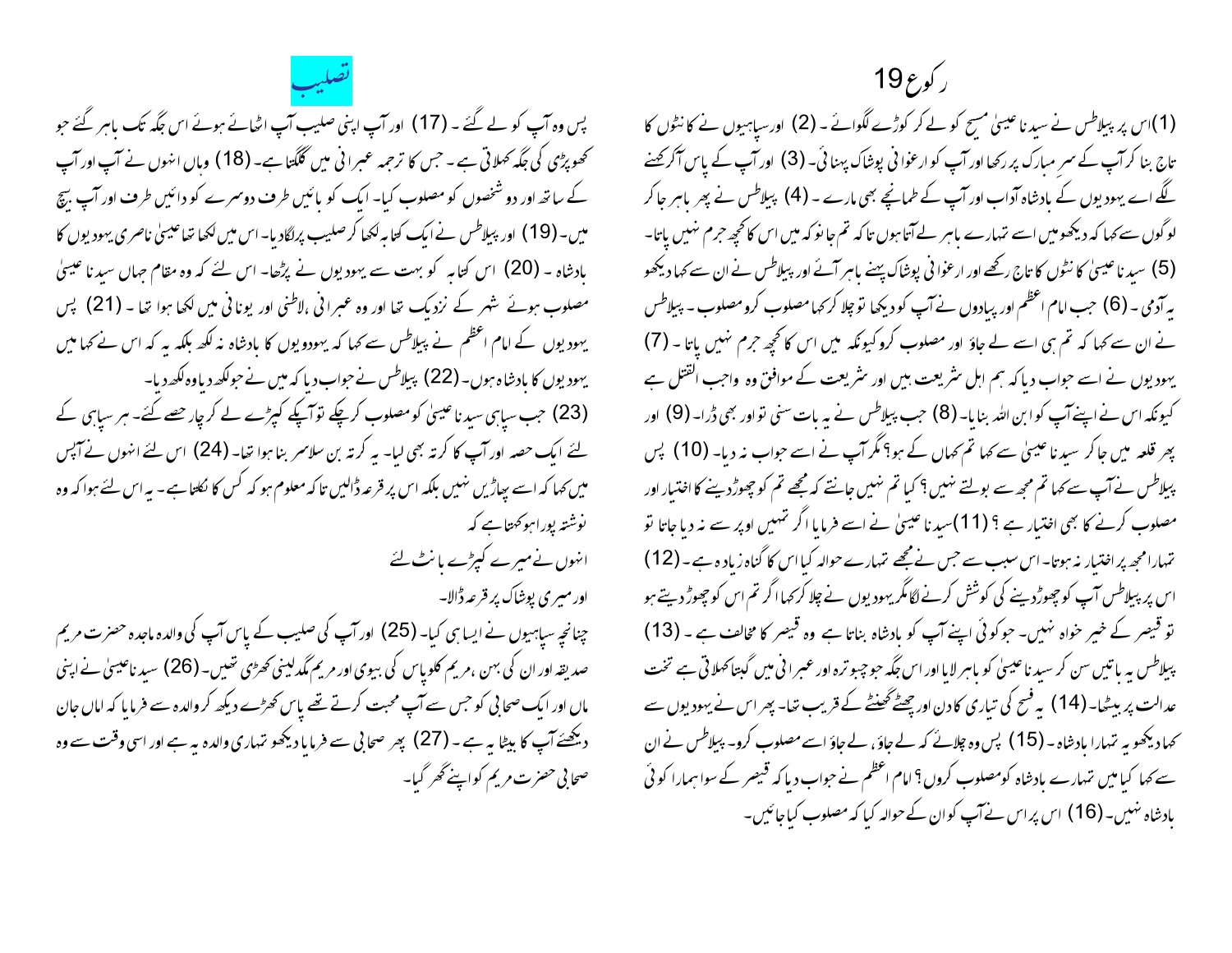# رکوع19

(1)اس پر پیلاطس نے سیدنا عیسیٰ مسیح کو لے کر کوڑے لگوائے ۔ (2) اور سپاہیوں نے کانٹوں کا تاج بنا کر آپ کے سر مبارک پر رکھا اور آپ کو ارغوانی پوشاک پہنائی۔ (3) اور آپ کے پاس آکر کہنے لگے اے یہودیوں کے بادشاہ آداب اور آپ کے طمانچے بھی مارے ۔ (4) پیلاطس نے پھر باہر جا کر لوگوں سے کہا کہ دیکھو میں اسے تمہارے باہر لے آتا ہوں تاکہ تم جانو کہ میں اس کا کچھ جرم نہیں پاتا۔ (5) سیدنا عیسیٰ کانٹوں کا تاج رکھے اور ارغوانی پوشاک پہنے باہر آئے اور پیلاطس نے ان سے کہا دیکھو یہ آدمی ۔ (6) جب امام اعظم اور پیادوں نے آپ کو دیکھا تو چلا کر کہا مصلوب کر و مصلوب ۔ پیلاطس نے ان سے کہا کہ تم ہی اسے لے جاؤ اور مصلوب کرو کیونکہ میں اس کا کچھ جرم نہیں پاتا ۔ (7) یہودیوں نے اسے جواب دیا کہ ہم اہل شریعت ہیں اور شریعت کے موافق وہ واجب القتل ہے کیونکہ اس نے اپنے آپ کو ابن اللہ بنایا۔ (8) جب پیلاطس نے یہ بات سنی تو اور بھی ڈرا۔ (9) اور پھر قلعہ میں جا کر سیدنا عیسیٰ سے کہا تم کہاں کے ہو؟ مگر آپ نے اسے جواب نہ دیا۔ (10) پس پیلاطس نے آپ سے کہا تم مجھ سے بولتے نہیں؟ کیا تم نہیں جانتے کہ مجھے تم کو چھوڑ دینے کا اختیار اور مصلوب کرنے کا بھی اختیار ہے ؟ (11)سیدنا عیسیٰ نے اسے فرمایا اگر تمہیں اوپر سے نہ دیا جاتا تو تمہارا مجھ پر اختیار نہ ہوتا۔ اس سبب سے جس نے مجھے تمہارے حوالہ کیا اس کا گناہ زیادہ ہے ۔ (12) اس پر پیلاطس آپ کو چھوڑ دینے کی کوشش کرنے لگا مگر یہودیوں نے چلا کر کہا اگر تم اس کو چھوڑ دیتے ہو تو قیصر کے خیر خواہ نہیں۔ جو کوئی اپنے آپ کو بادشاہ بناتا ہے وہ قیصر کا مخالف ہے ۔ (13) پیلاطس یہ باتیں سن کر سیدنا عیسیٰ کو باہر لایا اور اس جگہ جو چبوترہ اور عبرانی میں گبتا کہلاتی ہے تخت عدالت پر بیٹھا۔ (14) یہ فسح کی تیاری کا دن اور چھٹے گھنٹے کے قریب تھا۔ پھر اس نے یہودیوں سے کہا دیکھو یہ تمہارا بادشاہ ۔ (15) پس وہ چلائے کہ لے جاؤ، لے جاؤ اسے مصلوب کرو۔ پیلاطس نے ان سے کہا کیا میں تمہارے بادشاہ کو مصلوب کروں؟ امام اعظم نے جواب دیا کہ قیصر کے سوا ہمارا کوئی بادشاہ نہیں۔ (16) اس پر اس نے آپ کو ان کے حوالہ کیا کہ مصلوب کیا جائیں۔

## تصلیب

پس وہ آپ کو لے گئے ۔ (17) اور آپ اپنی صلیب آپ اٹھائے ہوئے اس جگہ تک باہر گئے جو کھوپڑی کی جگہ کہلاتی ہے ۔ جس کا ترجمہ عبرانی میں گلگتا ہے۔ (18) وہاں انہوں نے آپ اور آپ کے ساتھ اور دو شخصوں کو مصلوب کیا۔ ایک کو بائیں طرف دوسرے کو دائیں طرف اور آپ بیچ میں۔ (19) اور پیلاطس نے ایک کتابہ لکھا کر صلیب پر لگادیا۔ اس میں لکھا تھا عیسیٰ ناصری یہودیوں کا بادشاہ ۔ (20) اس کتابہ کو بہت سے یہودیوں نے پڑھا۔ اس لئے کہ وہ مقام جہاں سیدنا عیسیٰ مصلوب ہوئے شہر کے نزدیک تھا اور وہ عبرانی ،لاطنی اور یونانی میں لکھا ہوا تھا ۔ (21) پس یہودیوں کے امام اعظم نے پیلاطس سے کہا کہ یہودیوں کا بادشاہ نہ لکھ بلکہ یہ کہ اس نے کہا میں یہودیوں کا بادشاہ ہوں۔ (22) پیلاطس نے جواب دیا کہ میں نے جو لکھ دیا وہ لکھ دیا۔

(23) جب سپاہی سیدنا عیسیٰ کو مصلوب کر چکے تو آپکے کپڑے لے کر چار حصے کئے۔ ہر سپاہی کے لئے ایک حصہ اور آپ کا کرتہ بھی لیا۔ یہ کرتہ بن سلا سر بنا ہوا تھا۔ (24) اس لئے انہوں نے آپس میں کہا کہ اسے پھاڑیں نہیں بلکہ اس پر قرعہ ڈالیں تاکہ معلوم ہو کہ کس کا نکلتا ہے ۔ یہ اس لئے ہوا کہ وہ نوشتہ پورا ہو کہتا ہے کہ

انہوں نے میرے کپڑے بانٹ لئے
اور میری پوشاک پر قرعہ ڈالا۔

چنانچہ سپاہیوں نے ایسا ہی کیا۔ (25) اور آپ کی صلیب کے پاس آپ کی والدہ ماجدہ حضرت مریم صدیقہ اور ان کی بہن ،مریم کلوپاس کی بیوی اور مریم مگدلینی کھڑی تھیں۔ (26) سیدنا عیسیٰ نے اپنی ماں اور ایک صحابی کو جس سے آپ محبت کرتے تھے پاس کھڑے دیکھ کر والدہ سے فرمایا کہ اماں جان دیکھئے آپ کا بیٹا یہ ہے ۔ (27) پھر صحابی سے فرمایا دیکھو تمہاری والدہ یہ ہے اور اسی وقت سے وہ صحابی حضرت مریم کو اپنے گھر لے گیا۔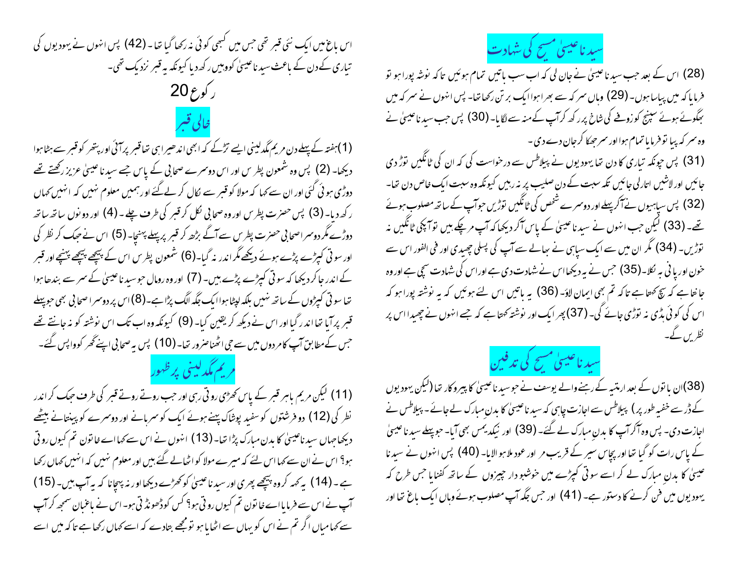## سیدنا عیسیٰ مسیح کی شہادت

(28) اس کے بعد جب سیدنا عیسیٰ نے جان لی کہ اب سب باتیں تمام ہوئیں تاکہ نوشتہ پورا ہو تو فرمایا کہ میں پیاسا ہوں۔ (29) وہاں سرکہ سے بھرا ہوا ایک برتن رکھا تھا۔ پس انہوں نے سرکہ میں بھگوئے ہوئے سپنج کو زوفے کی شاخ پر رکھ کر آپ کے منہ سے لگایا۔ (30) پس جب سیدنا عیسیٰ نے وہ سرکہ پیا تو فرمایا تمام ہوا اور سر جھکا کر جان دے دی۔

(31) پس چونکہ تیاری کا دن تھا یہودیوں نے پیلاطس سے درخواست کی کہ ان کی ٹانگیں توڑ دی جائیں اور لاشیں اتارلی جائیں تکہ سبت کے دن صلیب پر نہ رہیں کیونکہ وہ سبت ایک خاص دن تھا۔ (32) پس سپاہیوں نے آکر پہلے اور دوسرے شخص کی ٹانگیں توڑیں جو آپ کے ساتھ مصلوب ہوئے تھے۔ (33) لیکن جب انہوں نے سیدنا عیسیٰ کے پاس آکر دیکھا کہ آپ مرچکے ہیں تو آپکی ٹانگیں نہ توڑیں۔ (34) مگر ان میں سے ایک سپاہی نے بھالے سے آپ کی پسلی چھیدی اور فی الفور اس سے خون اور پانی بہ نکلا۔ (35) جس نے یہ دیکھا اس نے شہادت دی ہے اور اس کی شہادت سچی ہے اور وہ جانتا ہے کہ سچ کہتا ہے تاکہ تم بھی ایمان لاؤ۔ (36) یہ باتیں اس لئے ہوئیں کہ یہ نوشتہ پورا ہو کہ اس کی کوئی ہڈی نہ توڑی جائے گی۔ (37) پھر ایک اور نوشتہ کہتا ہے کہ جسے انہوں نے چھیدا اس پر نظریں گے۔

## سیدنا عیسیٰ مسیح کی تدفین

(38) ان باتوں کے بعد ارمتیہ کے رہنے والے یوسف نے جو سیدنا عیسیٰ کا پیروکار تھا (لیکن یہودیوں کے ڈر سے خفیہ طور پر) پیلاطس سے اجازت چاہی کہ سیدنا عیسیٰ کا بدن مبارک لے جائے۔ پیلاطس نے اجازت دی۔ پس وہ آکر آپ کا بدنِ مبارک لے گئے۔ (39) اور نیکدیمس بھی آیا۔ جو پہلے سیدنا عیسیٰ کے پاس رات کو گیا تھا اور پچاس سیر کے قریب مر اور عود ملا ہوا لایا۔ (40) پس انہوں نے سیدنا عیسیٰ کا بدنِ مبارک لے کر اسے سوتی کپڑے میں خوشبودار چیزوں کے ساتھ کفنایا جس طرح کہ یہودیوں میں دفن کرنے کا دستور ہے۔ (41) اور جس جگہ آپ مصلوب ہوئے وہاں ایک باغ تھا اور اس باغ میں ایک نئی قبر تھی جس میں کبھی کوئی نہ رکھا گیا تھا۔ (42) پس انہوں نے یہودیوں کی تیاری کے دن کے باعث سیدنا عیسیٰ کو وہیں رکھ دیا کیونکہ یہ قبر نزدیک تھی۔

# رکوع 20

## خالی قبر

(1) ہفتہ کے پہلے دن مریم مگدلینی ایسے تڑکے کہ ابھی اندھیرا ہی تھا قبر پر آئی اور پتھر کو قبر سے ہٹا ہوا دیکھا۔ (2) پس وہ شمعون پطرس اور اس دوسرے صحابی کے پاس جسے سیدنا عیسیٰ عزیز رکھتے تھے دوڑی ہوئی گئی اور ان سے کہا کہ مولا کو قبر سے نکال کر لے گئے اور ہمیں معلوم نہیں کہ انہیں کہاں رکھ دیا۔ (3) پس حضرت پطرس اور وہ صحابی نکل کر قبر کی طرف چلے۔ (4) اور دونوں ساتھ ساتھ دوڑے مگر دوسرا صحابی حضرت پطرس سے آگے بڑھ کر قبر پر پہلے پہنچا۔ (5) اس نے جھک کر نظر کی اور سوتی کپڑے پڑے ہوئے دیکھے مگر اندر نہ گیا۔ (6) شمعون پطرس اس کے پیچھے پیچھے پہنچے اور قبر کے اندر جا کر دیکھا کہ سوتی کپڑے پڑے ہیں۔ (7) اور وہ رومال جو سیدنا عیسیٰ کے سر سے بندھا ہوا تھا سوتی کپڑوں کے ساتھ نہیں بلکہ لپٹا ہوا ایک جگہ الگ پڑا ہے۔ (8) اس پر دوسرا صحابی بھی جو پہلے قبر پر آیا تھا اندر گیا اور اس نے دیکھ کر یقین کیا۔ (9) کیونکہ وہ اب تک اس نوشتہ کو نہ جانتے تھے جس کے مطابق آپ کا مردوں میں سے جی اٹھنا ضرور تھا۔ (10) پس یہ صحابی اپنے گھر کو واپس گئے۔

## مریم مگدلینی پر ظہور

(11) لیکن مریم باہر قبر کے پاس کھڑی روتی رہی اور جب روتے روتے قبر کی طرف جھک کر اندر نظر کی (12) دو فرشتوں کو سفید پوشاک پہنے ہوئے ایک کو سرہانے اور دوسرے کو پیتانے بیٹھے دیکھا جہاں سیدنا عیسیٰ کا بدن مبارک پڑا تھا۔ (13) انہوں نے اس سے کہا اے خاتون تم کیوں روتی ہو؟ اس نے ان سے کہا اس لئے کہ میرے مولا کو اٹھالے گئے ہیں اور معلوم نہیں کہ انہیں کہاں رکھا ہے۔ (14) یہ کہہ کر وہ پیچھے پھری اور سیدنا عیسیٰ کو کھڑے دیکھا اور نہ پہچانا کہ یہ آپ ہیں۔ (15) آپ نے اس سے فرمایا اے خاتون تم کیوں روتی ہو؟ کس کو ڈھونڈتی ہو۔ اس نے باغبان سمجھ کر آپ سے کہا میاں اگر تم نے اس کو یہاں سے اٹھایا ہو تو مجھے بتادے کہ اسے کہاں رکھا ہے تاکہ میں اسے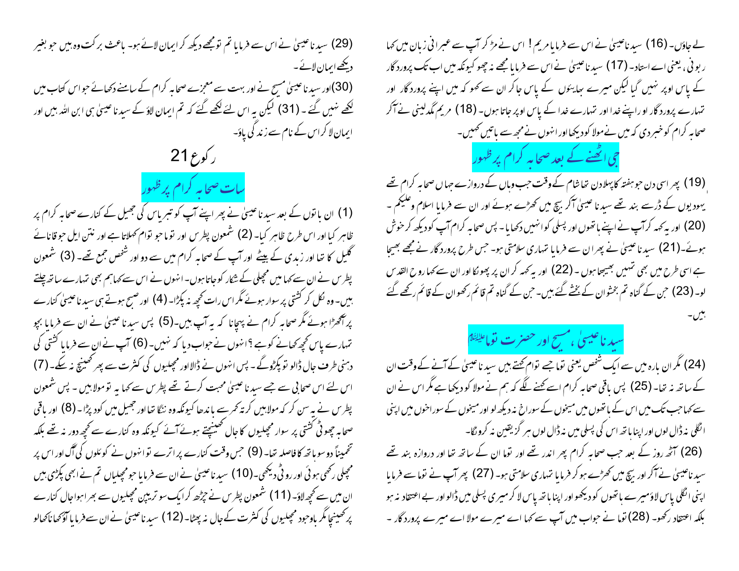لے جاؤں۔ (16) سیدنا عیسیٰ نے اس سے فرمایا مریم! اس نے مڑ کر آپ سے عبرانی زبان میں کہا ربونی، یعنی اے استاد۔ (17) سیدنا عیسیٰ نے اس سے فرمایا مجھے نہ چھو کیونکہ میں اب تک پروردگار کے پاس اوپر نہیں گیا لیکن میرے بھائیوں کے پاس جاکر ان سے کہو کہ میں اپنے پروردگار اور تمہارے پروردگار اور اپنے خدا اور تمہارے خدا کے پاس اوپر جاتا ہوں۔ (18) مریم مگدلینی نے آکر صحابہ کرام کو خبر دی کہ میں نے مولا کو دیکھا اور انہوں نے مجھ سے باتیں کہیں۔

## جی اٹھنے کے بعد صحابہ کرام پر ظہور

(19) پھر اسی دن جو ہفتہ کا پہلا دن تھا شام کے وقت جب وہاں کے دروازے جہاں صحابہ کرام تھے یہودیوں کے ڈر سے بند تھے سیدنا عیسیٰ آکر بیچ میں کھڑے ہوئے اور ان سے فرمایا اسلام وعلیکم۔ (20) اور یہ کہہ کر آپ نے اپنے ہاتھوں اور پسلی کو انہیں دکھایا۔ پس صحابہ کرام آپ کو دیکھ کر خوش ہوئے۔ (21) سیدنا عیسیٰ نے پھر ان سے فرمایا تمہاری سلامتی ہو۔ جس طرح پروردگار نے مجھے بھیجا ہے اسی طرح میں بھی تمہیں بھیجتا ہوں۔ (22) اور یہ کہہ کر ان پر پھونکا اور ان سے کہا روح القدس لو۔ (23) جن کے گناہ تم بخشو ان کے بخشے گئے ہیں۔ جن کے گناہ تم قائم رکھو ان کے قائم رکھے گئے ہیں۔

## سیدنا عیسیٰ، مسیح اور حضرت توما علیہ السلام

(24) مگر ان بارہ میں سے ایک شخص یعنی توما جسے توام کہتے ہیں سیدنا عیسیٰ کے آنے کے وقت ان کے ساتھ نہ تھا۔ (25) پس باقی صحابہ کرام اسے کہنے لگے کہ ہم نے مولا کو دیکھا ہے مگر اس نے ان سے کہا جب تک میں اس کے ہاتھوں میں میخوں کے سوراخ نہ دیکھ لوں اور میخوں کے سوراخوں میں اپنی انگلی نہ ڈال لوں اور اپنا ہاتھ اس کی پسلی میں نہ ڈال لوں ہر گز یقین نہ کروں گا۔

(26) آٹھ روز کے بعد جب صحابہ کرام پھر اندر تھے اور توما ان کے ساتھ تھا اور دروازہ بند تھے سیدنا عیسیٰ نے آکر اور بیچ میں کھڑے ہو کر فرمایا تمہاری سلامتی ہو۔ (27) پھر آپ نے توما سے فرمایا اپنی انگلی پاس لاؤ میرے ہاتھوں کو دیکھو اور اپنا ہاتھ پاس لا کر میری پسلی میں ڈالو اور بے اعتقاد نہ ہو بلکہ اعتقاد رکھو۔ (28) توما نے جواب میں آپ سے کہا اے میرے مولا اے میرے پروردگار۔

(29) سیدنا عیسیٰ نے اس سے فرمایا تم تو مجھے دیکھ کر ایمان لائے ہو۔ باعث برکت وہ ہیں جو بغیر دیکھے ایمان لائے۔

(30) اور سیدنا عیسیٰ مسیح نے اور بہت سے معجزے صحابہ کرام کے سامنے دکھائے جو اس کتاب میں لکھے نہیں گئے۔ (31) لیکن یہ اس لئے لکھے گئے کہ تم ایمان لاؤ کہ سیدنا عیسیٰ ہی ابن اللہ ہیں اور ایمان لا کر اس کے نام سے زندگی پاؤ۔

# رکوع 21

## سات صحابہ کرام پر ظہور

(1) ان باتوں کے بعد سیدنا عیسیٰ نے پھر اپنے آپ کو تبریاس کی جھیل کے کنارے صحابہ کرام پر ظاہر کیا اور اس طرح ظاہر کیا۔ (2) شمعون پطرس اور توما جو توام کہلاتا ہے اور نتن ایل جو قانائے گلیل کا تھا اور زبدی کے بیٹے اور آپ کے صحابہ کرام میں سے دو اور شخص جمع تھے۔ (3) شمعون پطرس نے ان سے کہا میں مچھلی کے شکار کو جاتا ہوں۔ انہوں نے اس سے کہا ہم بھی تمہارے ساتھ چلتے ہیں۔ وہ نکل کر کشتی پر سوار ہوئے مگر اس رات کچھ نہ پکڑا۔ (4) اور صبح ہوتے ہی سیدنا عیسیٰ کنارے پر آکھڑا ہوئے مگر صحابہ کرام نے پہچانا کہ یہ آپ ہیں۔ (5) پس سیدنا عیسیٰ نے ان سے فرمایا بچو تمہارے پاس کچھ کھانے کو ہے؟ انہوں نے جواب دیا کہ نہیں۔ (6) آپ نے ان سے فرمایا کشتی کی دہنی طرف جال ڈالو تو پکڑو گے۔ پس انہوں نے ڈالا اور مچھلیوں کی کثرت سے پھر کھینچ نہ سکے۔ (7) اس لئے اس صحابی نے جسے سیدنا عیسیٰ محبت کرتے تھے پطرس سے کہا یہ تو مولا ہیں۔ پس شمعون پطرس نے یہ سن کر کہ مولا ہیں کرتہ کمر سے باندھا کیونکہ وہ ننگا تھا اور جھیل میں کود پڑا۔ (8) اور باقی صحابہ چھوٹی کشتی پر سوار مچھلیوں کا جال کھینچتے ہوئے آئے کیونکہ وہ کنارے سے کچھ دور نہ تھے بلکہ تخمیناً دو سو ہاتھ کا فاصلہ تھا۔ (9) جس وقت کنارے پر اترے تو انہوں نے کوئلوں کی آگ اور اس پر مچھلی رکھی ہوئی اور روٹی دیکھی۔ (10) سیدنا عیسیٰ نے ان سے فرمایا جو مچھلیاں تم نے ابھی پکڑی ہیں ان میں سے کچھ لاؤ۔ (11) شمعون پطرس نے چڑھ کر ایک سو ترپن مچھلیوں سے بھرا ہوا جال کنارے پر کھینچا مگر باوجود مچھلیوں کی کثرت کے جال نہ پھٹا۔ (12) سیدنا عیسیٰ نے ان سے فرمایا آؤ کھانا کھالو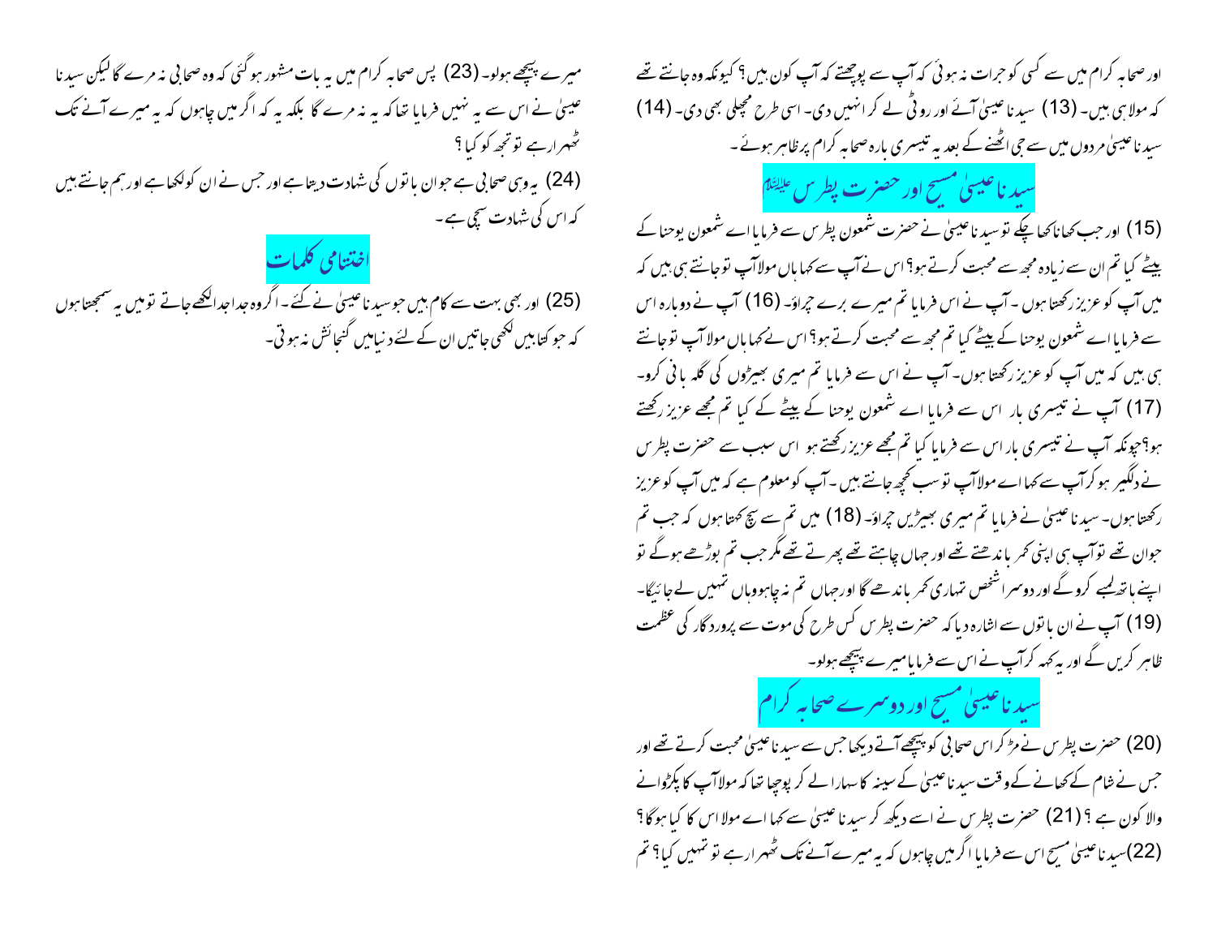اور صحابہ کرام میں سے کسی کو جرات نہ ہوئی کہ آپ سے پوچھتے کہ آپ کون ہیں؟ کیونکہ وہ جانتے تھے کہ مولا ہی ہیں۔ (13) سیدنا عیسیٰ آئے اور روٹی لے کر انہیں دی۔ اسی طرح مچھلی بھی دی۔ (14) سیدنا عیسیٰ مردوں میں سے جی اٹھنے کے بعد یہ تیسری بارہ صحابہ کرام پر ظاہر ہوئے۔

## سیدنا عیسیٰ مسیح اور حضرت پطرس علیہ السلام

(15) اور جب کھانا کھا چکے تو سیدنا عیسیٰ نے حضرت شمعون پطرس سے فرمایا اے شمعون یوحنا کے بیٹے کیا تم ان سے زیادہ مجھ سے محبت کرتے ہو؟ اس نے آپ سے کہا ہاں مولا آپ تو جانتے ہی ہیں کہ میں آپ کو عزیز رکھتا ہوں۔ آپ نے اس فرمایا تم میرے برے چراؤ۔ (16) آپ نے دوبارہ اس سے فرمایا اے شمعون یوحنا کے بیٹے کیا تم مجھ سے محبت کرتے ہو؟ اس نے کہا ہاں مولا آپ تو جانتے ہی ہیں کہ میں آپ کو عزیز رکھتا ہوں۔ آپ نے اس سے فرمایا تم میری بھیڑوں کی گلہ بانی کرو۔ (17) آپ نے تیسری بار اس سے فرمایا اے شمعون یوحنا کے بیٹے کیا تم مجھے عزیز رکھتے ہو؟ چونکہ آپ نے تیسری بار اس سے فرمایا کیا تم مجھے عزیز رکھتے ہو اس سبب سے حضرت پطرس نے دلگیر ہو کر آپ سے کہا اے مولا آپ تو سب کچھ جانتے ہیں۔ آپ کو معلوم ہے کہ میں آپ کو عزیز رکھتا ہوں۔ سیدنا عیسیٰ نے فرمایا تم میری بھیڑیں چراؤ۔ (18) میں تم سے سچ کہتا ہوں کہ جب تم جوان تھے تو آپ ہی اپنی کمر باندھتے تھے اور جہاں چاہتے تھے پھرتے تھے مگر جب تم بوڑھے ہوگے تو اپنے ہاتھ لمبے کرو گے اور دوسرا شخص تمہاری کمر باندھے گا اور جہاں تم نہ چاہو وہاں تمہیں لے جائیگا۔ (19) آپ نے ان باتوں سے اشارہ دیا کہ حضرت پطرس کس طرح کی موت سے پروردگار کی عظمت ظاہر کریں گے اور یہ کہہ کر آپ نے اس سے فرمایا میرے پیچھے ہولو۔

## سیدنا عیسیٰ مسیح اور دوسرے صحابہ کرام

(20) حضرت پطرس نے مڑ کر اس صحابی کو پیچھے آتے دیکھا جس سے سیدنا عیسیٰ محبت کرتے تھے اور جس نے شام کے کھانے کے وقت سیدنا عیسیٰ کے سینہ کا سہارا لے کر پوچھا تھا کہ مولا آپ کا پکڑوانے والا کون ہے؟ (21) حضرت پطرس نے اسے دیکھ کر سیدنا عیسیٰ سے کہا اے مولا اس کا کیا ہوگا؟ (22) سیدنا عیسیٰ مسیح اس سے فرمایا اگر میں چاہوں کہ یہ میرے آنے تک ٹھہرا رہے تو تمہیں کیا؟ تم میرے پیچھے ہولو۔ (23) پس صحابہ کرام میں یہ بات مشہور ہوگئی کہ وہ صحابی نہ مرے گا لیکن سیدنا عیسیٰ نے اس سے یہ نہیں فرمایا تھا کہ یہ نہ مرے گا بلکہ یہ کہ اگر میں چاہوں کہ یہ میرے آنے تک ٹھہرا رہے تو تجھ کو کیا؟

(24) یہ وہی صحابی ہے جو ان باتوں کی شہادت دیتا ہے اور جس نے ان کو لکھا ہے اور ہم جانتے ہیں کہ اس کی شہادت سچی ہے۔

## اختتامی کلمات

(25) اور بھی بہت سے کام ہیں جو سیدنا عیسیٰ نے کئے۔ اگر وہ جدا جدا لکھے جاتے تو میں یہ سمجھتا ہوں کہ جو کتابیں لکھی جاتیں ان کے لئے دنیا میں گنجائش نہ ہوتی۔